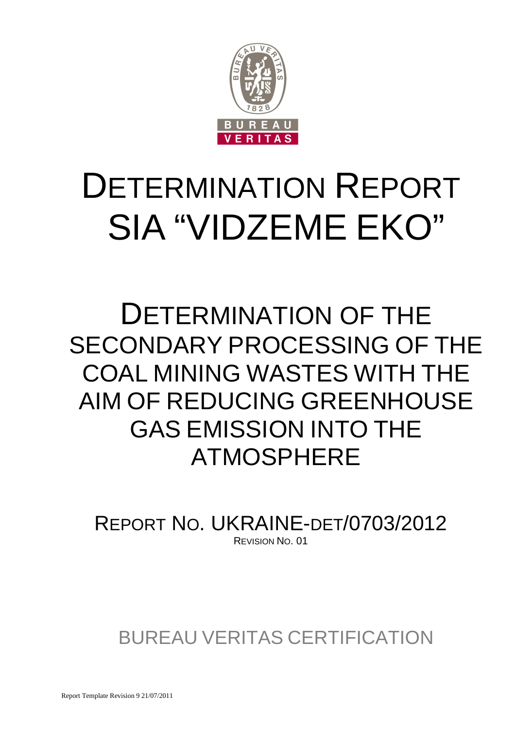# DETERMINATION REPORT SIA "VIDZEME EKO"

# DETERMINATION OF THE SECONDARY PROCESSING OF THE COAL MINING WASTES WITH THE AIM OF REDUCING GREENHOUSE GAS EMISSION INTO THE ATMOSPHERE

REPORT NO. UKRAINE-DET/0703/2012

REVISION NO. 01

BUREAU VERITAS CERTIFICATION

Report Template Revision 9 21/07/2011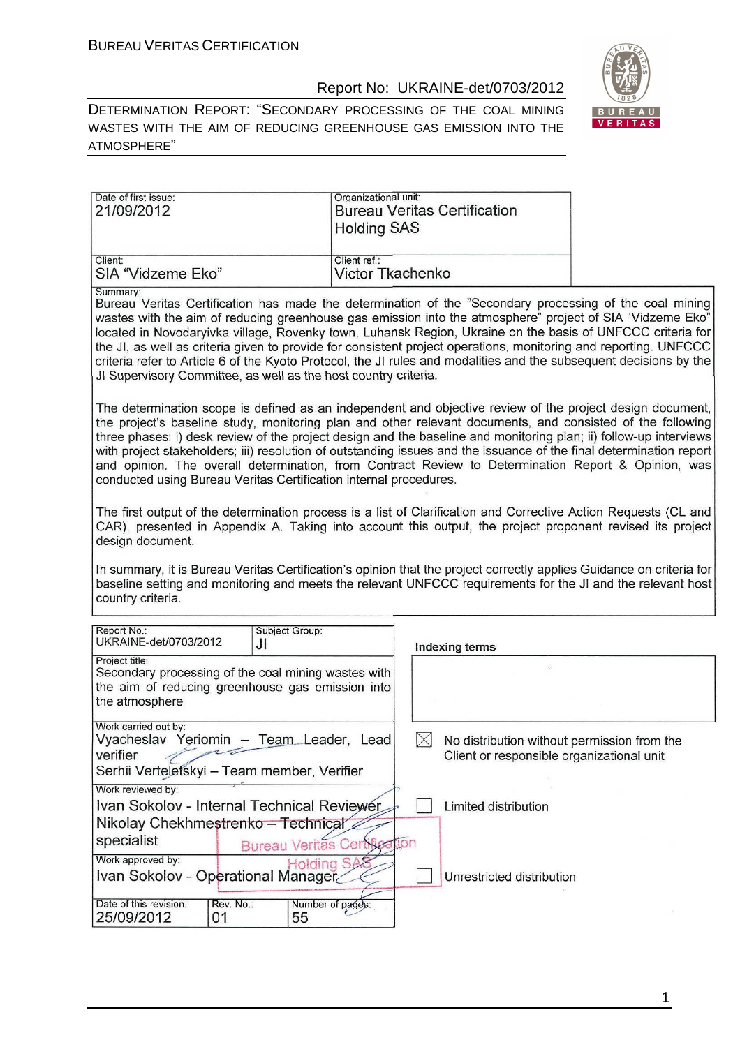| Date of first issue: 21/09/2012 | Organizational unit: Bureau Veritas Certification Holding SAS |
| --- | --- |
| Client: SIA "Vidzeme Eko" | Client ref.: Victor Tkachenko |

Summary:

Bureau Veritas Certification has made the determination of the "Secondary processing of the coal mining wastes with the aim of reducing greenhouse gas emission into the atmosphere" project of SIA "Vidzeme Eko" located in Novodaryivka village, Rovenky town, Luhansk Region, Ukraine on the basis of UNFCCC criteria for the JI, as well as criteria given to provide for consistent project operations, monitoring and reporting. UNFCCC criteria refer to Article 6 of the Kyoto Protocol, the JI rules and modalities and the subsequent decisions by the JI Supervisory Committee, as well as the host country criteria.

The determination scope is defined as an independent and objective review of the project design document, the project's baseline study, monitoring plan and other relevant documents, and consisted of the following three phases: i) desk review of the project design and the baseline and monitoring plan; ii) follow-up interviews with project stakeholders; iii) resolution of outstanding issues and the issuance of the final determination report and opinion. The overall determination, from Contract Review to Determination Report & Opinion, was conducted using Bureau Veritas Certification internal procedures.

The first output of the determination process is a list of Clarification and Corrective Action Requests (CL and CAR), presented in Appendix A. Taking into account this output, the project proponent revised its project design document.

In summary, it is Bureau Veritas Certification's opinion that the project correctly applies Guidance on criteria for baseline setting and monitoring and meets the relevant UNFCCC requirements for the JI and the relevant host country criteria.

| Report No.: UKRAINE-det/0703/2012 | Subject Group: JI | Indexing terms |
| --- | --- | --- |
| Project title: Secondary processing of the coal mining wastes with the aim of reducing greenhouse gas emission into the atmosphere | | |
| Work carried out by: Vyacheslav Yeriomin – Team Leader, Lead verifier; Serhii Verteletskyi – Team member, Verifier | | ☒ No distribution without permission from the Client or responsible organizational unit |
| Work reviewed by: Ivan Sokolov - Internal Technical Reviewer; Nikolay Chekhmestrenko – Technical specialist | | ☐ Limited distribution |
| Work approved by: Ivan Sokolov - Operational Manager | | ☐ Unrestricted distribution |
| Date of this revision: 25/09/2012 | Rev. No.: 01 | Number of pages: 55 |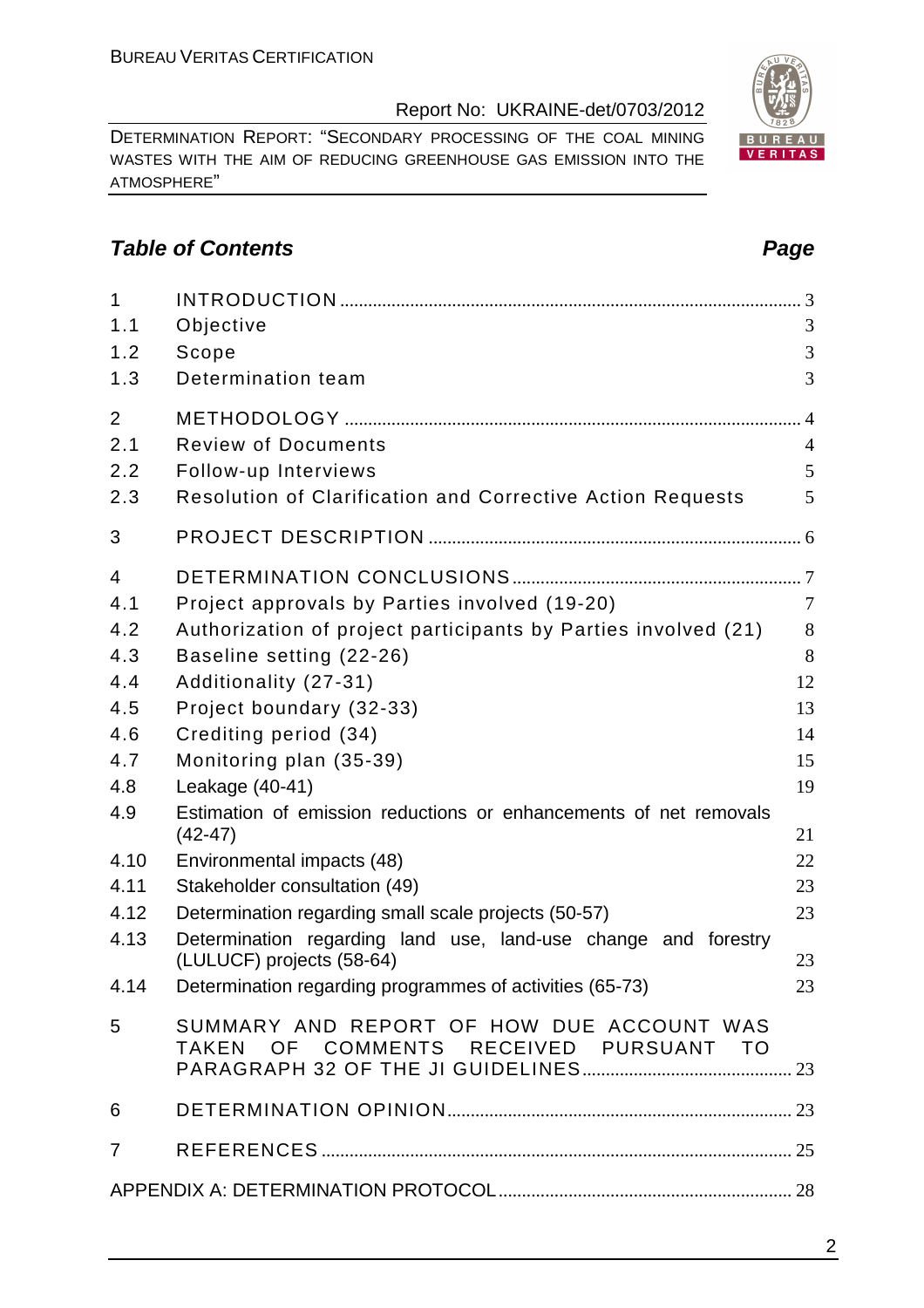## Table of Contents

| | | Page |
|---|---|---|
| 1 | INTRODUCTION | 3 |
| 1.1 | Objective | 3 |
| 1.2 | Scope | 3 |
| 1.3 | Determination team | 3 |
| 2 | METHODOLOGY | 4 |
| 2.1 | Review of Documents | 4 |
| 2.2 | Follow-up Interviews | 5 |
| 2.3 | Resolution of Clarification and Corrective Action Requests | 5 |
| 3 | PROJECT DESCRIPTION | 6 |
| 4 | DETERMINATION CONCLUSIONS | 7 |
| 4.1 | Project approvals by Parties involved (19-20) | 7 |
| 4.2 | Authorization of project participants by Parties involved (21) | 8 |
| 4.3 | Baseline setting (22-26) | 8 |
| 4.4 | Additionality (27-31) | 12 |
| 4.5 | Project boundary (32-33) | 13 |
| 4.6 | Crediting period (34) | 14 |
| 4.7 | Monitoring plan (35-39) | 15 |
| 4.8 | Leakage (40-41) | 19 |
| 4.9 | Estimation of emission reductions or enhancements of net removals (42-47) | 21 |
| 4.10 | Environmental impacts (48) | 22 |
| 4.11 | Stakeholder consultation (49) | 23 |
| 4.12 | Determination regarding small scale projects (50-57) | 23 |
| 4.13 | Determination regarding land use, land-use change and forestry (LULUCF) projects (58-64) | 23 |
| 4.14 | Determination regarding programmes of activities (65-73) | 23 |
| 5 | SUMMARY AND REPORT OF HOW DUE ACCOUNT WAS TAKEN OF COMMENTS RECEIVED PURSUANT TO PARAGRAPH 32 OF THE JI GUIDELINES | 23 |
| 6 | DETERMINATION OPINION | 23 |
| 7 | REFERENCES | 25 |
| | APPENDIX A: DETERMINATION PROTOCOL | 28 |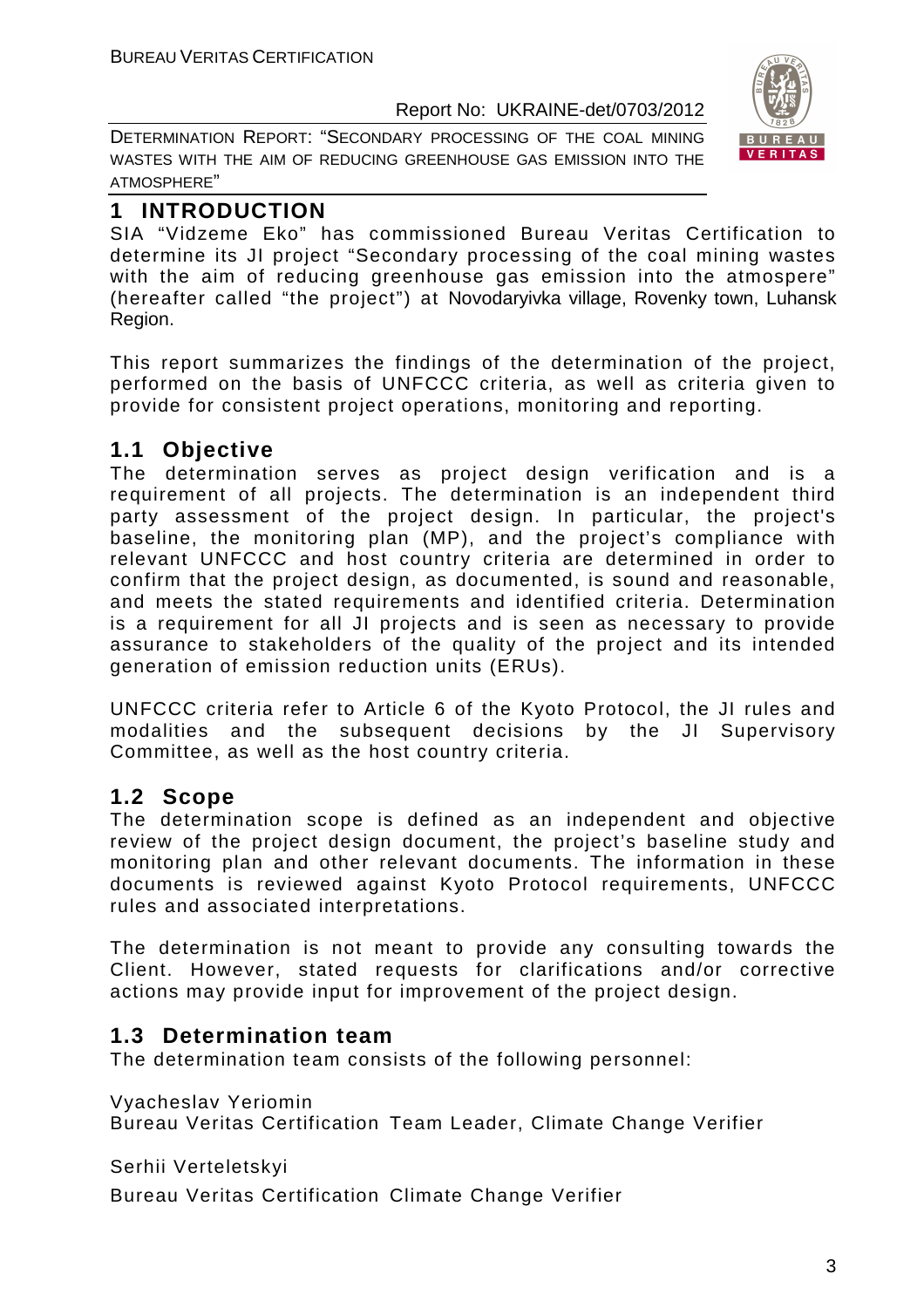# 1 INTRODUCTION

SIA "Vidzeme Eko" has commissioned Bureau Veritas Certification to determine its JI project "Secondary processing of the coal mining wastes with the aim of reducing greenhouse gas emission into the atmospere" (hereafter called "the project") at Novodaryivka village, Rovenky town, Luhansk Region.

This report summarizes the findings of the determination of the project, performed on the basis of UNFCCC criteria, as well as criteria given to provide for consistent project operations, monitoring and reporting.

## 1.1 Objective

The determination serves as project design verification and is a requirement of all projects. The determination is an independent third party assessment of the project design. In particular, the project's baseline, the monitoring plan (MP), and the project's compliance with relevant UNFCCC and host country criteria are determined in order to confirm that the project design, as documented, is sound and reasonable, and meets the stated requirements and identified criteria. Determination is a requirement for all JI projects and is seen as necessary to provide assurance to stakeholders of the quality of the project and its intended generation of emission reduction units (ERUs).

UNFCCC criteria refer to Article 6 of the Kyoto Protocol, the JI rules and modalities and the subsequent decisions by the JI Supervisory Committee, as well as the host country criteria.

## 1.2 Scope

The determination scope is defined as an independent and objective review of the project design document, the project's baseline study and monitoring plan and other relevant documents. The information in these documents is reviewed against Kyoto Protocol requirements, UNFCCC rules and associated interpretations.

The determination is not meant to provide any consulting towards the Client. However, stated requests for clarifications and/or corrective actions may provide input for improvement of the project design.

## 1.3 Determination team

The determination team consists of the following personnel:

Vyacheslav Yeriomin
Bureau Veritas Certification Team Leader, Climate Change Verifier

Serhii Verteletskyi
Bureau Veritas Certification Climate Change Verifier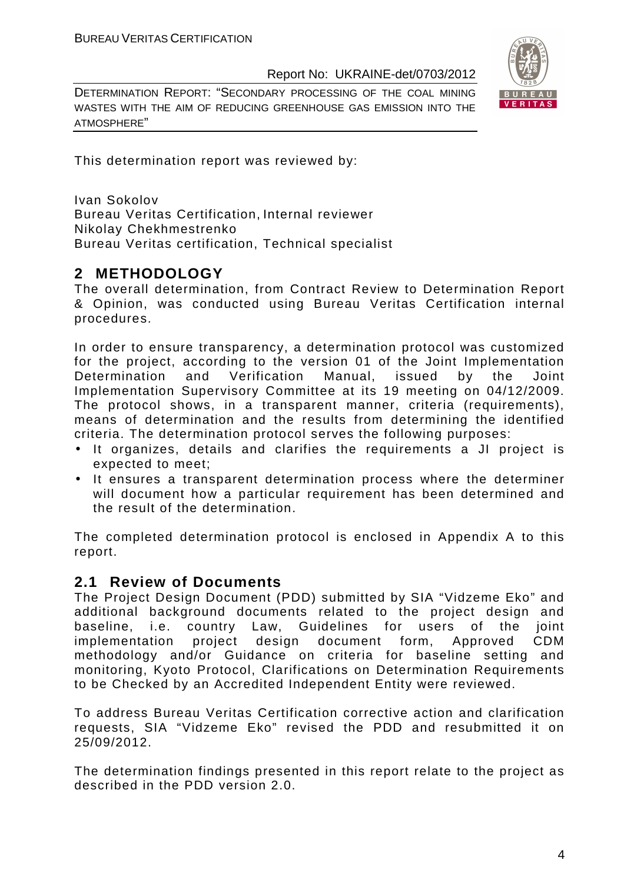This determination report was reviewed by:

Ivan Sokolov
Bureau Veritas Certification, Internal reviewer
Nikolay Chekhmestrenko
Bureau Veritas certification, Technical specialist

## 2 METHODOLOGY

The overall determination, from Contract Review to Determination Report & Opinion, was conducted using Bureau Veritas Certification internal procedures.

In order to ensure transparency, a determination protocol was customized for the project, according to the version 01 of the Joint Implementation Determination and Verification Manual, issued by the Joint Implementation Supervisory Committee at its 19 meeting on 04/12/2009. The protocol shows, in a transparent manner, criteria (requirements), means of determination and the results from determining the identified criteria. The determination protocol serves the following purposes:

- It organizes, details and clarifies the requirements a JI project is expected to meet;
- It ensures a transparent determination process where the determiner will document how a particular requirement has been determined and the result of the determination.

The completed determination protocol is enclosed in Appendix A to this report.

### 2.1 Review of Documents

The Project Design Document (PDD) submitted by SIA "Vidzeme Eko" and additional background documents related to the project design and baseline, i.e. country Law, Guidelines for users of the joint implementation project design document form, Approved CDM methodology and/or Guidance on criteria for baseline setting and monitoring, Kyoto Protocol, Clarifications on Determination Requirements to be Checked by an Accredited Independent Entity were reviewed.

To address Bureau Veritas Certification corrective action and clarification requests, SIA "Vidzeme Eko" revised the PDD and resubmitted it on 25/09/2012.

The determination findings presented in this report relate to the project as described in the PDD version 2.0.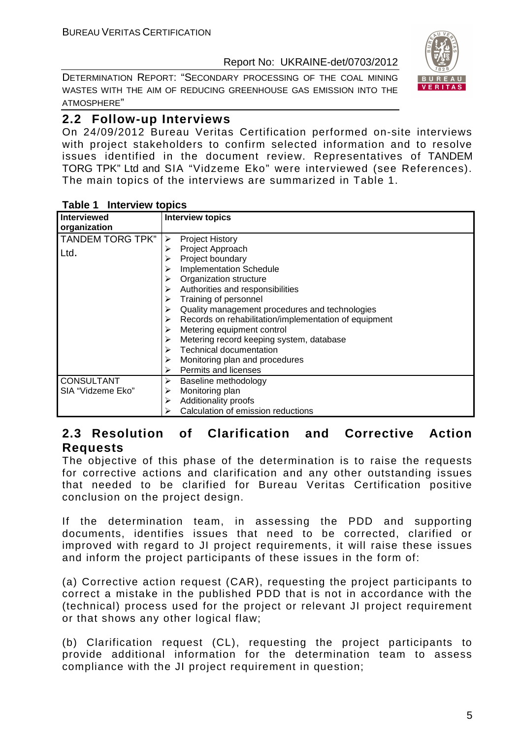## 2.2 Follow-up Interviews

On 24/09/2012 Bureau Veritas Certification performed on-site interviews with project stakeholders to confirm selected information and to resolve issues identified in the document review. Representatives of TANDEM TORG TPK" Ltd and SIA "Vidzeme Eko" were interviewed (see References). The main topics of the interviews are summarized in Table 1.

**Table 1 Interview topics**

| Interviewed organization | Interview topics |
|---|---|
| TANDEM TORG TPK" Ltd. | ➢ Project History<br>➢ Project Approach<br>➢ Project boundary<br>➢ Implementation Schedule<br>➢ Organization structure<br>➢ Authorities and responsibilities<br>➢ Training of personnel<br>➢ Quality management procedures and technologies<br>➢ Records on rehabilitation/implementation of equipment<br>➢ Metering equipment control<br>➢ Metering record keeping system, database<br>➢ Technical documentation<br>➢ Monitoring plan and procedures<br>➢ Permits and licenses |
| CONSULTANT SIA "Vidzeme Eko" | ➢ Baseline methodology<br>➢ Monitoring plan<br>➢ Additionality proofs<br>➢ Calculation of emission reductions |

## 2.3 Resolution of Clarification and Corrective Action Requests

The objective of this phase of the determination is to raise the requests for corrective actions and clarification and any other outstanding issues that needed to be clarified for Bureau Veritas Certification positive conclusion on the project design.

If the determination team, in assessing the PDD and supporting documents, identifies issues that need to be corrected, clarified or improved with regard to JI project requirements, it will raise these issues and inform the project participants of these issues in the form of:

(a) Corrective action request (CAR), requesting the project participants to correct a mistake in the published PDD that is not in accordance with the (technical) process used for the project or relevant JI project requirement or that shows any other logical flaw;

(b) Clarification request (CL), requesting the project participants to provide additional information for the determination team to assess compliance with the JI project requirement in question;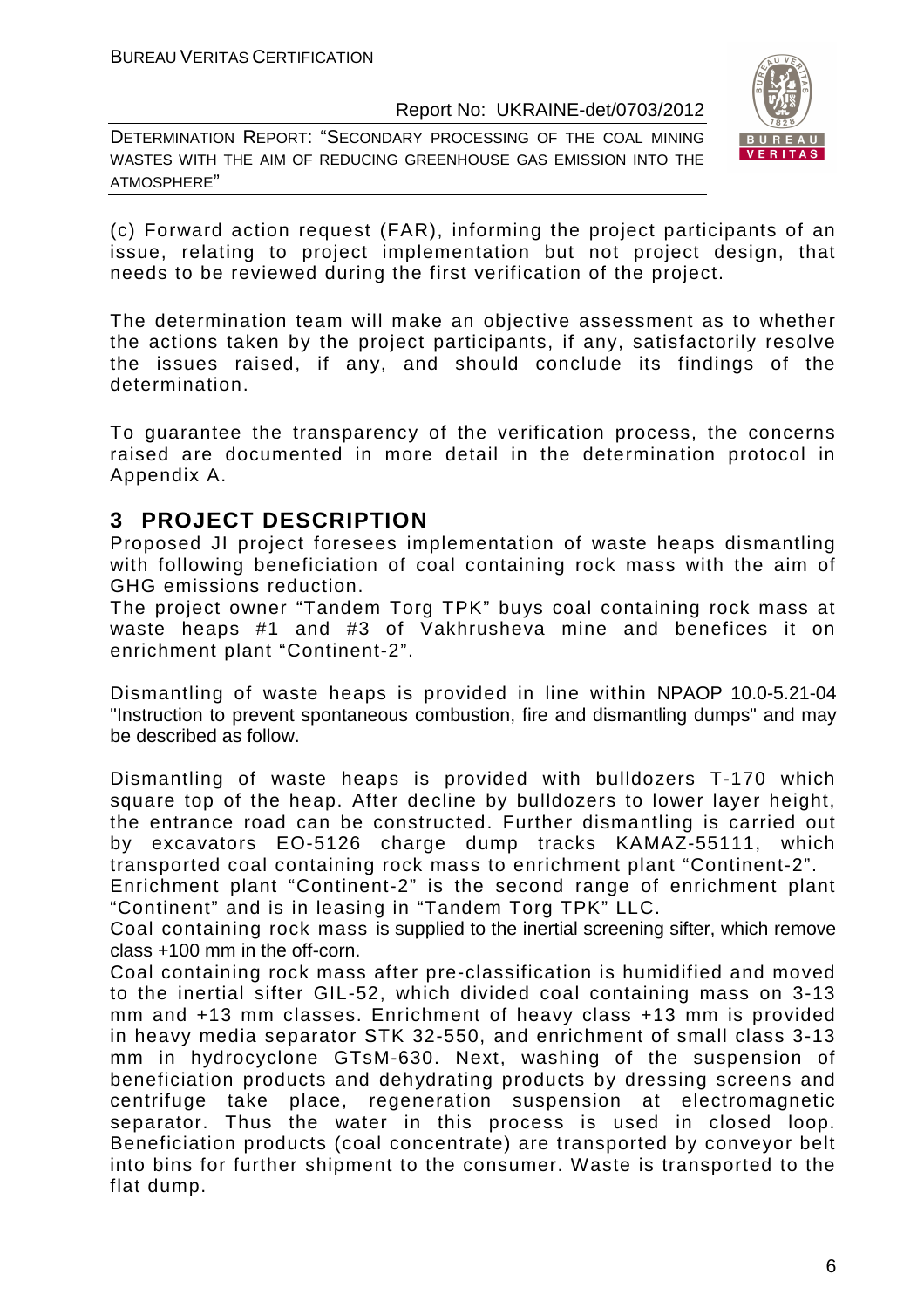(c) Forward action request (FAR), informing the project participants of an issue, relating to project implementation but not project design, that needs to be reviewed during the first verification of the project.

The determination team will make an objective assessment as to whether the actions taken by the project participants, if any, satisfactorily resolve the issues raised, if any, and should conclude its findings of the determination.

To guarantee the transparency of the verification process, the concerns raised are documented in more detail in the determination protocol in Appendix A.

## 3 PROJECT DESCRIPTION

Proposed JI project foresees implementation of waste heaps dismantling with following beneficiation of coal containing rock mass with the aim of GHG emissions reduction.

The project owner "Tandem Torg TPK" buys coal containing rock mass at waste heaps #1 and #3 of Vakhrusheva mine and benefices it on enrichment plant "Continent-2".

Dismantling of waste heaps is provided in line within NPAOP 10.0-5.21-04 "Instruction to prevent spontaneous combustion, fire and dismantling dumps" and may be described as follow.

Dismantling of waste heaps is provided with bulldozers T-170 which square top of the heap. After decline by bulldozers to lower layer height, the entrance road can be constructed. Further dismantling is carried out by excavators EO-5126 charge dump tracks KAMAZ-55111, which transported coal containing rock mass to enrichment plant "Continent-2".

Enrichment plant "Continent-2" is the second range of enrichment plant "Continent" and is in leasing in "Tandem Torg TPK" LLC.

Coal containing rock mass is supplied to the inertial screening sifter, which remove class +100 mm in the off-corn.

Coal containing rock mass after pre-classification is humidified and moved to the inertial sifter GIL-52, which divided coal containing mass on 3-13 mm and +13 mm classes. Enrichment of heavy class +13 mm is provided in heavy media separator STK 32-550, and enrichment of small class 3-13 mm in hydrocyclone GTsM-630. Next, washing of the suspension of beneficiation products and dehydrating products by dressing screens and centrifuge take place, regeneration suspension at electromagnetic separator. Thus the water in this process is used in closed loop. Beneficiation products (coal concentrate) are transported by conveyor belt into bins for further shipment to the consumer. Waste is transported to the flat dump.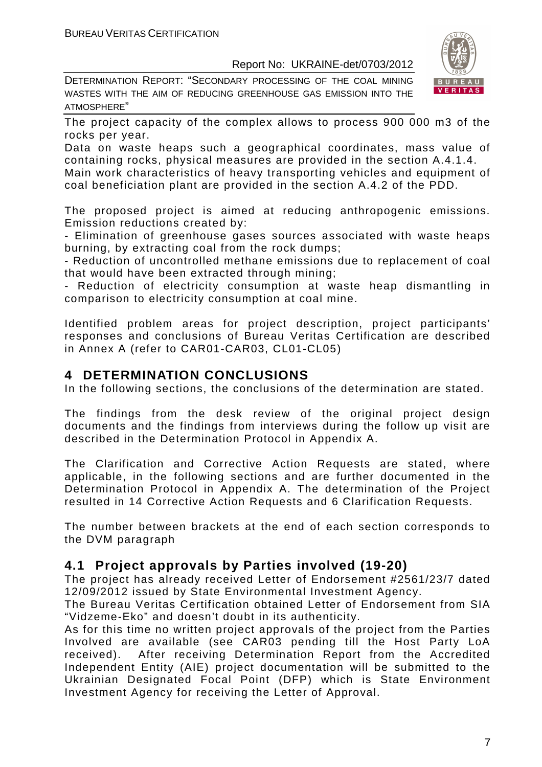The project capacity of the complex allows to process 900 000 m3 of the rocks per year.

Data on waste heaps such a geographical coordinates, mass value of containing rocks, physical measures are provided in the section A.4.1.4.

Main work characteristics of heavy transporting vehicles and equipment of coal beneficiation plant are provided in the section A.4.2 of the PDD.

The proposed project is aimed at reducing anthropogenic emissions. Emission reductions created by:

- Elimination of greenhouse gases sources associated with waste heaps burning, by extracting coal from the rock dumps;
- Reduction of uncontrolled methane emissions due to replacement of coal that would have been extracted through mining;
- Reduction of electricity consumption at waste heap dismantling in comparison to electricity consumption at coal mine.

Identified problem areas for project description, project participants' responses and conclusions of Bureau Veritas Certification are described in Annex A (refer to CAR01-CAR03, CL01-CL05)

# 4 DETERMINATION CONCLUSIONS

In the following sections, the conclusions of the determination are stated.

The findings from the desk review of the original project design documents and the findings from interviews during the follow up visit are described in the Determination Protocol in Appendix A.

The Clarification and Corrective Action Requests are stated, where applicable, in the following sections and are further documented in the Determination Protocol in Appendix A. The determination of the Project resulted in 14 Corrective Action Requests and 6 Clarification Requests.

The number between brackets at the end of each section corresponds to the DVM paragraph

## 4.1 Project approvals by Parties involved (19-20)

The project has already received Letter of Endorsement #2561/23/7 dated 12/09/2012 issued by State Environmental Investment Agency.

The Bureau Veritas Certification obtained Letter of Endorsement from SIA "Vidzeme-Eko" and doesn't doubt in its authenticity.

As for this time no written project approvals of the project from the Parties Involved are available (see CAR03 pending till the Host Party LoA received). After receiving Determination Report from the Accredited Independent Entity (AIE) project documentation will be submitted to the Ukrainian Designated Focal Point (DFP) which is State Environment Investment Agency for receiving the Letter of Approval.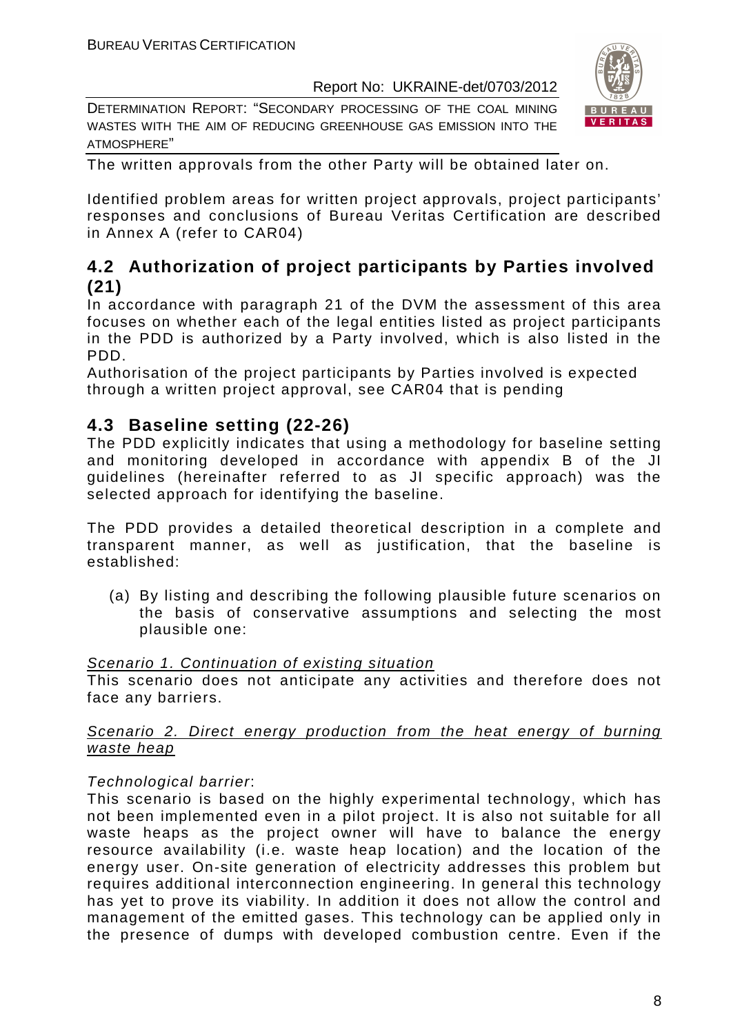The written approvals from the other Party will be obtained later on.

Identified problem areas for written project approvals, project participants' responses and conclusions of Bureau Veritas Certification are described in Annex A (refer to CAR04)

## 4.2 Authorization of project participants by Parties involved (21)

In accordance with paragraph 21 of the DVM the assessment of this area focuses on whether each of the legal entities listed as project participants in the PDD is authorized by a Party involved, which is also listed in the PDD.

Authorisation of the project participants by Parties involved is expected through a written project approval, see CAR04 that is pending

## 4.3 Baseline setting (22-26)

The PDD explicitly indicates that using a methodology for baseline setting and monitoring developed in accordance with appendix B of the JI guidelines (hereinafter referred to as JI specific approach) was the selected approach for identifying the baseline.

The PDD provides a detailed theoretical description in a complete and transparent manner, as well as justification, that the baseline is established:

(a) By listing and describing the following plausible future scenarios on the basis of conservative assumptions and selecting the most plausible one:

Scenario 1. Continuation of existing situation

This scenario does not anticipate any activities and therefore does not face any barriers.

Scenario 2. Direct energy production from the heat energy of burning waste heap

*Technological barrier*:

This scenario is based on the highly experimental technology, which has not been implemented even in a pilot project. It is also not suitable for all waste heaps as the project owner will have to balance the energy resource availability (i.e. waste heap location) and the location of the energy user. On-site generation of electricity addresses this problem but requires additional interconnection engineering. In general this technology has yet to prove its viability. In addition it does not allow the control and management of the emitted gases. This technology can be applied only in the presence of dumps with developed combustion centre. Even if the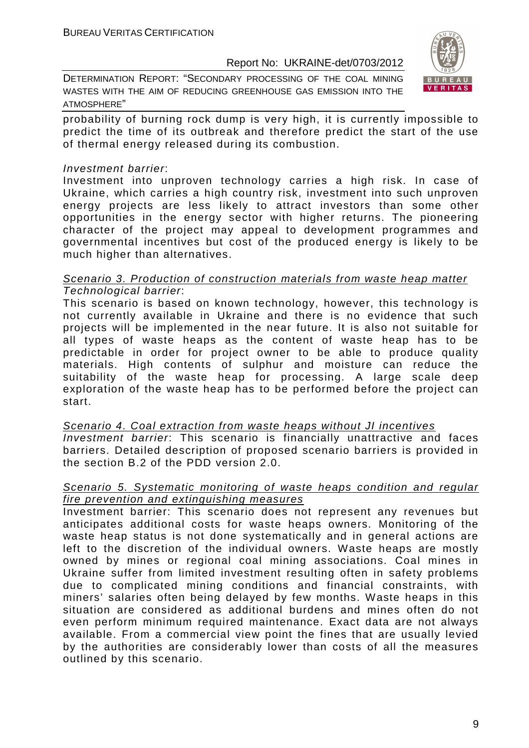probability of burning rock dump is very high, it is currently impossible to predict the time of its outbreak and therefore predict the start of the use of thermal energy released during its combustion.

*Investment barrier*:
Investment into unproven technology carries a high risk. In case of Ukraine, which carries a high country risk, investment into such unproven energy projects are less likely to attract investors than some other opportunities in the energy sector with higher returns. The pioneering character of the project may appeal to development programmes and governmental incentives but cost of the produced energy is likely to be much higher than alternatives.

<u>Scenario 3. Production of construction materials from waste heap matter</u>
*Technological barrier*:
This scenario is based on known technology, however, this technology is not currently available in Ukraine and there is no evidence that such projects will be implemented in the near future. It is also not suitable for all types of waste heaps as the content of waste heap has to be predictable in order for project owner to be able to produce quality materials. High contents of sulphur and moisture can reduce the suitability of the waste heap for processing. A large scale deep exploration of the waste heap has to be performed before the project can start.

<u>Scenario 4. Coal extraction from waste heaps without JI incentives</u>
*Investment barrier*: This scenario is financially unattractive and faces barriers. Detailed description of proposed scenario barriers is provided in the section B.2 of the PDD version 2.0.

<u>Scenario 5. Systematic monitoring of waste heaps condition and regular fire prevention and extinguishing measures</u>
Investment barrier: This scenario does not represent any revenues but anticipates additional costs for waste heaps owners. Monitoring of the waste heap status is not done systematically and in general actions are left to the discretion of the individual owners. Waste heaps are mostly owned by mines or regional coal mining associations. Coal mines in Ukraine suffer from limited investment resulting often in safety problems due to complicated mining conditions and financial constraints, with miners' salaries often being delayed by few months. Waste heaps in this situation are considered as additional burdens and mines often do not even perform minimum required maintenance. Exact data are not always available. From a commercial view point the fines that are usually levied by the authorities are considerably lower than costs of all the measures outlined by this scenario.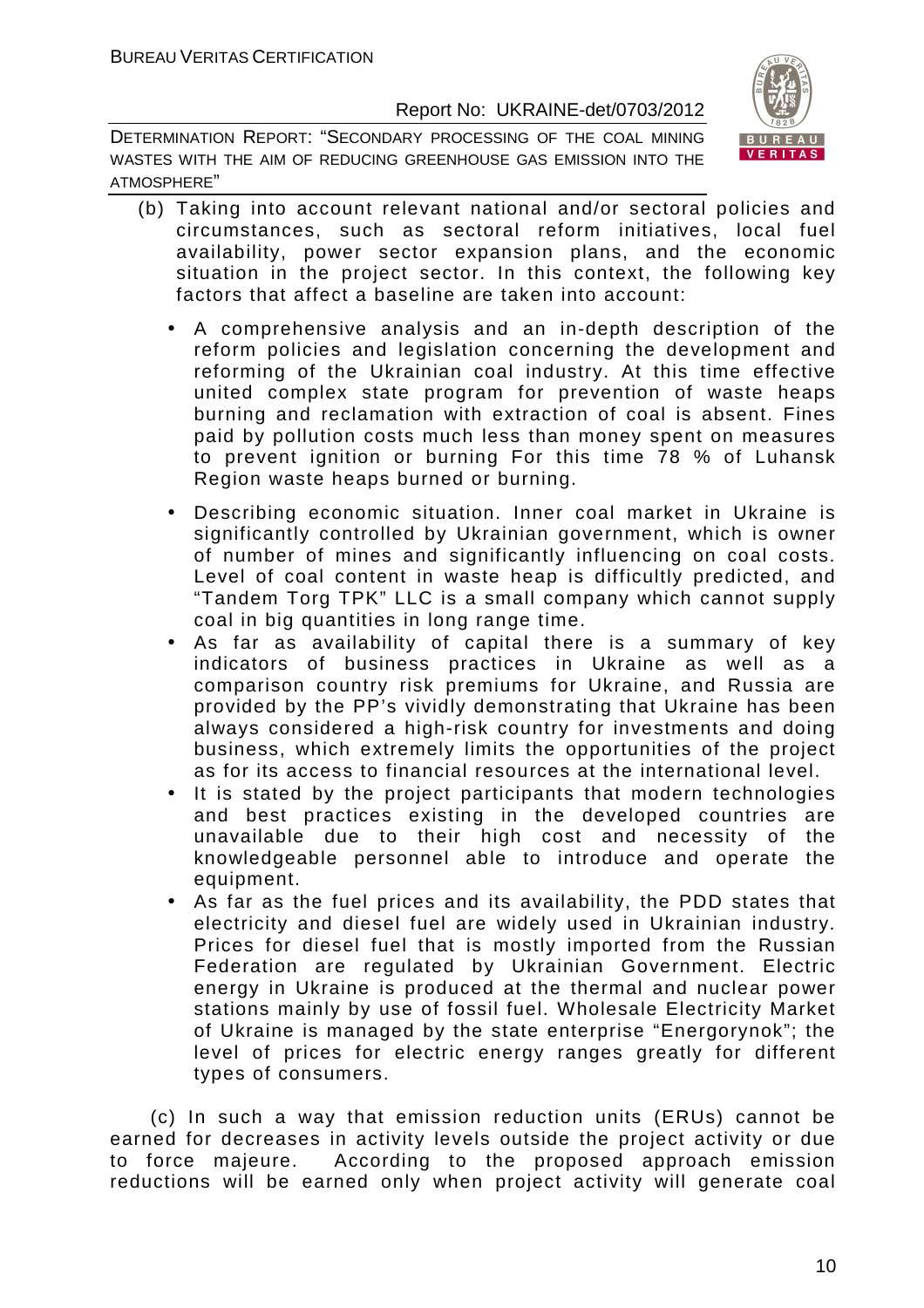(b) Taking into account relevant national and/or sectoral policies and circumstances, such as sectoral reform initiatives, local fuel availability, power sector expansion plans, and the economic situation in the project sector. In this context, the following key factors that affect a baseline are taken into account:

- A comprehensive analysis and an in-depth description of the reform policies and legislation concerning the development and reforming of the Ukrainian coal industry. At this time effective united complex state program for prevention of waste heaps burning and reclamation with extraction of coal is absent. Fines paid by pollution costs much less than money spent on measures to prevent ignition or burning For this time 78 % of Luhansk Region waste heaps burned or burning.
- Describing economic situation. Inner coal market in Ukraine is significantly controlled by Ukrainian government, which is owner of number of mines and significantly influencing on coal costs. Level of coal content in waste heap is difficultly predicted, and "Tandem Torg TPK" LLC is a small company which cannot supply coal in big quantities in long range time.
- As far as availability of capital there is a summary of key indicators of business practices in Ukraine as well as a comparison country risk premiums for Ukraine, and Russia are provided by the PP's vividly demonstrating that Ukraine has been always considered a high-risk country for investments and doing business, which extremely limits the opportunities of the project as for its access to financial resources at the international level.
- It is stated by the project participants that modern technologies and best practices existing in the developed countries are unavailable due to their high cost and necessity of the knowledgeable personnel able to introduce and operate the equipment.
- As far as the fuel prices and its availability, the PDD states that electricity and diesel fuel are widely used in Ukrainian industry. Prices for diesel fuel that is mostly imported from the Russian Federation are regulated by Ukrainian Government. Electric energy in Ukraine is produced at the thermal and nuclear power stations mainly by use of fossil fuel. Wholesale Electricity Market of Ukraine is managed by the state enterprise "Energorynok"; the level of prices for electric energy ranges greatly for different types of consumers.

(c) In such a way that emission reduction units (ERUs) cannot be earned for decreases in activity levels outside the project activity or due to force majeure. According to the proposed approach emission reductions will be earned only when project activity will generate coal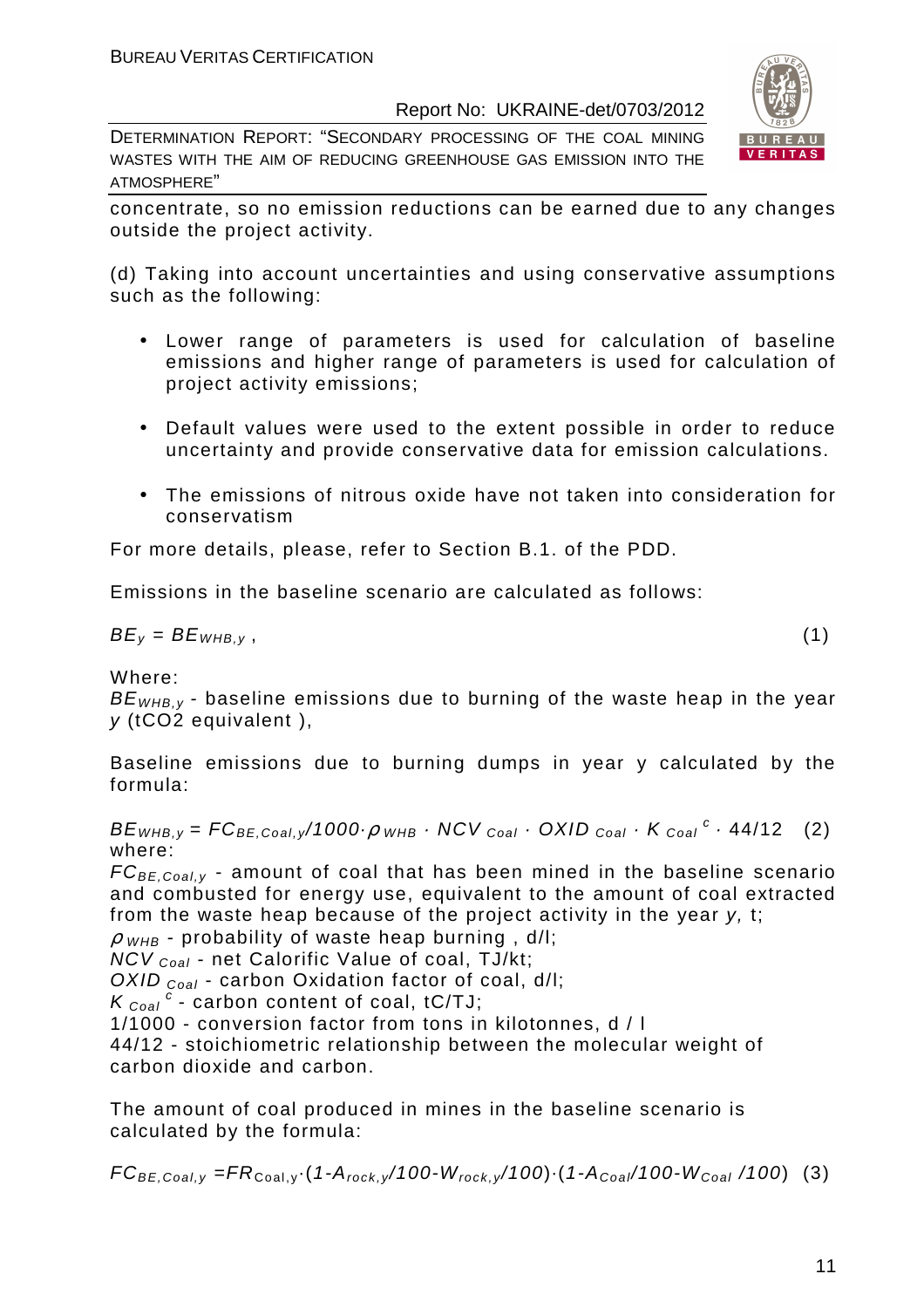concentrate, so no emission reductions can be earned due to any changes outside the project activity.

(d) Taking into account uncertainties and using conservative assumptions such as the following:

- Lower range of parameters is used for calculation of baseline emissions and higher range of parameters is used for calculation of project activity emissions;
- Default values were used to the extent possible in order to reduce uncertainty and provide conservative data for emission calculations.
- The emissions of nitrous oxide have not taken into consideration for conservatism

For more details, please, refer to Section B.1. of the PDD.

Emissions in the baseline scenario are calculated as follows:

$$BE_y = BE_{WHB,y}\,, \quad (1)$$

Where:

$BE_{WHB,y}$ - baseline emissions due to burning of the waste heap in the year $y$ (tCO2 equivalent ),

Baseline emissions due to burning dumps in year y calculated by the formula:

$$BE_{WHB,y} = FC_{BE,Coal,y}/1000 \cdot \rho_{WHB} \cdot NCV_{Coal} \cdot OXID_{Coal} \cdot K_{Coal}^{c} \cdot 44/12 \quad (2)$$

where:

$FC_{BE,Coal,y}$ - amount of coal that has been mined in the baseline scenario and combusted for energy use, equivalent to the amount of coal extracted from the waste heap because of the project activity in the year $y$, t;

$\rho_{WHB}$ - probability of waste heap burning , d/l;

$NCV_{Coal}$ - net Calorific Value of coal, TJ/kt;

$OXID_{Coal}$ - carbon Oxidation factor of coal, d/l;

$K_{Coal}^{c}$ - carbon content of coal, tC/TJ;

1/1000 - conversion factor from tons in kilotonnes, d / l

44/12 - stoichiometric relationship between the molecular weight of carbon dioxide and carbon.

The amount of coal produced in mines in the baseline scenario is calculated by the formula:

$$FC_{BE,Coal,y} = FR_{Coal,y} \cdot (1-A_{rock,y}/100-W_{rock,y}/100) \cdot (1-A_{Coal}/100-W_{Coal}/100) \quad (3)$$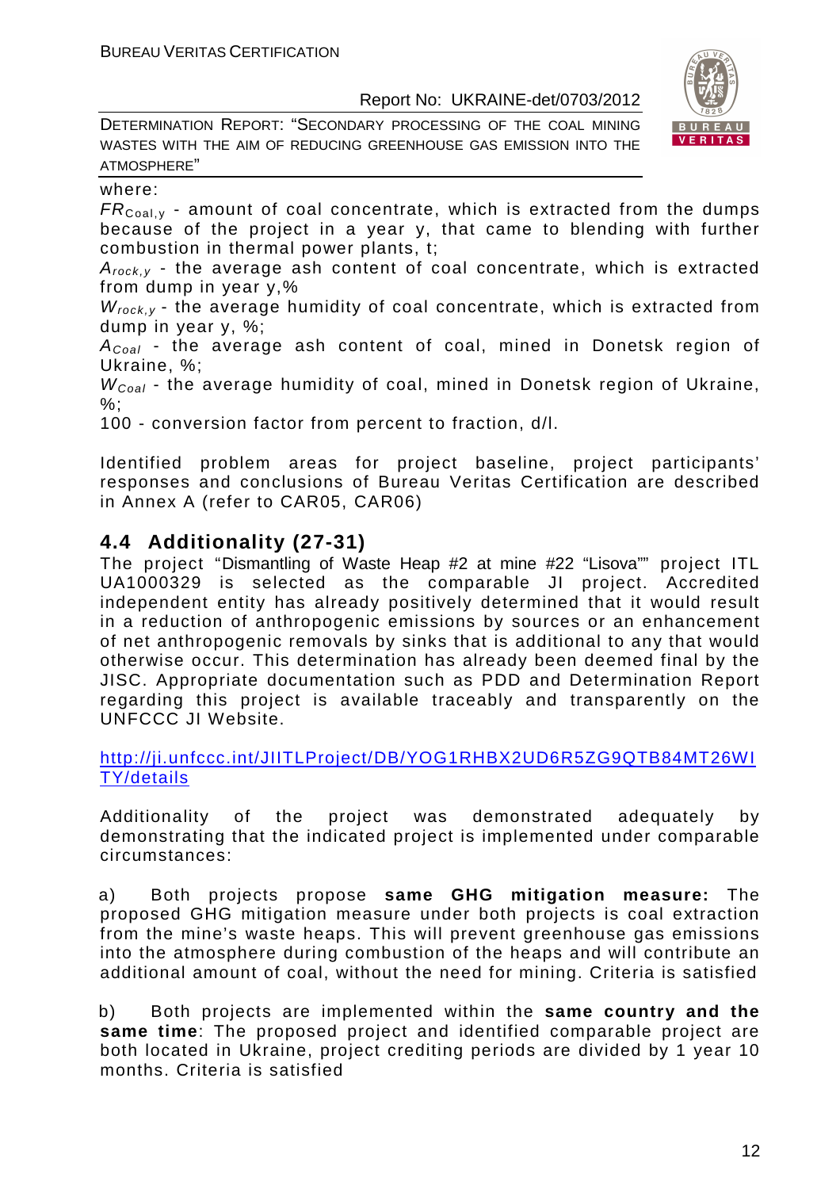where:

$FR_{Coal,y}$ - amount of coal concentrate, which is extracted from the dumps because of the project in a year y, that came to blending with further combustion in thermal power plants, t;

$A_{rock,y}$ - the average ash content of coal concentrate, which is extracted from dump in year y,%

$W_{rock,y}$ - the average humidity of coal concentrate, which is extracted from dump in year y, %;

$A_{Coal}$ - the average ash content of coal, mined in Donetsk region of Ukraine, %;

$W_{Coal}$ - the average humidity of coal, mined in Donetsk region of Ukraine, %;

100 - conversion factor from percent to fraction, d/l.

Identified problem areas for project baseline, project participants' responses and conclusions of Bureau Veritas Certification are described in Annex A (refer to CAR05, CAR06)

## 4.4 Additionality (27-31)

The project "Dismantling of Waste Heap #2 at mine #22 "Lisova"" project ITL UA1000329 is selected as the comparable JI project. Accredited independent entity has already positively determined that it would result in a reduction of anthropogenic emissions by sources or an enhancement of net anthropogenic removals by sinks that is additional to any that would otherwise occur. This determination has already been deemed final by the JISC. Appropriate documentation such as PDD and Determination Report regarding this project is available traceably and transparently on the UNFCCC JI Website.

http://ji.unfccc.int/JIITLProject/DB/YOG1RHBX2UD6R5ZG9QTB84MT26WITY/details

Additionality of the project was demonstrated adequately by demonstrating that the indicated project is implemented under comparable circumstances:

a) Both projects propose **same GHG mitigation measure:** The proposed GHG mitigation measure under both projects is coal extraction from the mine's waste heaps. This will prevent greenhouse gas emissions into the atmosphere during combustion of the heaps and will contribute an additional amount of coal, without the need for mining. Criteria is satisfied

b) Both projects are implemented within the **same country and the same time**: The proposed project and identified comparable project are both located in Ukraine, project crediting periods are divided by 1 year 10 months. Criteria is satisfied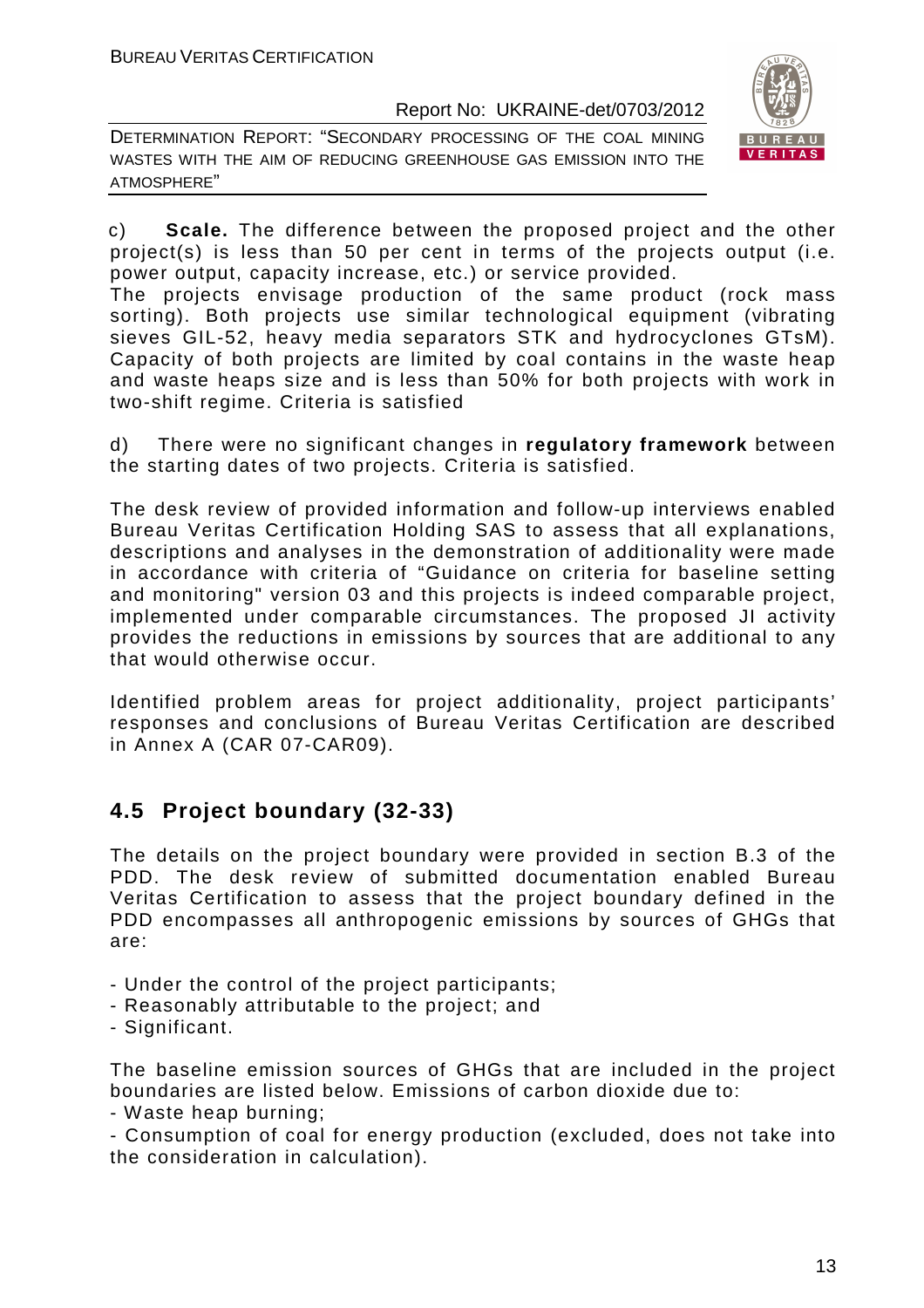c) **Scale.** The difference between the proposed project and the other project(s) is less than 50 per cent in terms of the projects output (i.e. power output, capacity increase, etc.) or service provided.
The projects envisage production of the same product (rock mass sorting). Both projects use similar technological equipment (vibrating sieves GIL-52, heavy media separators STK and hydrocyclones GTsM). Capacity of both projects are limited by coal contains in the waste heap and waste heaps size and is less than 50% for both projects with work in two-shift regime. Criteria is satisfied

d) There were no significant changes in **regulatory framework** between the starting dates of two projects. Criteria is satisfied.

The desk review of provided information and follow-up interviews enabled Bureau Veritas Certification Holding SAS to assess that all explanations, descriptions and analyses in the demonstration of additionality were made in accordance with criteria of "Guidance on criteria for baseline setting and monitoring" version 03 and this projects is indeed comparable project, implemented under comparable circumstances. The proposed JI activity provides the reductions in emissions by sources that are additional to any that would otherwise occur.

Identified problem areas for project additionality, project participants' responses and conclusions of Bureau Veritas Certification are described in Annex A (CAR 07-CAR09).

## 4.5 Project boundary (32-33)

The details on the project boundary were provided in section B.3 of the PDD. The desk review of submitted documentation enabled Bureau Veritas Certification to assess that the project boundary defined in the PDD encompasses all anthropogenic emissions by sources of GHGs that are:

- Under the control of the project participants;
- Reasonably attributable to the project; and
- Significant.

The baseline emission sources of GHGs that are included in the project boundaries are listed below. Emissions of carbon dioxide due to:
- Waste heap burning;
- Consumption of coal for energy production (excluded, does not take into the consideration in calculation).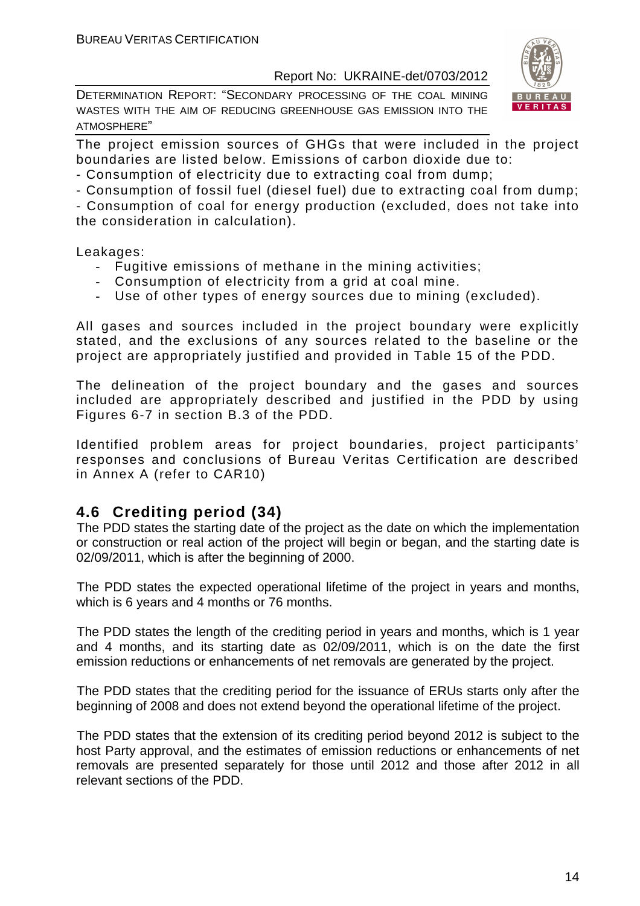The project emission sources of GHGs that were included in the project boundaries are listed below. Emissions of carbon dioxide due to:
- Consumption of electricity due to extracting coal from dump;
- Consumption of fossil fuel (diesel fuel) due to extracting coal from dump;
- Consumption of coal for energy production (excluded, does not take into the consideration in calculation).

Leakages:
- Fugitive emissions of methane in the mining activities;
- Consumption of electricity from a grid at coal mine.
- Use of other types of energy sources due to mining (excluded).

All gases and sources included in the project boundary were explicitly stated, and the exclusions of any sources related to the baseline or the project are appropriately justified and provided in Table 15 of the PDD.

The delineation of the project boundary and the gases and sources included are appropriately described and justified in the PDD by using Figures 6-7 in section B.3 of the PDD.

Identified problem areas for project boundaries, project participants' responses and conclusions of Bureau Veritas Certification are described in Annex A (refer to CAR10)

## 4.6 Crediting period (34)

The PDD states the starting date of the project as the date on which the implementation or construction or real action of the project will begin or began, and the starting date is 02/09/2011, which is after the beginning of 2000.

The PDD states the expected operational lifetime of the project in years and months, which is 6 years and 4 months or 76 months.

The PDD states the length of the crediting period in years and months, which is 1 year and 4 months, and its starting date as 02/09/2011, which is on the date the first emission reductions or enhancements of net removals are generated by the project.

The PDD states that the crediting period for the issuance of ERUs starts only after the beginning of 2008 and does not extend beyond the operational lifetime of the project.

The PDD states that the extension of its crediting period beyond 2012 is subject to the host Party approval, and the estimates of emission reductions or enhancements of net removals are presented separately for those until 2012 and those after 2012 in all relevant sections of the PDD.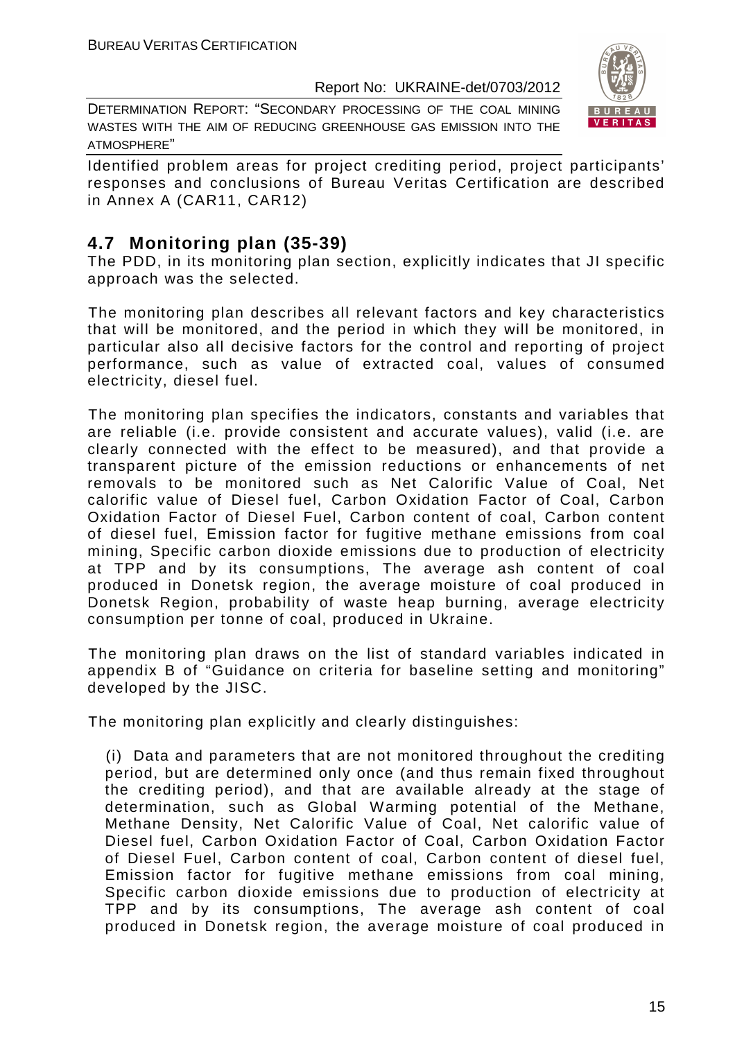Identified problem areas for project crediting period, project participants' responses and conclusions of Bureau Veritas Certification are described in Annex A (CAR11, CAR12)

## 4.7 Monitoring plan (35-39)

The PDD, in its monitoring plan section, explicitly indicates that JI specific approach was the selected.

The monitoring plan describes all relevant factors and key characteristics that will be monitored, and the period in which they will be monitored, in particular also all decisive factors for the control and reporting of project performance, such as value of extracted coal, values of consumed electricity, diesel fuel.

The monitoring plan specifies the indicators, constants and variables that are reliable (i.e. provide consistent and accurate values), valid (i.e. are clearly connected with the effect to be measured), and that provide a transparent picture of the emission reductions or enhancements of net removals to be monitored such as Net Calorific Value of Coal, Net calorific value of Diesel fuel, Carbon Oxidation Factor of Coal, Carbon Oxidation Factor of Diesel Fuel, Carbon content of coal, Carbon content of diesel fuel, Emission factor for fugitive methane emissions from coal mining, Specific carbon dioxide emissions due to production of electricity at TPP and by its consumptions, The average ash content of coal produced in Donetsk region, the average moisture of coal produced in Donetsk Region, probability of waste heap burning, average electricity consumption per tonne of coal, produced in Ukraine.

The monitoring plan draws on the list of standard variables indicated in appendix B of "Guidance on criteria for baseline setting and monitoring" developed by the JISC.

The monitoring plan explicitly and clearly distinguishes:

(i) Data and parameters that are not monitored throughout the crediting period, but are determined only once (and thus remain fixed throughout the crediting period), and that are available already at the stage of determination, such as Global Warming potential of the Methane, Methane Density, Net Calorific Value of Coal, Net calorific value of Diesel fuel, Carbon Oxidation Factor of Coal, Carbon Oxidation Factor of Diesel Fuel, Carbon content of coal, Carbon content of diesel fuel, Emission factor for fugitive methane emissions from coal mining, Specific carbon dioxide emissions due to production of electricity at TPP and by its consumptions, The average ash content of coal produced in Donetsk region, the average moisture of coal produced in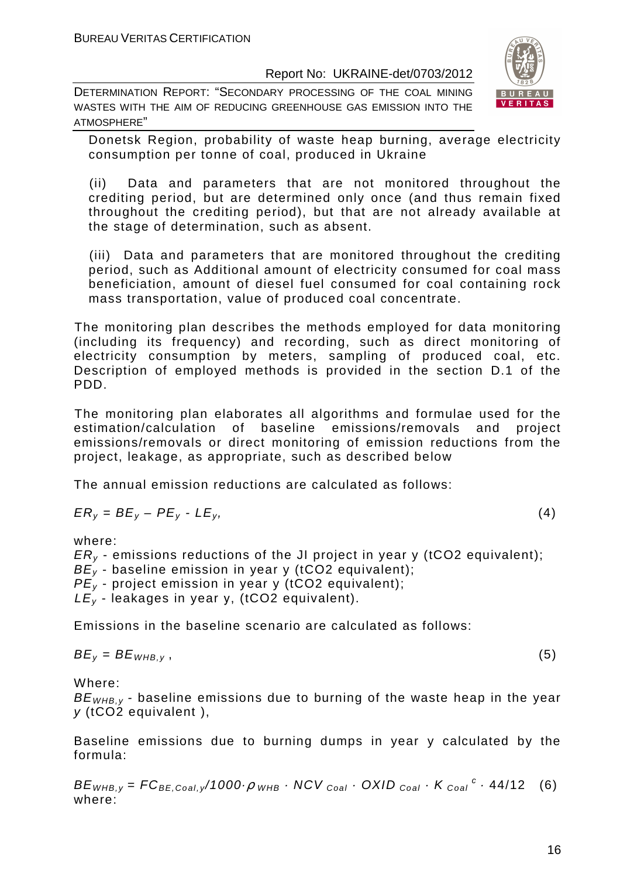Donetsk Region, probability of waste heap burning, average electricity consumption per tonne of coal, produced in Ukraine

(ii) Data and parameters that are not monitored throughout the crediting period, but are determined only once (and thus remain fixed throughout the crediting period), but that are not already available at the stage of determination, such as absent.

(iii) Data and parameters that are monitored throughout the crediting period, such as Additional amount of electricity consumed for coal mass beneficiation, amount of diesel fuel consumed for coal containing rock mass transportation, value of produced coal concentrate.

The monitoring plan describes the methods employed for data monitoring (including its frequency) and recording, such as direct monitoring of electricity consumption by meters, sampling of produced coal, etc. Description of employed methods is provided in the section D.1 of the PDD.

The monitoring plan elaborates all algorithms and formulae used for the estimation/calculation of baseline emissions/removals and project emissions/removals or direct monitoring of emission reductions from the project, leakage, as appropriate, such as described below

The annual emission reductions are calculated as follows:

$$ER_y = BE_y – PE_y - LE_y, \quad (4)$$

where:
$ER_y$ - emissions reductions of the JI project in year y (tCO2 equivalent);
$BE_y$ - baseline emission in year y (tCO2 equivalent);
$PE_y$ - project emission in year y (tCO2 equivalent);
$LE_y$ - leakages in year y, (tCO2 equivalent).

Emissions in the baseline scenario are calculated as follows:

$$BE_y = BE_{WHB,y}\ , \quad (5)$$

Where:
$BE_{WHB,y}$ - baseline emissions due to burning of the waste heap in the year $y$ (tCO2 equivalent ),

Baseline emissions due to burning dumps in year y calculated by the formula:

$$BE_{WHB,y} = FC_{BE,Coal,y}/1000 \cdot \rho_{WHB} \cdot NCV_{Coal} \cdot OXID_{Coal} \cdot K_{Coal}{}^{c} \cdot 44/12 \quad (6)$$

where: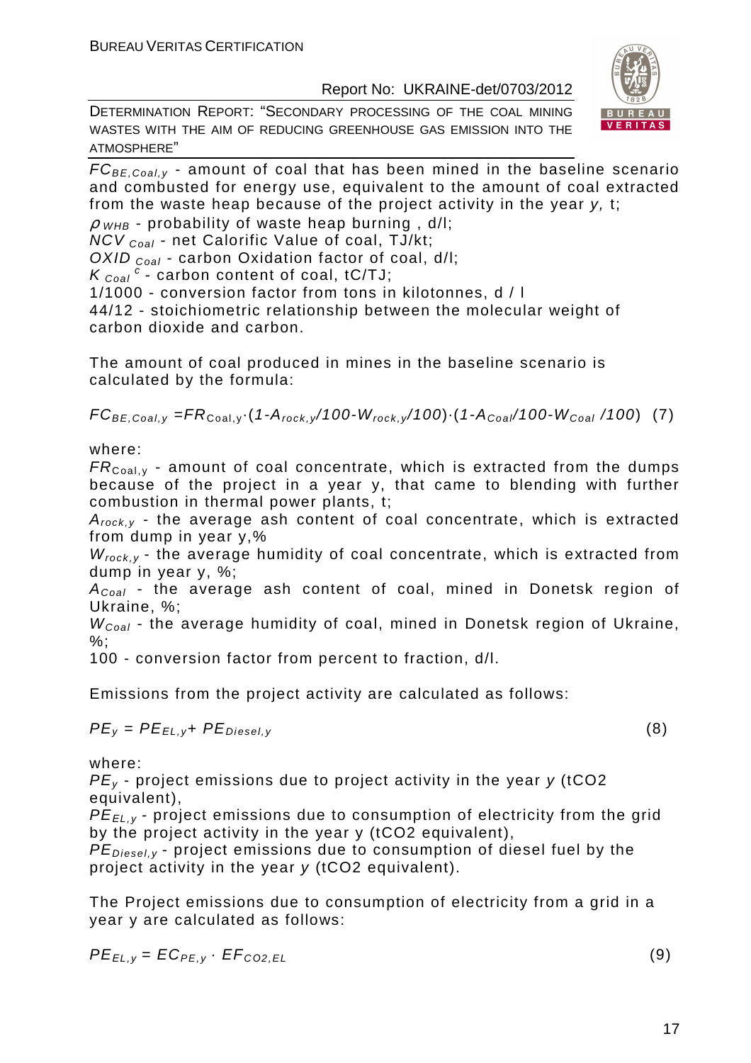$FC_{BE,Coal,y}$ - amount of coal that has been mined in the baseline scenario and combusted for energy use, equivalent to the amount of coal extracted from the waste heap because of the project activity in the year *y*, t;

$\rho_{WHB}$ - probability of waste heap burning , d/l;

$NCV_{Coal}$ - net Calorific Value of coal, TJ/kt;

$OXID_{Coal}$ - carbon Oxidation factor of coal, d/l;

$K_{Coal}^{c}$ - carbon content of coal, tC/TJ;

1/1000 - conversion factor from tons in kilotonnes, d / l

44/12 - stoichiometric relationship between the molecular weight of carbon dioxide and carbon.

The amount of coal produced in mines in the baseline scenario is calculated by the formula:

$$FC_{BE,Coal,y} = FR_{Coal,y} \cdot (1 - A_{rock,y}/100 - W_{rock,y}/100) \cdot (1 - A_{Coal}/100 - W_{Coal}/100) \quad (7)$$

where:

$FR_{Coal,y}$ - amount of coal concentrate, which is extracted from the dumps because of the project in a year y, that came to blending with further combustion in thermal power plants, t;

$A_{rock,y}$ - the average ash content of coal concentrate, which is extracted from dump in year y,%

$W_{rock,y}$ - the average humidity of coal concentrate, which is extracted from dump in year y, %;

$A_{Coal}$ - the average ash content of coal, mined in Donetsk region of Ukraine, %;

$W_{Coal}$ - the average humidity of coal, mined in Donetsk region of Ukraine, %;

100 - conversion factor from percent to fraction, d/l.

Emissions from the project activity are calculated as follows:

$$PE_y = PE_{EL,y} + PE_{Diesel,y} \quad (8)$$

where:

$PE_y$ - project emissions due to project activity in the year *y* (tCO2 equivalent),

$PE_{EL,y}$ - project emissions due to consumption of electricity from the grid by the project activity in the year y (tCO2 equivalent),

$PE_{Diesel,y}$ - project emissions due to consumption of diesel fuel by the project activity in the year *y* (tCO2 equivalent).

The Project emissions due to consumption of electricity from a grid in a year y are calculated as follows:

$$PE_{EL,y} = EC_{PE,y} \cdot EF_{CO2,EL} \quad (9)$$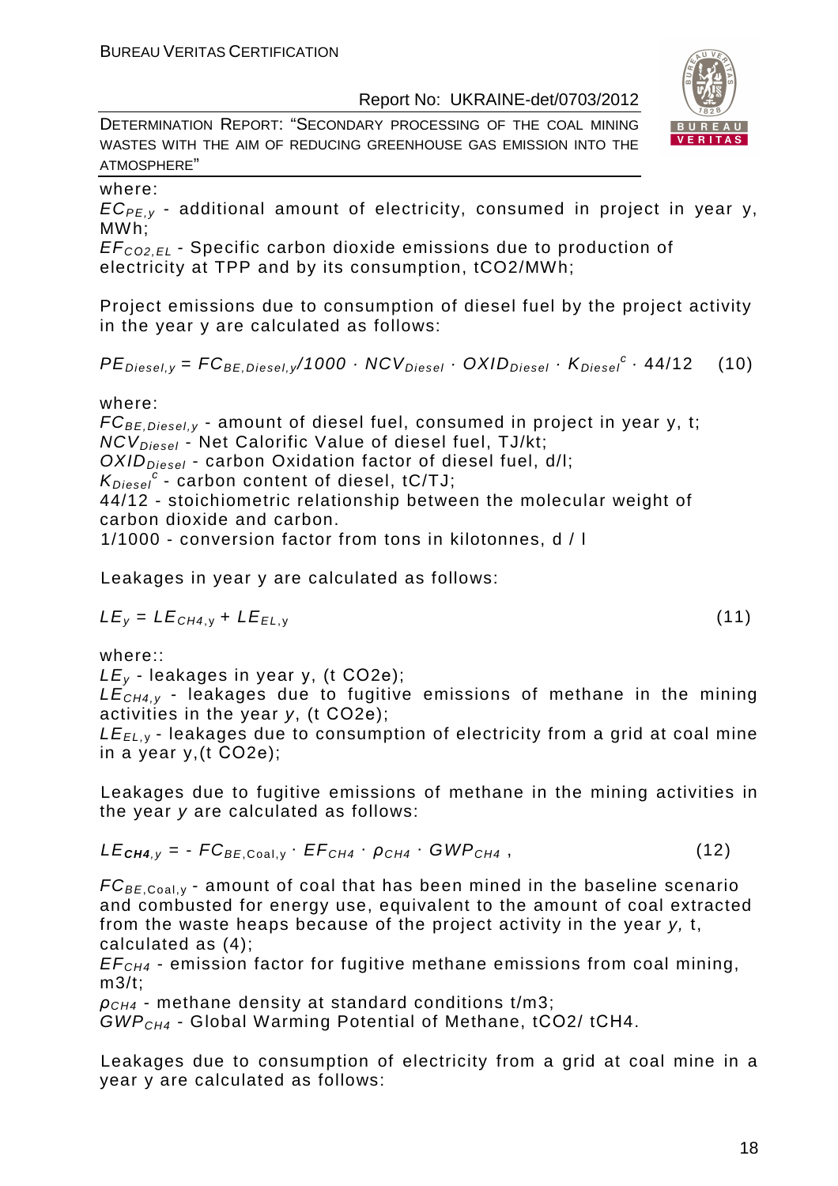where:

$EC_{PE,y}$ - additional amount of electricity, consumed in project in year y, MWh;

$EF_{CO2,EL}$ - Specific carbon dioxide emissions due to production of electricity at TPP and by its consumption, tCO2/MWh;

Project emissions due to consumption of diesel fuel by the project activity in the year y are calculated as follows:

$$PE_{Diesel,y} = FC_{BE,Diesel,y}/1000 \cdot NCV_{Diesel} \cdot OXID_{Diesel} \cdot K_{Diesel}^{c} \cdot 44/12 \quad (10)$$

where:

$FC_{BE,Diesel,y}$ - amount of diesel fuel, consumed in project in year y, t;

$NCV_{Diesel}$ - Net Calorific Value of diesel fuel, TJ/kt;

$OXID_{Diesel}$ - carbon Oxidation factor of diesel fuel, d/l;

$K_{Diesel}^{c}$ - carbon content of diesel, tC/TJ;

44/12 - stoichiometric relationship between the molecular weight of carbon dioxide and carbon.

1/1000 - conversion factor from tons in kilotonnes, d / l

Leakages in year y are calculated as follows:

$$LE_y = LE_{CH4,y} + LE_{EL,y} \quad (11)$$

where::

$LE_y$ - leakages in year y, (t CO2e);

$LE_{CH4,y}$ - leakages due to fugitive emissions of methane in the mining activities in the year *y*, (t CO2e);

$LE_{EL,y}$ - leakages due to consumption of electricity from a grid at coal mine in a year y,(t CO2e);

Leakages due to fugitive emissions of methane in the mining activities in the year *y* are calculated as follows:

$$LE_{CH4,y} = - FC_{BE,Coal,y} \cdot EF_{CH4} \cdot \rho_{CH4} \cdot GWP_{CH4} \,, \quad (12)$$

$FC_{BE,Coal,y}$ - amount of coal that has been mined in the baseline scenario and combusted for energy use, equivalent to the amount of coal extracted from the waste heaps because of the project activity in the year *y,* t, calculated as (4);

$EF_{CH4}$ - emission factor for fugitive methane emissions from coal mining, m3/t;

$\rho_{CH4}$ - methane density at standard conditions t/m3;

$GWP_{CH4}$ - Global Warming Potential of Methane, tCO2/ tCH4.

Leakages due to consumption of electricity from a grid at coal mine in a year y are calculated as follows: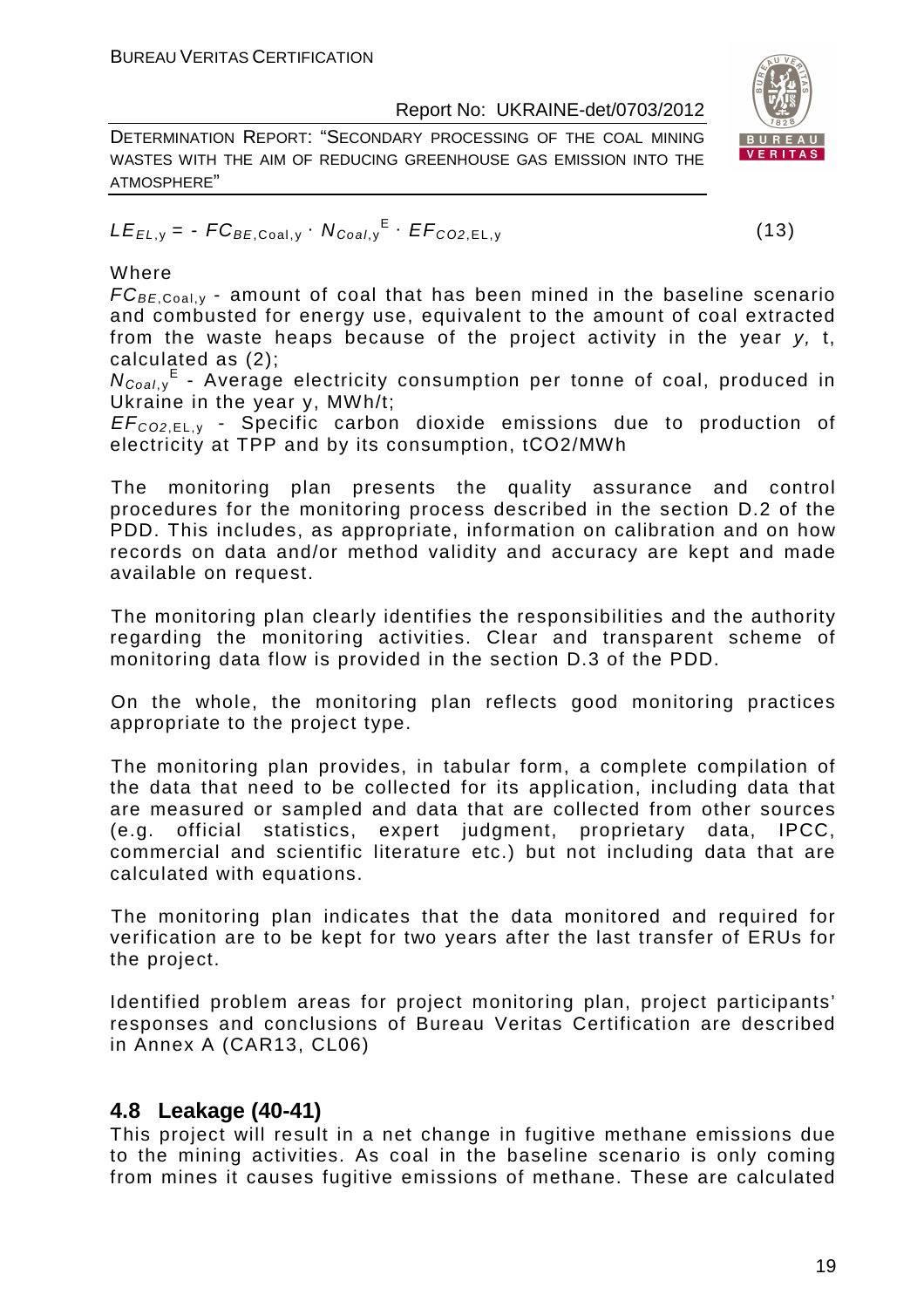$$LE_{EL,y} = - FC_{BE,\text{Coal},y} \cdot N_{Coal,y}^{E} \cdot EF_{CO2,\text{EL},y} \quad (13)$$

Where

$FC_{BE,\text{Coal},y}$ - amount of coal that has been mined in the baseline scenario and combusted for energy use, equivalent to the amount of coal extracted from the waste heaps because of the project activity in the year *y,* t, calculated as (2);

$N_{Coal,y}^{E}$ - Average electricity consumption per tonne of coal, produced in Ukraine in the year y, MWh/t;

$EF_{CO2,\text{EL},y}$ - Specific carbon dioxide emissions due to production of electricity at TPP and by its consumption, tCO2/MWh

The monitoring plan presents the quality assurance and control procedures for the monitoring process described in the section D.2 of the PDD. This includes, as appropriate, information on calibration and on how records on data and/or method validity and accuracy are kept and made available on request.

The monitoring plan clearly identifies the responsibilities and the authority regarding the monitoring activities. Clear and transparent scheme of monitoring data flow is provided in the section D.3 of the PDD.

On the whole, the monitoring plan reflects good monitoring practices appropriate to the project type.

The monitoring plan provides, in tabular form, a complete compilation of the data that need to be collected for its application, including data that are measured or sampled and data that are collected from other sources (e.g. official statistics, expert judgment, proprietary data, IPCC, commercial and scientific literature etc.) but not including data that are calculated with equations.

The monitoring plan indicates that the data monitored and required for verification are to be kept for two years after the last transfer of ERUs for the project.

Identified problem areas for project monitoring plan, project participants' responses and conclusions of Bureau Veritas Certification are described in Annex A (CAR13, CL06)

## 4.8 Leakage (40-41)

This project will result in a net change in fugitive methane emissions due to the mining activities. As coal in the baseline scenario is only coming from mines it causes fugitive emissions of methane. These are calculated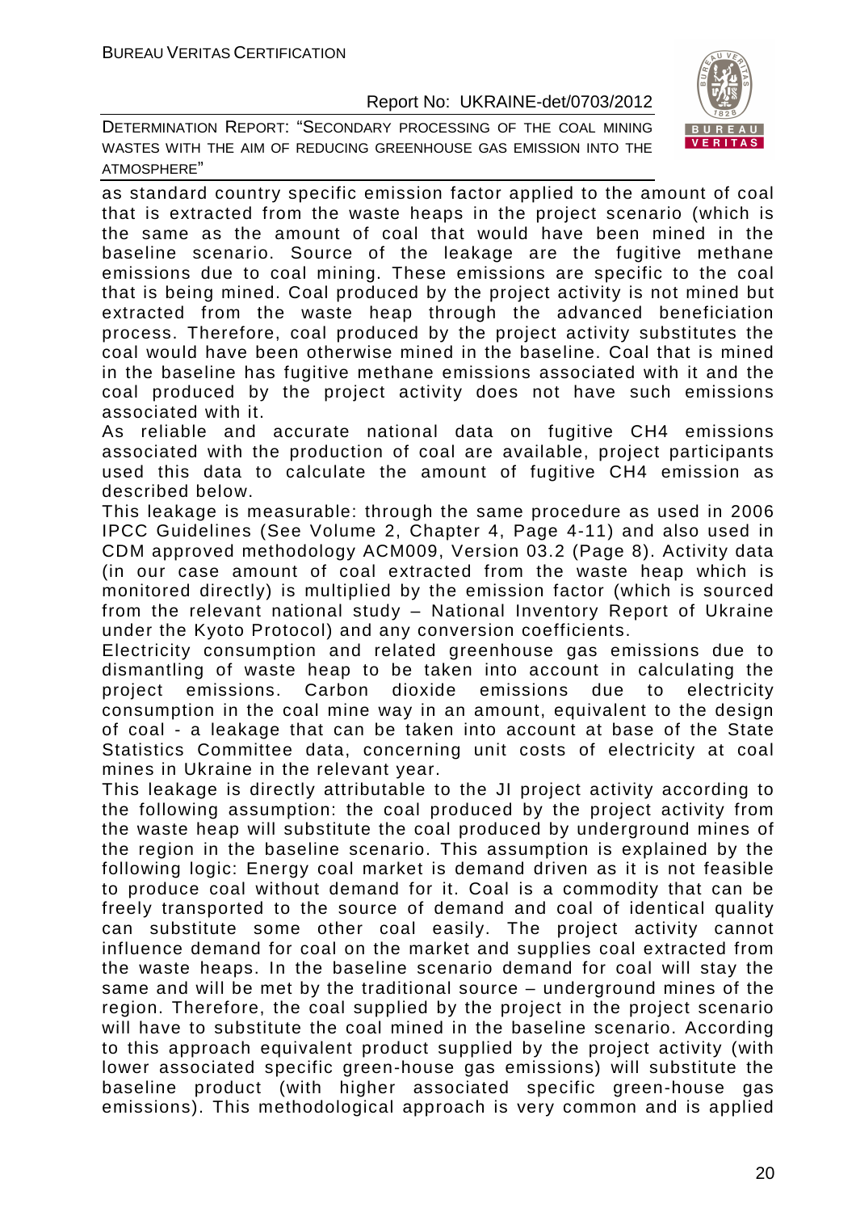as standard country specific emission factor applied to the amount of coal that is extracted from the waste heaps in the project scenario (which is the same as the amount of coal that would have been mined in the baseline scenario. Source of the leakage are the fugitive methane emissions due to coal mining. These emissions are specific to the coal that is being mined. Coal produced by the project activity is not mined but extracted from the waste heap through the advanced beneficiation process. Therefore, coal produced by the project activity substitutes the coal would have been otherwise mined in the baseline. Coal that is mined in the baseline has fugitive methane emissions associated with it and the coal produced by the project activity does not have such emissions associated with it.

As reliable and accurate national data on fugitive $CH_4$ emissions associated with the production of coal are available, project participants used this data to calculate the amount of fugitive $CH_4$ emission as described below.

This leakage is measurable: through the same procedure as used in 2006 IPCC Guidelines (See Volume 2, Chapter 4, Page 4-11) and also used in CDM approved methodology ACM009, Version 03.2 (Page 8). Activity data (in our case amount of coal extracted from the waste heap which is monitored directly) is multiplied by the emission factor (which is sourced from the relevant national study – National Inventory Report of Ukraine under the Kyoto Protocol) and any conversion coefficients.

Electricity consumption and related greenhouse gas emissions due to dismantling of waste heap to be taken into account in calculating the project emissions. Carbon dioxide emissions due to electricity consumption in the coal mine way in an amount, equivalent to the design of coal - a leakage that can be taken into account at base of the State Statistics Committee data, concerning unit costs of electricity at coal mines in Ukraine in the relevant year.

This leakage is directly attributable to the JI project activity according to the following assumption: the coal produced by the project activity from the waste heap will substitute the coal produced by underground mines of the region in the baseline scenario. This assumption is explained by the following logic: Energy coal market is demand driven as it is not feasible to produce coal without demand for it. Coal is a commodity that can be freely transported to the source of demand and coal of identical quality can substitute some other coal easily. The project activity cannot influence demand for coal on the market and supplies coal extracted from the waste heaps. In the baseline scenario demand for coal will stay the same and will be met by the traditional source – underground mines of the region. Therefore, the coal supplied by the project in the project scenario will have to substitute the coal mined in the baseline scenario. According to this approach equivalent product supplied by the project activity (with lower associated specific green-house gas emissions) will substitute the baseline product (with higher associated specific green-house gas emissions). This methodological approach is very common and is applied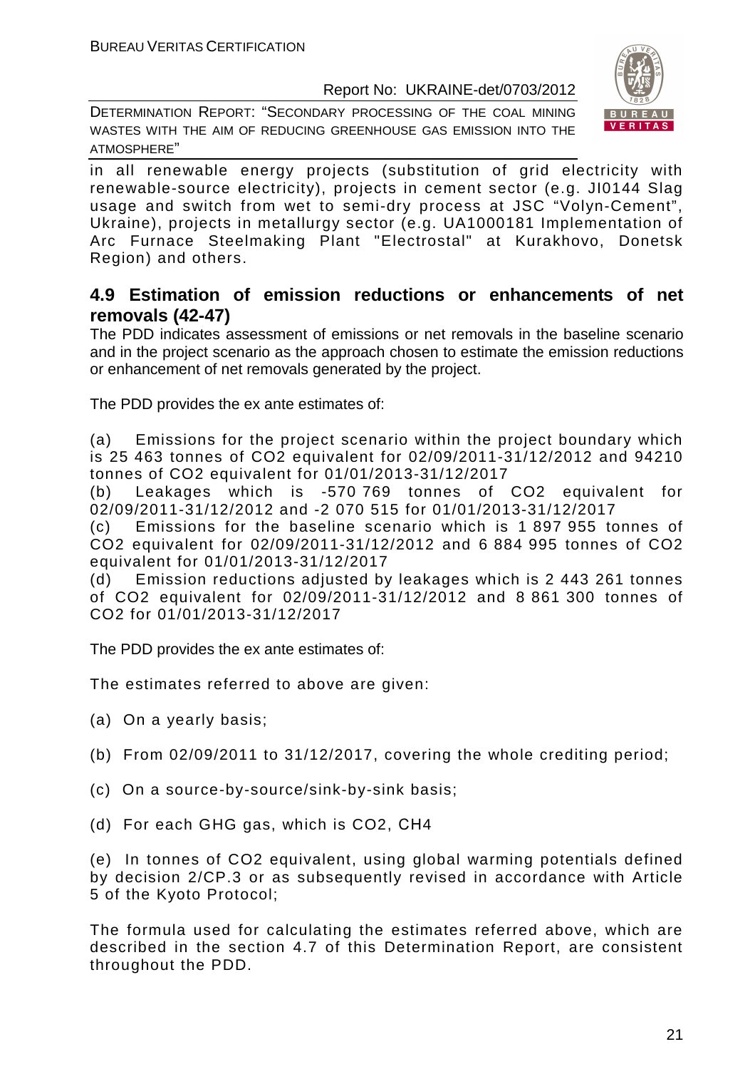in all renewable energy projects (substitution of grid electricity with renewable-source electricity), projects in cement sector (e.g. JI0144 Slag usage and switch from wet to semi-dry process at JSC "Volyn-Cement", Ukraine), projects in metallurgy sector (e.g. UA1000181 Implementation of Arc Furnace Steelmaking Plant "Electrostal" at Kurakhovo, Donetsk Region) and others.

## 4.9 Estimation of emission reductions or enhancements of net removals (42-47)

The PDD indicates assessment of emissions or net removals in the baseline scenario and in the project scenario as the approach chosen to estimate the emission reductions or enhancement of net removals generated by the project.

The PDD provides the ex ante estimates of:

(a) Emissions for the project scenario within the project boundary which is 25 463 tonnes of $CO_2$ equivalent for 02/09/2011-31/12/2012 and 94210 tonnes of $CO_2$ equivalent for 01/01/2013-31/12/2017

(b) Leakages which is -570 769 tonnes of $CO_2$ equivalent for 02/09/2011-31/12/2012 and -2 070 515 for 01/01/2013-31/12/2017

(c) Emissions for the baseline scenario which is 1 897 955 tonnes of $CO_2$ equivalent for 02/09/2011-31/12/2012 and 6 884 995 tonnes of $CO_2$ equivalent for 01/01/2013-31/12/2017

(d) Emission reductions adjusted by leakages which is 2 443 261 tonnes of $CO_2$ equivalent for 02/09/2011-31/12/2012 and 8 861 300 tonnes of $CO_2$ for 01/01/2013-31/12/2017

The PDD provides the ex ante estimates of:

The estimates referred to above are given:

(a) On a yearly basis;

(b) From 02/09/2011 to 31/12/2017, covering the whole crediting period;

(c) On a source-by-source/sink-by-sink basis;

(d) For each GHG gas, which is $CO_2$, $CH_4$

(e) In tonnes of $CO_2$ equivalent, using global warming potentials defined by decision 2/CP.3 or as subsequently revised in accordance with Article 5 of the Kyoto Protocol;

The formula used for calculating the estimates referred above, which are described in the section 4.7 of this Determination Report, are consistent throughout the PDD.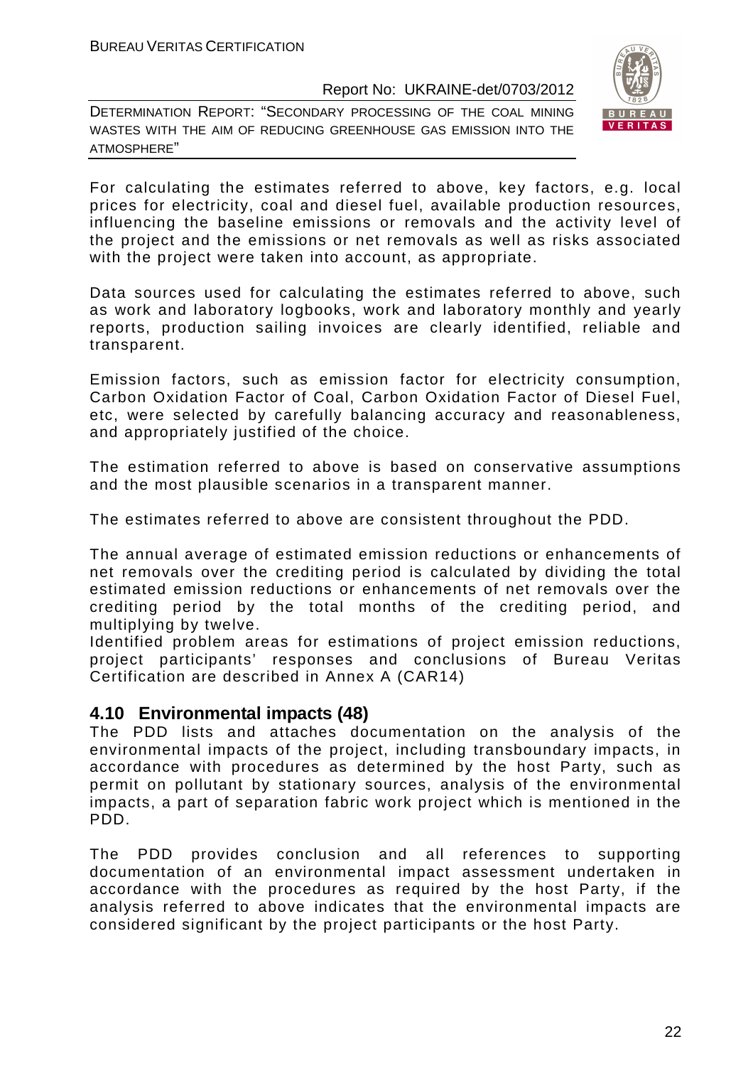For calculating the estimates referred to above, key factors, e.g. local prices for electricity, coal and diesel fuel, available production resources, influencing the baseline emissions or removals and the activity level of the project and the emissions or net removals as well as risks associated with the project were taken into account, as appropriate.

Data sources used for calculating the estimates referred to above, such as work and laboratory logbooks, work and laboratory monthly and yearly reports, production sailing invoices are clearly identified, reliable and transparent.

Emission factors, such as emission factor for electricity consumption, Carbon Oxidation Factor of Coal, Carbon Oxidation Factor of Diesel Fuel, etc, were selected by carefully balancing accuracy and reasonableness, and appropriately justified of the choice.

The estimation referred to above is based on conservative assumptions and the most plausible scenarios in a transparent manner.

The estimates referred to above are consistent throughout the PDD.

The annual average of estimated emission reductions or enhancements of net removals over the crediting period is calculated by dividing the total estimated emission reductions or enhancements of net removals over the crediting period by the total months of the crediting period, and multiplying by twelve.
Identified problem areas for estimations of project emission reductions, project participants' responses and conclusions of Bureau Veritas Certification are described in Annex A (CAR14)

## 4.10 Environmental impacts (48)

The PDD lists and attaches documentation on the analysis of the environmental impacts of the project, including transboundary impacts, in accordance with procedures as determined by the host Party, such as permit on pollutant by stationary sources, analysis of the environmental impacts, a part of separation fabric work project which is mentioned in the PDD.

The PDD provides conclusion and all references to supporting documentation of an environmental impact assessment undertaken in accordance with the procedures as required by the host Party, if the analysis referred to above indicates that the environmental impacts are considered significant by the project participants or the host Party.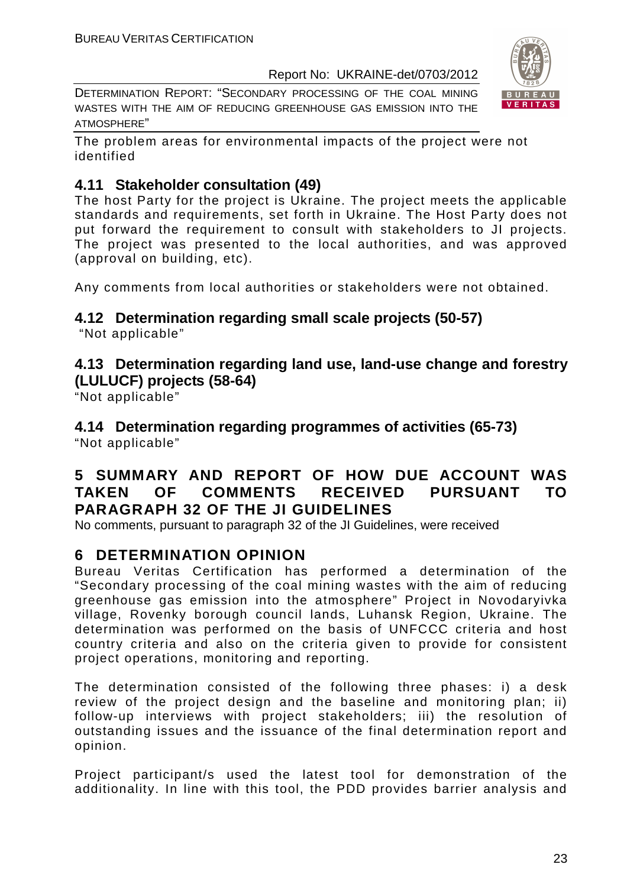The problem areas for environmental impacts of the project were not identified

## 4.11 Stakeholder consultation (49)

The host Party for the project is Ukraine. The project meets the applicable standards and requirements, set forth in Ukraine. The Host Party does not put forward the requirement to consult with stakeholders to JI projects. The project was presented to the local authorities, and was approved (approval on building, etc).

Any comments from local authorities or stakeholders were not obtained.

## 4.12 Determination regarding small scale projects (50-57)

"Not applicable"

## 4.13 Determination regarding land use, land-use change and forestry (LULUCF) projects (58-64)

"Not applicable"

## 4.14 Determination regarding programmes of activities (65-73)

"Not applicable"

# 5 SUMMARY AND REPORT OF HOW DUE ACCOUNT WAS TAKEN OF COMMENTS RECEIVED PURSUANT TO PARAGRAPH 32 OF THE JI GUIDELINES

No comments, pursuant to paragraph 32 of the JI Guidelines, were received

# 6 DETERMINATION OPINION

Bureau Veritas Certification has performed a determination of the "Secondary processing of the coal mining wastes with the aim of reducing greenhouse gas emission into the atmosphere" Project in Novodaryivka village, Rovenky borough council lands, Luhansk Region, Ukraine. The determination was performed on the basis of UNFCCC criteria and host country criteria and also on the criteria given to provide for consistent project operations, monitoring and reporting.

The determination consisted of the following three phases: i) a desk review of the project design and the baseline and monitoring plan; ii) follow-up interviews with project stakeholders; iii) the resolution of outstanding issues and the issuance of the final determination report and opinion.

Project participant/s used the latest tool for demonstration of the additionality. In line with this tool, the PDD provides barrier analysis and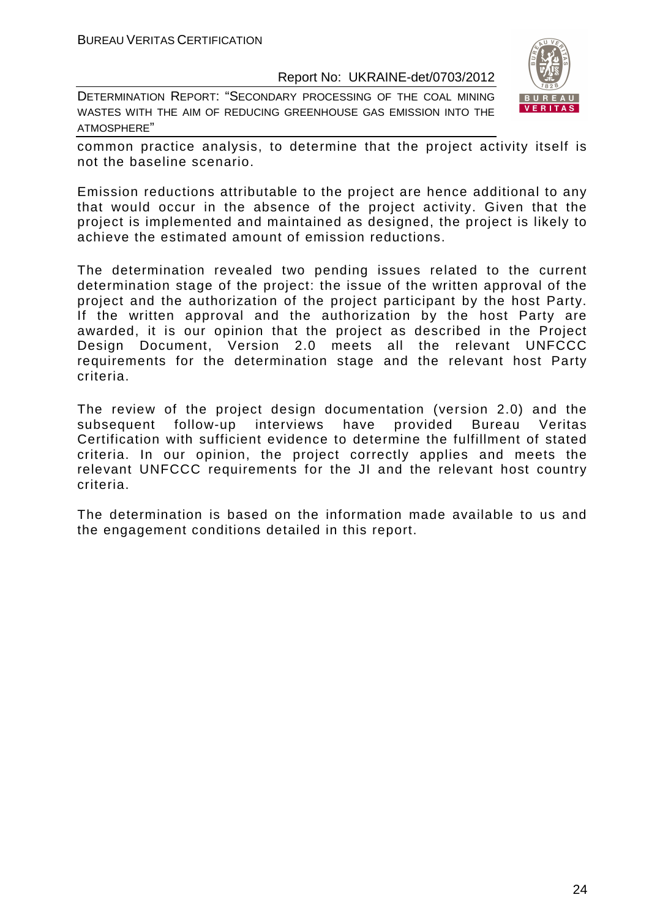common practice analysis, to determine that the project activity itself is not the baseline scenario.

Emission reductions attributable to the project are hence additional to any that would occur in the absence of the project activity. Given that the project is implemented and maintained as designed, the project is likely to achieve the estimated amount of emission reductions.

The determination revealed two pending issues related to the current determination stage of the project: the issue of the written approval of the project and the authorization of the project participant by the host Party. If the written approval and the authorization by the host Party are awarded, it is our opinion that the project as described in the Project Design Document, Version 2.0 meets all the relevant UNFCCC requirements for the determination stage and the relevant host Party criteria.

The review of the project design documentation (version 2.0) and the subsequent follow-up interviews have provided Bureau Veritas Certification with sufficient evidence to determine the fulfillment of stated criteria. In our opinion, the project correctly applies and meets the relevant UNFCCC requirements for the JI and the relevant host country criteria.

The determination is based on the information made available to us and the engagement conditions detailed in this report.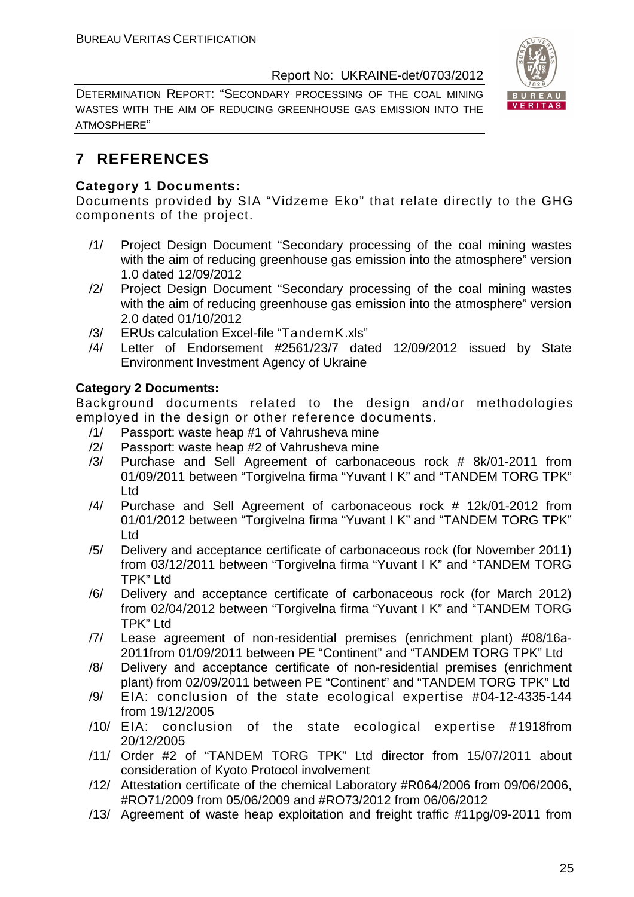# 7 REFERENCES

**Category 1 Documents:**

Documents provided by SIA "Vidzeme Eko" that relate directly to the GHG components of the project.

/1/ Project Design Document "Secondary processing of the coal mining wastes with the aim of reducing greenhouse gas emission into the atmosphere" version 1.0 dated 12/09/2012

/2/ Project Design Document "Secondary processing of the coal mining wastes with the aim of reducing greenhouse gas emission into the atmosphere" version 2.0 dated 01/10/2012

/3/ ERUs calculation Excel-file "TandemK.xls"

/4/ Letter of Endorsement #2561/23/7 dated 12/09/2012 issued by State Environment Investment Agency of Ukraine

**Category 2 Documents:**

Background documents related to the design and/or methodologies employed in the design or other reference documents.

/1/ Passport: waste heap #1 of Vahrusheva mine

/2/ Passport: waste heap #2 of Vahrusheva mine

/3/ Purchase and Sell Agreement of carbonaceous rock # 8k/01-2011 from 01/09/2011 between "Torgivelna firma "Yuvant I K" and "TANDEM TORG TPK" Ltd

/4/ Purchase and Sell Agreement of carbonaceous rock # 12k/01-2012 from 01/01/2012 between "Torgivelna firma "Yuvant I K" and "TANDEM TORG TPK" Ltd

/5/ Delivery and acceptance certificate of carbonaceous rock (for November 2011) from 03/12/2011 between "Torgivelna firma "Yuvant I K" and "TANDEM TORG TPK" Ltd

/6/ Delivery and acceptance certificate of carbonaceous rock (for March 2012) from 02/04/2012 between "Torgivelna firma "Yuvant I K" and "TANDEM TORG TPK" Ltd

/7/ Lease agreement of non-residential premises (enrichment plant) #08/16a-2011from 01/09/2011 between PE "Continent" and "TANDEM TORG TPK" Ltd

/8/ Delivery and acceptance certificate of non-residential premises (enrichment plant) from 02/09/2011 between PE "Continent" and "TANDEM TORG TPK" Ltd

/9/ EIA: conclusion of the state ecological expertise #04-12-4335-144 from 19/12/2005

/10/ EIA: conclusion of the state ecological expertise #1918from 20/12/2005

/11/ Order #2 of "TANDEM TORG TPK" Ltd director from 15/07/2011 about consideration of Kyoto Protocol involvement

/12/ Attestation certificate of the chemical Laboratory #R064/2006 from 09/06/2006, #RO71/2009 from 05/06/2009 and #RO73/2012 from 06/06/2012

/13/ Agreement of waste heap exploitation and freight traffic #11pg/09-2011 from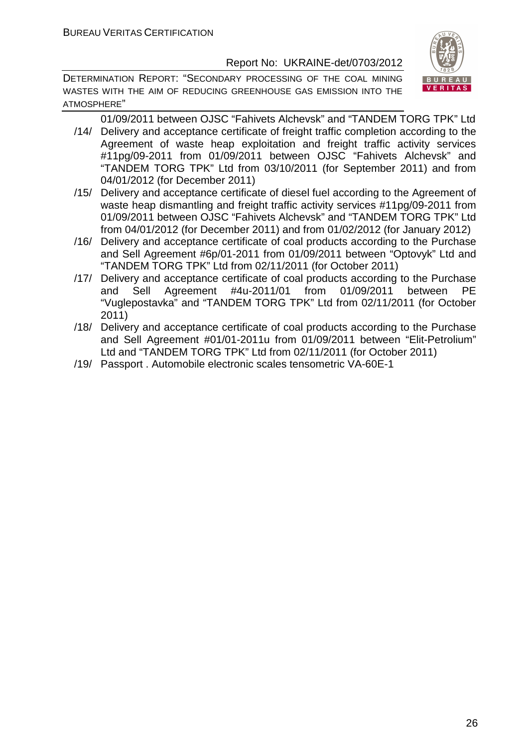01/09/2011 between OJSC "Fahivets Alchevsk" and "TANDEM TORG TPK" Ltd

/14/ Delivery and acceptance certificate of freight traffic completion according to the Agreement of waste heap exploitation and freight traffic activity services #11pg/09-2011 from 01/09/2011 between OJSC "Fahivets Alchevsk" and "TANDEM TORG TPK" Ltd from 03/10/2011 (for September 2011) and from 04/01/2012 (for December 2011)

/15/ Delivery and acceptance certificate of diesel fuel according to the Agreement of waste heap dismantling and freight traffic activity services #11pg/09-2011 from 01/09/2011 between OJSC "Fahivets Alchevsk" and "TANDEM TORG TPK" Ltd from 04/01/2012 (for December 2011) and from 01/02/2012 (for January 2012)

/16/ Delivery and acceptance certificate of coal products according to the Purchase and Sell Agreement #6p/01-2011 from 01/09/2011 between "Optovyk" Ltd and "TANDEM TORG TPK" Ltd from 02/11/2011 (for October 2011)

/17/ Delivery and acceptance certificate of coal products according to the Purchase and Sell Agreement #4u-2011/01 from 01/09/2011 between PE "Vuglepostavka" and "TANDEM TORG TPK" Ltd from 02/11/2011 (for October 2011)

/18/ Delivery and acceptance certificate of coal products according to the Purchase and Sell Agreement #01/01-2011u from 01/09/2011 between "Elit-Petrolium" Ltd and "TANDEM TORG TPK" Ltd from 02/11/2011 (for October 2011)

/19/ Passport . Automobile electronic scales tensometric VA-60E-1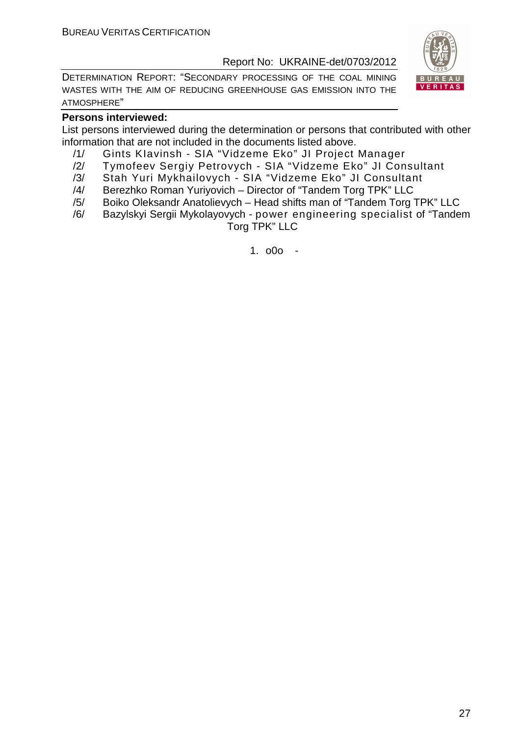**Persons interviewed:**

List persons interviewed during the determination or persons that contributed with other information that are not included in the documents listed above.

/1/ Gints Klavinsh - SIA "Vidzeme Eko" JI Project Manager

/2/ Tymofeev Sergiy Petrovych - SIA "Vidzeme Eko" JI Consultant

/3/ Stah Yuri Mykhailovych - SIA "Vidzeme Eko" JI Consultant

/4/ Berezhko Roman Yuriyovich – Director of "Tandem Torg TPK" LLC

/5/ Boiko Oleksandr Anatolievych – Head shifts man of "Tandem Torg TPK" LLC

/6/ Bazylskyi Sergii Mykolayovych - power engineering specialist of "Tandem Torg TPK" LLC

1. o0o -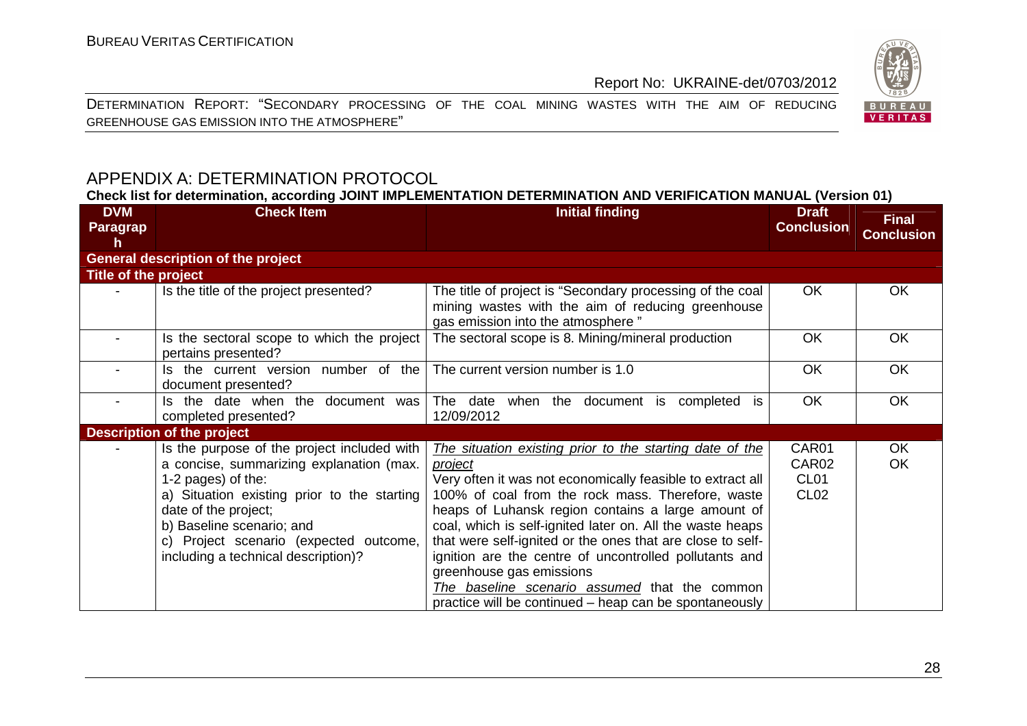## APPENDIX A: DETERMINATION PROTOCOL

**Check list for determination, according JOINT IMPLEMENTATION DETERMINATION AND VERIFICATION MANUAL (Version 01)**

| DVM Paragraph | Check Item | Initial finding | Draft Conclusion | Final Conclusion |
|---|---|---|---|---|
| **General description of the project** | | | | |
| **Title of the project** | | | | |
| - | Is the title of the project presented? | The title of project is "Secondary processing of the coal mining wastes with the aim of reducing greenhouse gas emission into the atmosphere " | OK | OK |
| - | Is the sectoral scope to which the project pertains presented? | The sectoral scope is 8. Mining/mineral production | OK | OK |
| - | Is the current version number of the document presented? | The current version number is 1.0 | OK | OK |
| - | Is the date when the document was completed presented? | The date when the document is completed is 12/09/2012 | OK | OK |
| **Description of the project** | | | | |
| - | Is the purpose of the project included with a concise, summarizing explanation (max. 1-2 pages) of the:<br>a) Situation existing prior to the starting date of the project;<br>b) Baseline scenario; and<br>c) Project scenario (expected outcome, including a technical description)? | _The situation existing prior to the starting date of the project_<br>Very often it was not economically feasible to extract all 100% of coal from the rock mass. Therefore, waste heaps of Luhansk region contains a large amount of coal, which is self-ignited later on. All the waste heaps that were self-ignited or the ones that are close to self-ignition are the centre of uncontrolled pollutants and greenhouse gas emissions<br>_The baseline scenario assumed_ that the common practice will be continued – heap can be spontaneously | CAR01<br>CAR02<br>CL01<br>CL02 | OK<br>OK |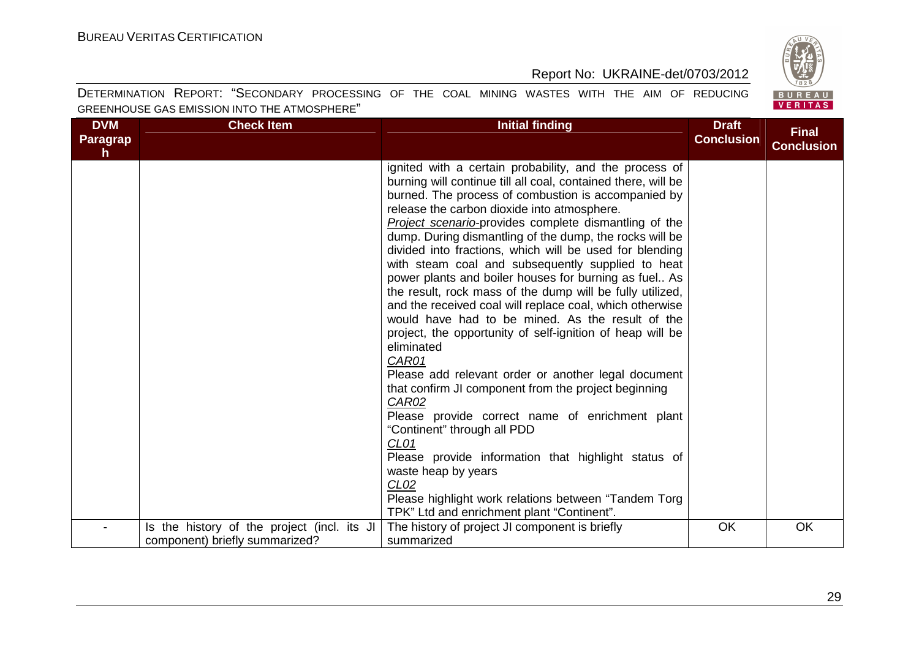| DVM Paragraph | Check Item | Initial finding | Draft Conclusion | Final Conclusion |
|---|---|---|---|---|
| | | ignited with a certain probability, and the process of burning will continue till all coal, contained there, will be burned. The process of combustion is accompanied by release the carbon dioxide into atmosphere.<br>*Project scenario*-provides complete dismantling of the dump. During dismantling of the dump, the rocks will be divided into fractions, which will be used for blending with steam coal and subsequently supplied to heat power plants and boiler houses for burning as fuel.. As the result, rock mass of the dump will be fully utilized, and the received coal will replace coal, which otherwise would have had to be mined. As the result of the project, the opportunity of self-ignition of heap will be eliminated<br>*CAR01*<br>Please add relevant order or another legal document that confirm JI component from the project beginning<br>*CAR02*<br>Please provide correct name of enrichment plant "Continent" through all PDD<br>*CL01*<br>Please provide information that highlight status of waste heap by years<br>*CL02*<br>Please highlight work relations between "Tandem Torg TPK" Ltd and enrichment plant "Continent". | | |
| - | Is the history of the project (incl. its JI component) briefly summarized? | The history of project JI component is briefly summarized | OK | OK |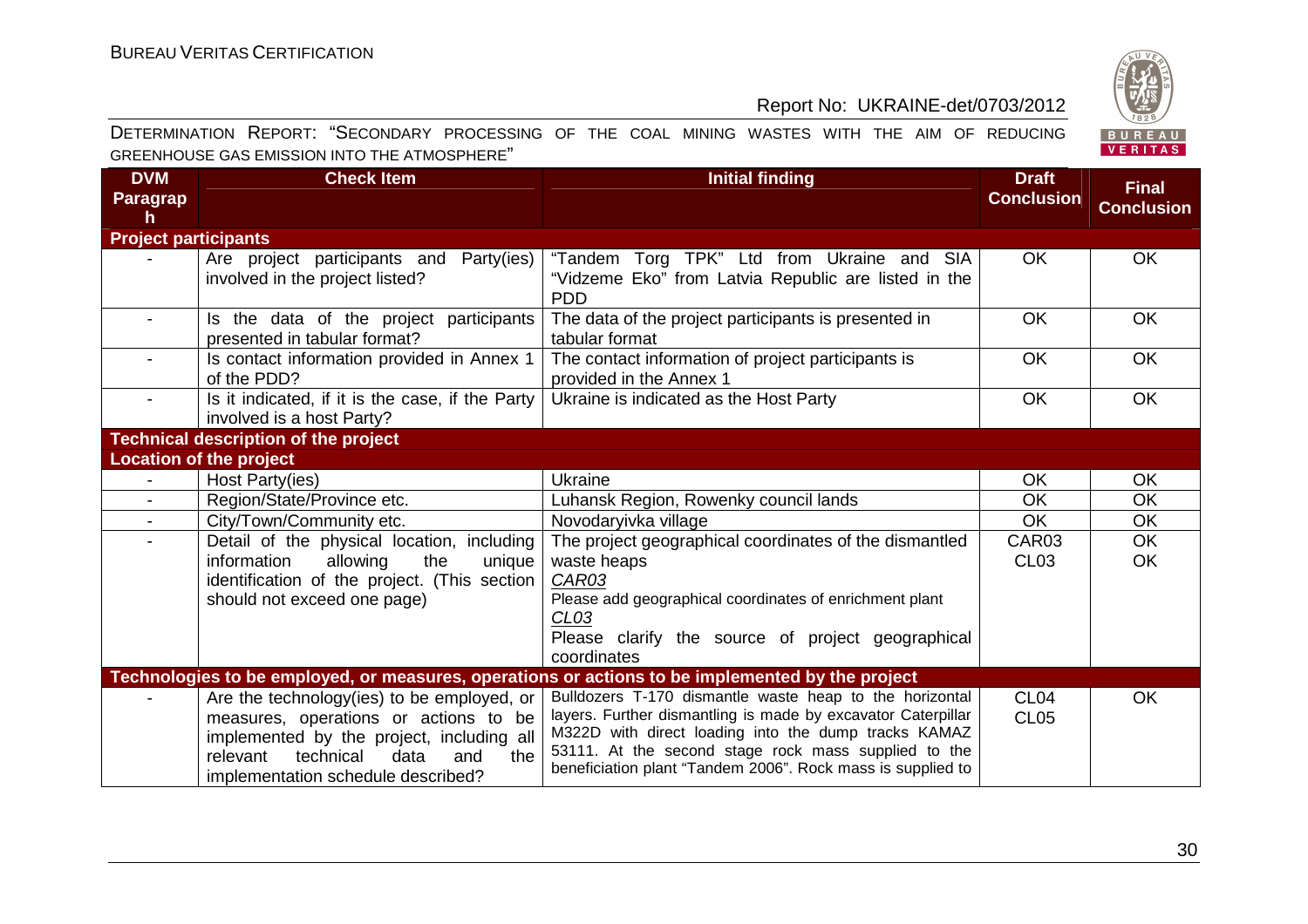DETERMINATION REPORT: "SECONDARY PROCESSING OF THE COAL MINING WASTES WITH THE AIM OF REDUCING GREENHOUSE GAS EMISSION INTO THE ATMOSPHERE"

| DVM Paragraph | Check Item | Initial finding | Draft Conclusion | Final Conclusion |
|---|---|---|---|---|
| **Project participants** | | | | |
| - | Are project participants and Party(ies) involved in the project listed? | "Tandem Torg TPK" Ltd from Ukraine and SIA "Vidzeme Eko" from Latvia Republic are listed in the PDD | OK | OK |
| - | Is the data of the project participants presented in tabular format? | The data of the project participants is presented in tabular format | OK | OK |
| - | Is contact information provided in Annex 1 of the PDD? | The contact information of project participants is provided in the Annex 1 | OK | OK |
| - | Is it indicated, if it is the case, if the Party involved is a host Party? | Ukraine is indicated as the Host Party | OK | OK |
| **Technical description of the project** | | | | |
| **Location of the project** | | | | |
| - | Host Party(ies) | Ukraine | OK | OK |
| - | Region/State/Province etc. | Luhansk Region, Rowenky council lands | OK | OK |
| - | City/Town/Community etc. | Novodaryivka village | OK | OK |
| - | Detail of the physical location, including information allowing the unique identification of the project. (This section should not exceed one page) | The project geographical coordinates of the dismantled waste heaps<br>*CAR03*<br>Please add geographical coordinates of enrichment plant<br>*CL03*<br>Please clarify the source of project geographical coordinates | CAR03<br>CL03 | OK<br>OK |
| **Technologies to be employed, or measures, operations or actions to be implemented by the project** | | | | |
| - | Are the technology(ies) to be employed, or measures, operations or actions to be implemented by the project, including all relevant technical data and the implementation schedule described? | Bulldozers T-170 dismantle waste heap to the horizontal layers. Further dismantling is made by excavator Caterpillar M322D with direct loading into the dump tracks KAMAZ 53111. At the second stage rock mass supplied to the beneficiation plant "Tandem 2006". Rock mass is supplied to | CL04<br>CL05 | OK |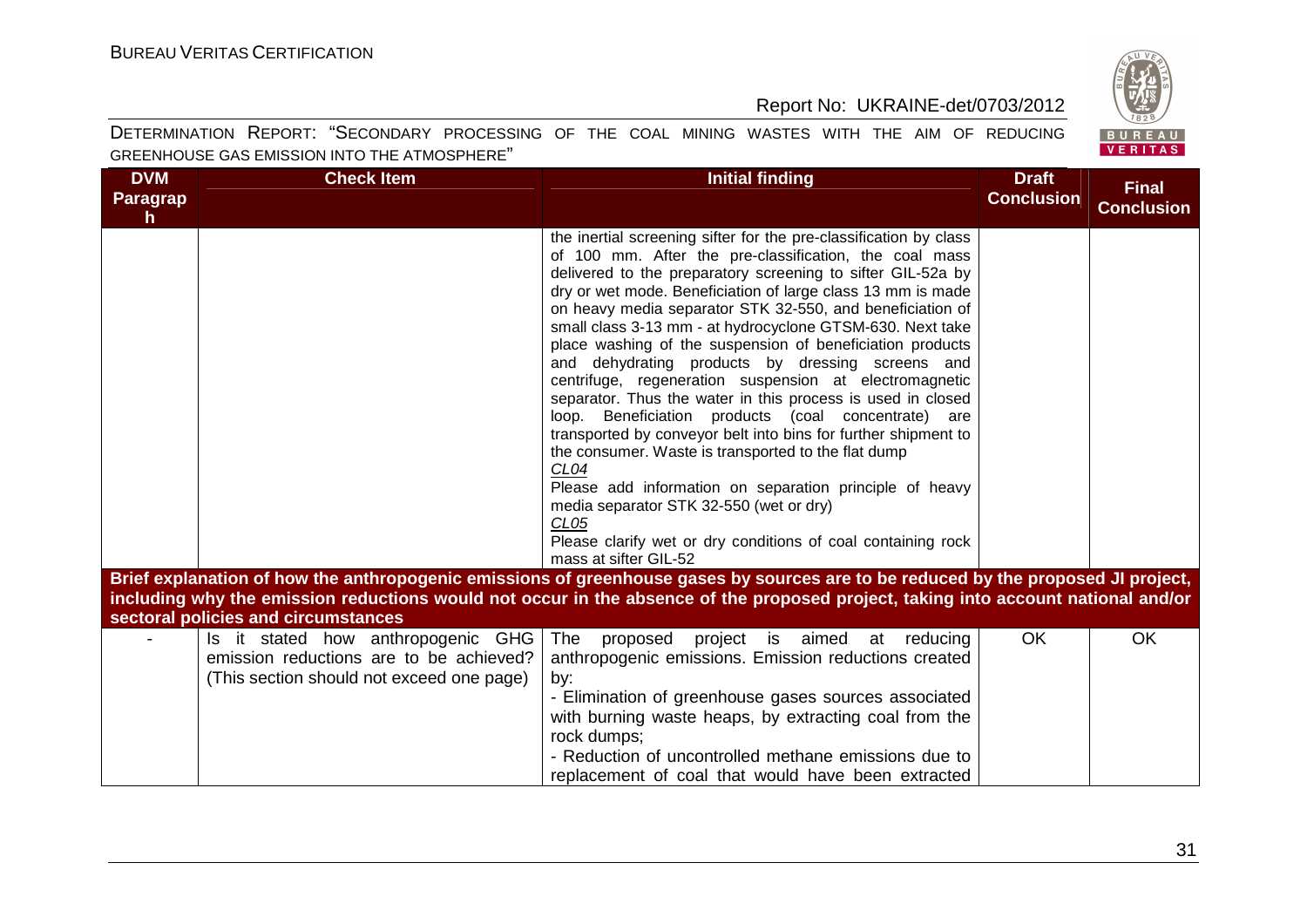| DVM Paragraph | Check Item | Initial finding | Draft Conclusion | Final Conclusion |
|---|---|---|---|---|
| | | the inertial screening sifter for the pre-classification by class of 100 mm. After the pre-classification, the coal mass delivered to the preparatory screening to sifter GIL-52a by dry or wet mode. Beneficiation of large class 13 mm is made on heavy media separator STK 32-550, and beneficiation of small class 3-13 mm - at hydrocyclone GTSM-630. Next take place washing of the suspension of beneficiation products and dehydrating products by dressing screens and centrifuge, regeneration suspension at electromagnetic separator. Thus the water in this process is used in closed loop. Beneficiation products (coal concentrate) are transported by conveyor belt into bins for further shipment to the consumer. Waste is transported to the flat dump<br>_CL04_<br>Please add information on separation principle of heavy media separator STK 32-550 (wet or dry)<br>_CL05_<br>Please clarify wet or dry conditions of coal containing rock mass at sifter GIL-52 | | |
| **Brief explanation of how the anthropogenic emissions of greenhouse gases by sources are to be reduced by the proposed JI project, including why the emission reductions would not occur in the absence of the proposed project, taking into account national and/or sectoral policies and circumstances** | | | | |
| - | Is it stated how anthropogenic GHG emission reductions are to be achieved? (This section should not exceed one page) | The proposed project is aimed at reducing anthropogenic emissions. Emission reductions created by:<br>- Elimination of greenhouse gases sources associated with burning waste heaps, by extracting coal from the rock dumps;<br>- Reduction of uncontrolled methane emissions due to replacement of coal that would have been extracted | OK | OK |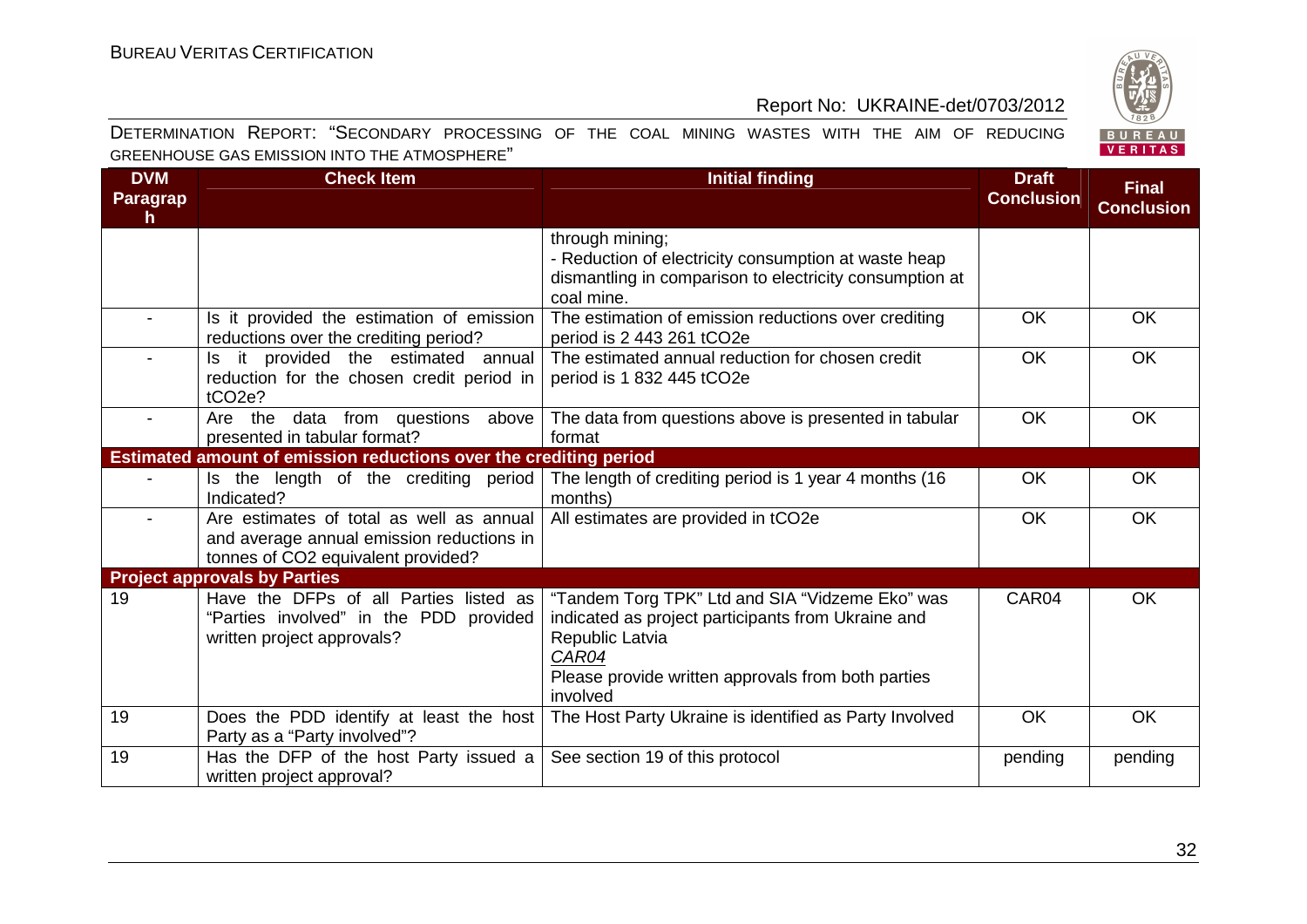| DVM Paragraph | Check Item | Initial finding | Draft Conclusion | Final Conclusion |
|---|---|---|---|---|
| | | through mining;<br>- Reduction of electricity consumption at waste heap dismantling in comparison to electricity consumption at coal mine. | | |
| - | Is it provided the estimation of emission reductions over the crediting period? | The estimation of emission reductions over crediting period is 2 443 261 $tCO_2e$ | OK | OK |
| - | Is it provided the estimated annual reduction for the chosen credit period in $tCO_2e$? | The estimated annual reduction for chosen credit period is 1 832 445 $tCO_2e$ | OK | OK |
| - | Are the data from questions above presented in tabular format? | The data from questions above is presented in tabular format | OK | OK |
| **Estimated amount of emission reductions over the crediting period** | | | | |
| - | Is the length of the crediting period Indicated? | The length of crediting period is 1 year 4 months (16 months) | OK | OK |
| - | Are estimates of total as well as annual and average annual emission reductions in tonnes of $CO_2$ equivalent provided? | All estimates are provided in $tCO_2e$ | OK | OK |
| **Project approvals by Parties** | | | | |
| 19 | Have the DFPs of all Parties listed as "Parties involved" in the PDD provided written project approvals? | "Tandem Torg TPK" Ltd and SIA "Vidzeme Eko" was indicated as project participants from Ukraine and Republic Latvia<br>_CAR04_<br>Please provide written approvals from both parties involved | CAR04 | OK |
| 19 | Does the PDD identify at least the host Party as a "Party involved"? | The Host Party Ukraine is identified as Party Involved | OK | OK |
| 19 | Has the DFP of the host Party issued a written project approval? | See section 19 of this protocol | pending | pending |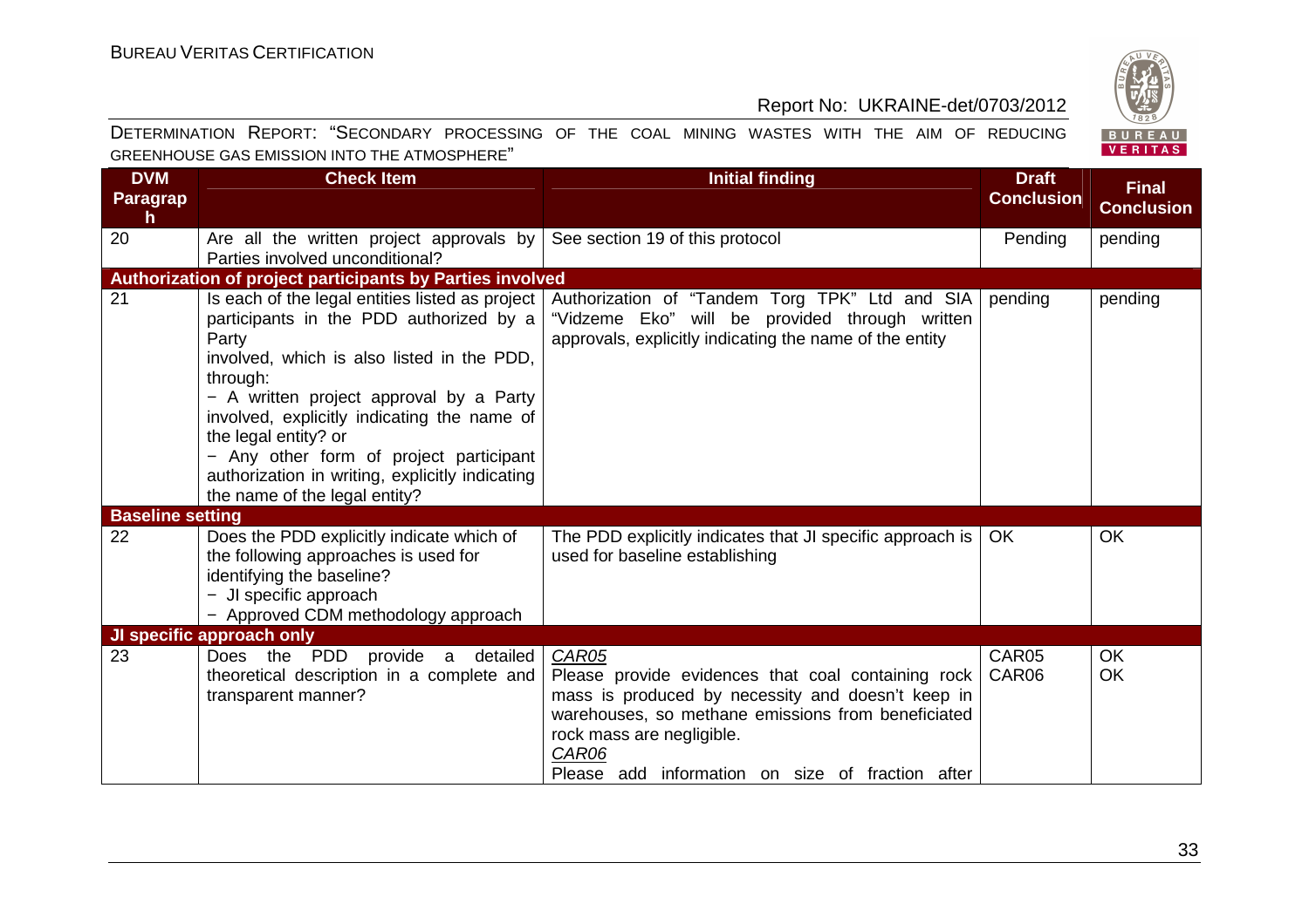| DVM Paragraph | Check Item | Initial finding | Draft Conclusion | Final Conclusion |
|---|---|---|---|---|
| 20 | Are all the written project approvals by Parties involved unconditional? | See section 19 of this protocol | Pending | pending |
| **Authorization of project participants by Parties involved** | | | | |
| 21 | Is each of the legal entities listed as project participants in the PDD authorized by a Party involved, which is also listed in the PDD, through:<br>− A written project approval by a Party involved, explicitly indicating the name of the legal entity? or<br>− Any other form of project participant authorization in writing, explicitly indicating the name of the legal entity? | Authorization of "Tandem Torg TPK" Ltd and SIA "Vidzeme Eko" will be provided through written approvals, explicitly indicating the name of the entity | pending | pending |
| **Baseline setting** | | | | |
| 22 | Does the PDD explicitly indicate which of the following approaches is used for identifying the baseline?<br>− JI specific approach<br>− Approved CDM methodology approach | The PDD explicitly indicates that JI specific approach is used for baseline establishing | OK | OK |
| **JI specific approach only** | | | | |
| 23 | Does the PDD provide a detailed theoretical description in a complete and transparent manner? | *CAR05*<br>Please provide evidences that coal containing rock mass is produced by necessity and doesn't keep in warehouses, so methane emissions from beneficiated rock mass are negligible.<br>*CAR06*<br>Please add information on size of fraction after | CAR05<br>CAR06 | OK<br>OK |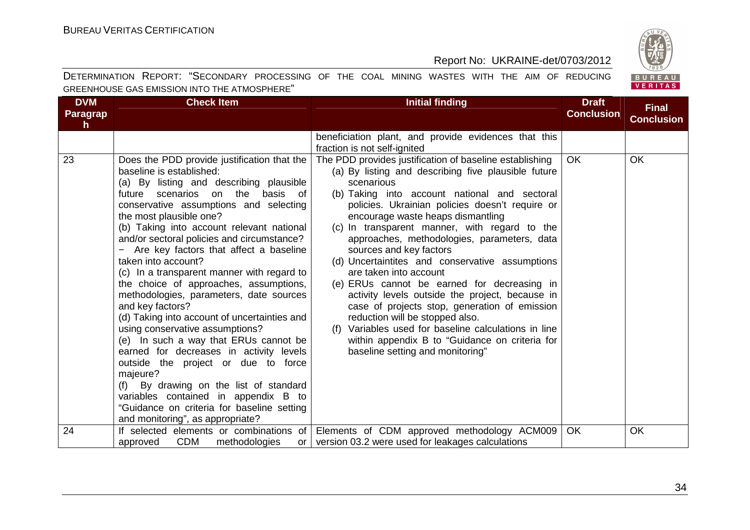| DVM Paragraph | Check Item | Initial finding | Draft Conclusion | Final Conclusion |
|---|---|---|---|---|
| | | beneficiation plant, and provide evidences that this fraction is not self-ignited | | |
| 23 | Does the PDD provide justification that the baseline is established:<br>(a) By listing and describing plausible future scenarios on the basis of conservative assumptions and selecting the most plausible one?<br>(b) Taking into account relevant national and/or sectoral policies and circumstance?<br>− Are key factors that affect a baseline taken into account?<br>(c) In a transparent manner with regard to the choice of approaches, assumptions, methodologies, parameters, date sources and key factors?<br>(d) Taking into account of uncertainties and using conservative assumptions?<br>(e) In such a way that ERUs cannot be earned for decreases in activity levels outside the project or due to force majeure?<br>(f) By drawing on the list of standard variables contained in appendix B to "Guidance on criteria for baseline setting and monitoring", as appropriate? | The PDD provides justification of baseline establishing<br>(a) By listing and describing five plausible future scenarious<br>(b) Taking into account national and sectoral policies. Ukrainian policies doesn't require or encourage waste heaps dismantling<br>(c) In transparent manner, with regard to the approaches, methodologies, parameters, data sources and key factors<br>(d) Uncertaintites and conservative assumptions are taken into account<br>(e) ERUs cannot be earned for decreasing in activity levels outside the project, because in case of projects stop, generation of emission reduction will be stopped also.<br>(f) Variables used for baseline calculations in line within appendix B to "Guidance on criteria for baseline setting and monitoring" | OK | OK |
| 24 | If selected elements or combinations of approved CDM methodologies or | Elements of CDM approved methodology ACM009 version 03.2 were used for leakages calculations | OK | OK |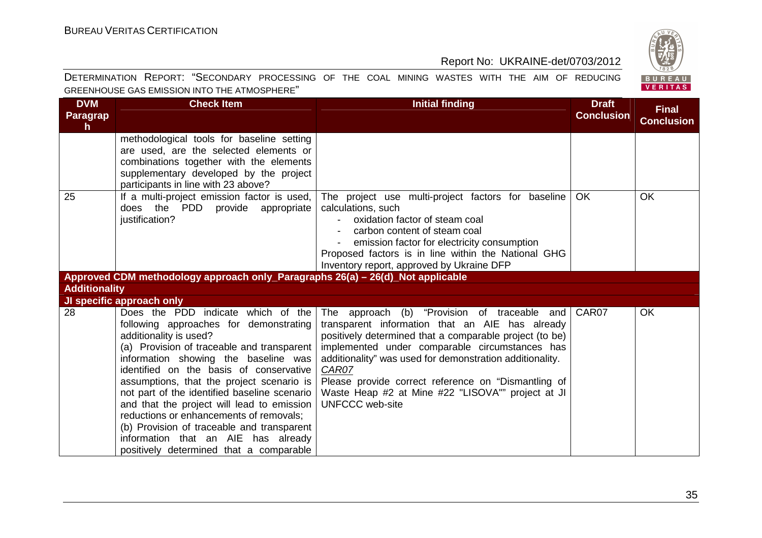| DVM Paragraph | Check Item | Initial finding | Draft Conclusion | Final Conclusion |
|---|---|---|---|---|
| | methodological tools for baseline setting are used, are the selected elements or combinations together with the elements supplementary developed by the project participants in line with 23 above? | | | |
| 25 | If a multi-project emission factor is used, does the PDD provide appropriate justification? | The project use multi-project factors for baseline calculations, such<br>- oxidation factor of steam coal<br>- carbon content of steam coal<br>- emission factor for electricity consumption<br>Proposed factors is in line within the National GHG Inventory report, approved by Ukraine DFP | OK | OK |
| **Approved CDM methodology approach only_Paragraphs 26(a) – 26(d)_Not applicable** | | | | |
| **Additionality** | | | | |
| **JI specific approach only** | | | | |
| 28 | Does the PDD indicate which of the following approaches for demonstrating additionality is used?<br>(a) Provision of traceable and transparent information showing the baseline was identified on the basis of conservative assumptions, that the project scenario is not part of the identified baseline scenario and that the project will lead to emission reductions or enhancements of removals;<br>(b) Provision of traceable and transparent information that an AIE has already positively determined that a comparable | The approach (b) "Provision of traceable and transparent information that an AIE has already positively determined that a comparable project (to be) implemented under comparable circumstances has additionality" was used for demonstration additionality.<br>*CAR07*<br>Please provide correct reference on "Dismantling of Waste Heap #2 at Mine #22 "LISOVA"" project at JI UNFCCC web-site | CAR07 | OK |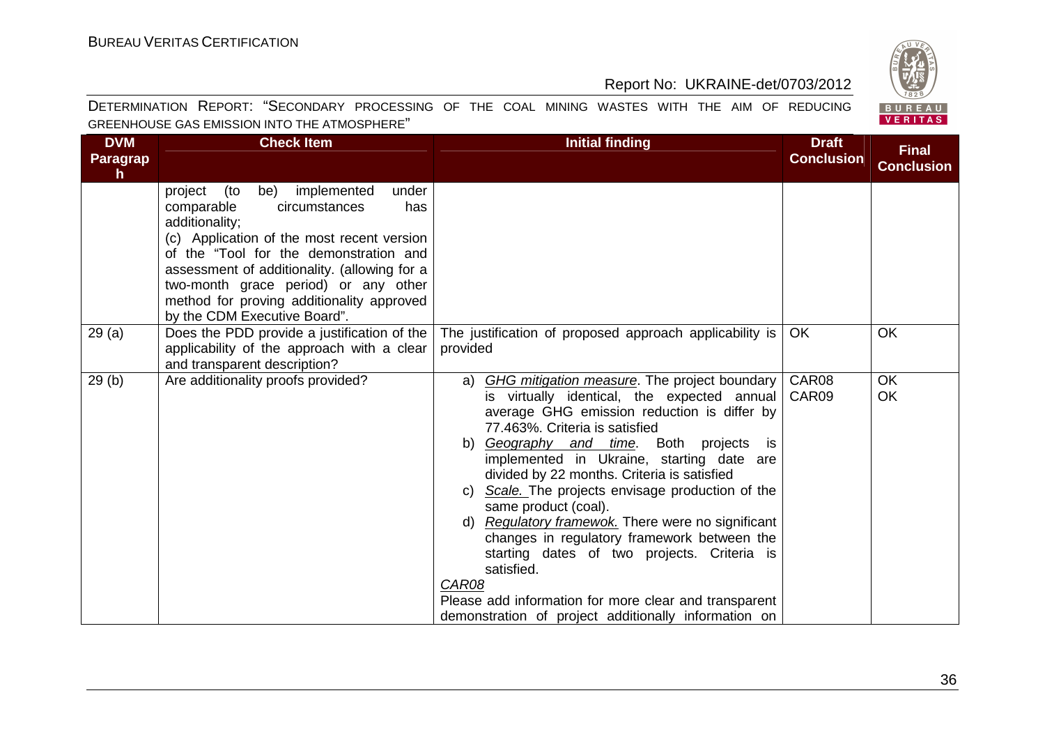| DVM Paragraph | Check Item | Initial finding | Draft Conclusion | Final Conclusion |
|---|---|---|---|---|
| | project (to be) implemented under comparable circumstances has additionality;<br>(c) Application of the most recent version of the "Tool for the demonstration and assessment of additionality. (allowing for a two-month grace period) or any other method for proving additionality approved by the CDM Executive Board". | | | |
| 29 (a) | Does the PDD provide a justification of the applicability of the approach with a clear and transparent description? | The justification of proposed approach applicability is provided | OK | OK |
| 29 (b) | Are additionality proofs provided? | a) _GHG mitigation measure_. The project boundary is virtually identical, the expected annual average GHG emission reduction is differ by 77.463%. Criteria is satisfied<br>b) _Geography and time_. Both projects is implemented in Ukraine, starting date are divided by 22 months. Criteria is satisfied<br>c) _Scale._ The projects envisage production of the same product (coal).<br>d) _Regulatory framewok._ There were no significant changes in regulatory framework between the starting dates of two projects. Criteria is satisfied.<br>_CAR08_<br>Please add information for more clear and transparent demonstration of project additionally information on | CAR08<br>CAR09 | OK<br>OK |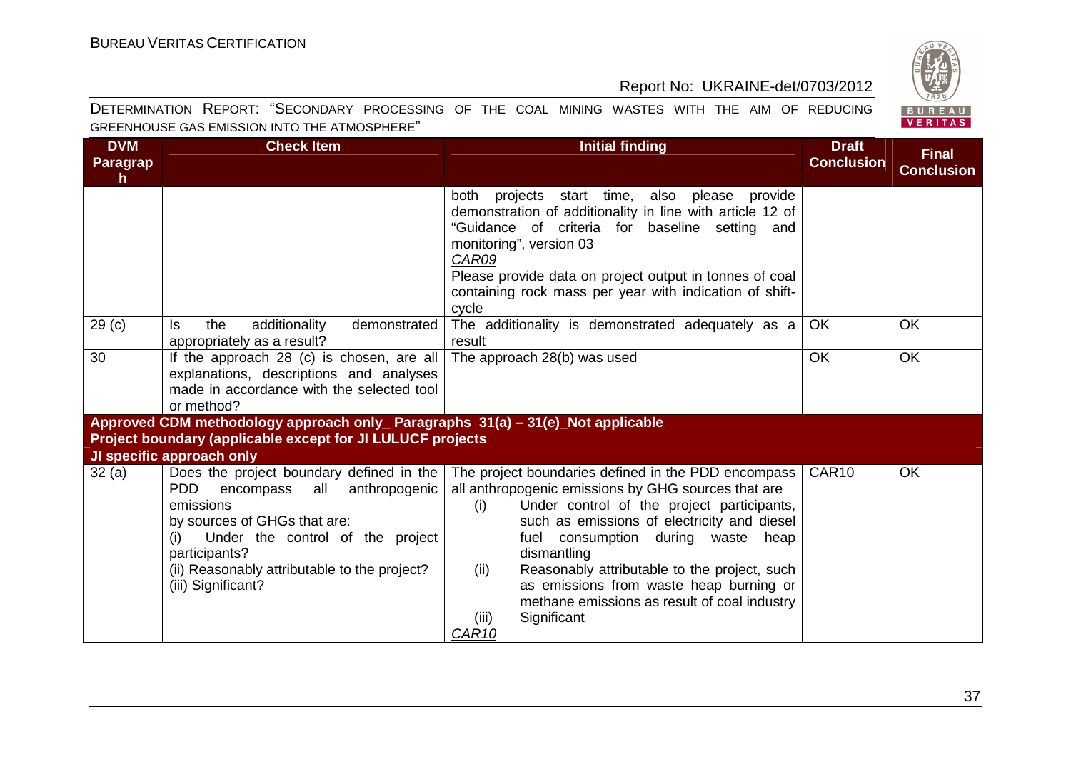| DVM Paragraph | Check Item | Initial finding | Draft Conclusion | Final Conclusion |
|---|---|---|---|---|
| | | both projects start time, also please provide demonstration of additionality in line with article 12 of "Guidance of criteria for baseline setting and monitoring", version 03<br>*CAR09*<br>Please provide data on project output in tonnes of coal containing rock mass per year with indication of shift-cycle | | |
| 29 (c) | Is the additionality demonstrated appropriately as a result? | The additionality is demonstrated adequately as a result | OK | OK |
| 30 | If the approach 28 (c) is chosen, are all explanations, descriptions and analyses made in accordance with the selected tool or method? | The approach 28(b) was used | OK | OK |
| **Approved CDM methodology approach only_ Paragraphs 31(a) – 31(e)_Not applicable** | | | | |
| **Project boundary (applicable except for JI LULUCF projects** | | | | |
| **JI specific approach only** | | | | |
| 32 (a) | Does the project boundary defined in the PDD encompass all anthropogenic emissions by sources of GHGs that are:<br>(i) Under the control of the project participants?<br>(ii) Reasonably attributable to the project?<br>(iii) Significant? | The project boundaries defined in the PDD encompass all anthropogenic emissions by GHG sources that are<br>(i) Under control of the project participants, such as emissions of electricity and diesel fuel consumption during waste heap dismantling<br>(ii) Reasonably attributable to the project, such as emissions from waste heap burning or methane emissions as result of coal industry<br>(iii) Significant<br>*CAR10* | CAR10 | OK |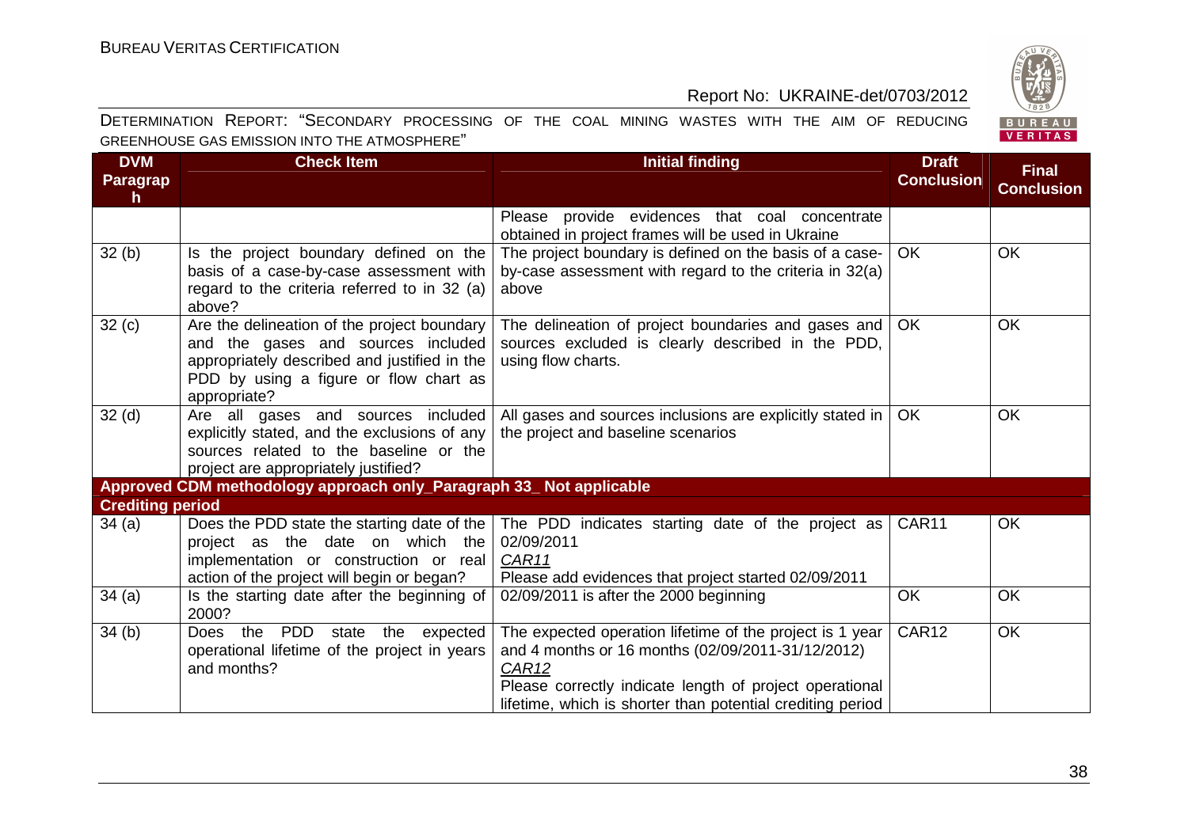DETERMINATION REPORT: "SECONDARY PROCESSING OF THE COAL MINING WASTES WITH THE AIM OF REDUCING GREENHOUSE GAS EMISSION INTO THE ATMOSPHERE"

| DVM Paragraph | Check Item | Initial finding | Draft Conclusion | Final Conclusion |
|---|---|---|---|---|
| | | Please provide evidences that coal concentrate obtained in project frames will be used in Ukraine | | |
| 32 (b) | Is the project boundary defined on the basis of a case-by-case assessment with regard to the criteria referred to in 32 (a) above? | The project boundary is defined on the basis of a case-by-case assessment with regard to the criteria in 32(a) above | OK | OK |
| 32 (c) | Are the delineation of the project boundary and the gases and sources included appropriately described and justified in the PDD by using a figure or flow chart as appropriate? | The delineation of project boundaries and gases and sources excluded is clearly described in the PDD, using flow charts. | OK | OK |
| 32 (d) | Are all gases and sources included explicitly stated, and the exclusions of any sources related to the baseline or the project are appropriately justified? | All gases and sources inclusions are explicitly stated in the project and baseline scenarios | OK | OK |
| **Approved CDM methodology approach only_Paragraph 33_ Not applicable** | | | | |
| **Crediting period** | | | | |
| 34 (a) | Does the PDD state the starting date of the project as the date on which the implementation or construction or real action of the project will begin or began? | The PDD indicates starting date of the project as 02/09/2011<br>CAR11<br>Please add evidences that project started 02/09/2011 | CAR11 | OK |
| 34 (a) | Is the starting date after the beginning of 2000? | 02/09/2011 is after the 2000 beginning | OK | OK |
| 34 (b) | Does the PDD state the expected operational lifetime of the project in years and months? | The expected operation lifetime of the project is 1 year and 4 months or 16 months (02/09/2011-31/12/2012)<br>CAR12<br>Please correctly indicate length of project operational lifetime, which is shorter than potential crediting period | CAR12 | OK |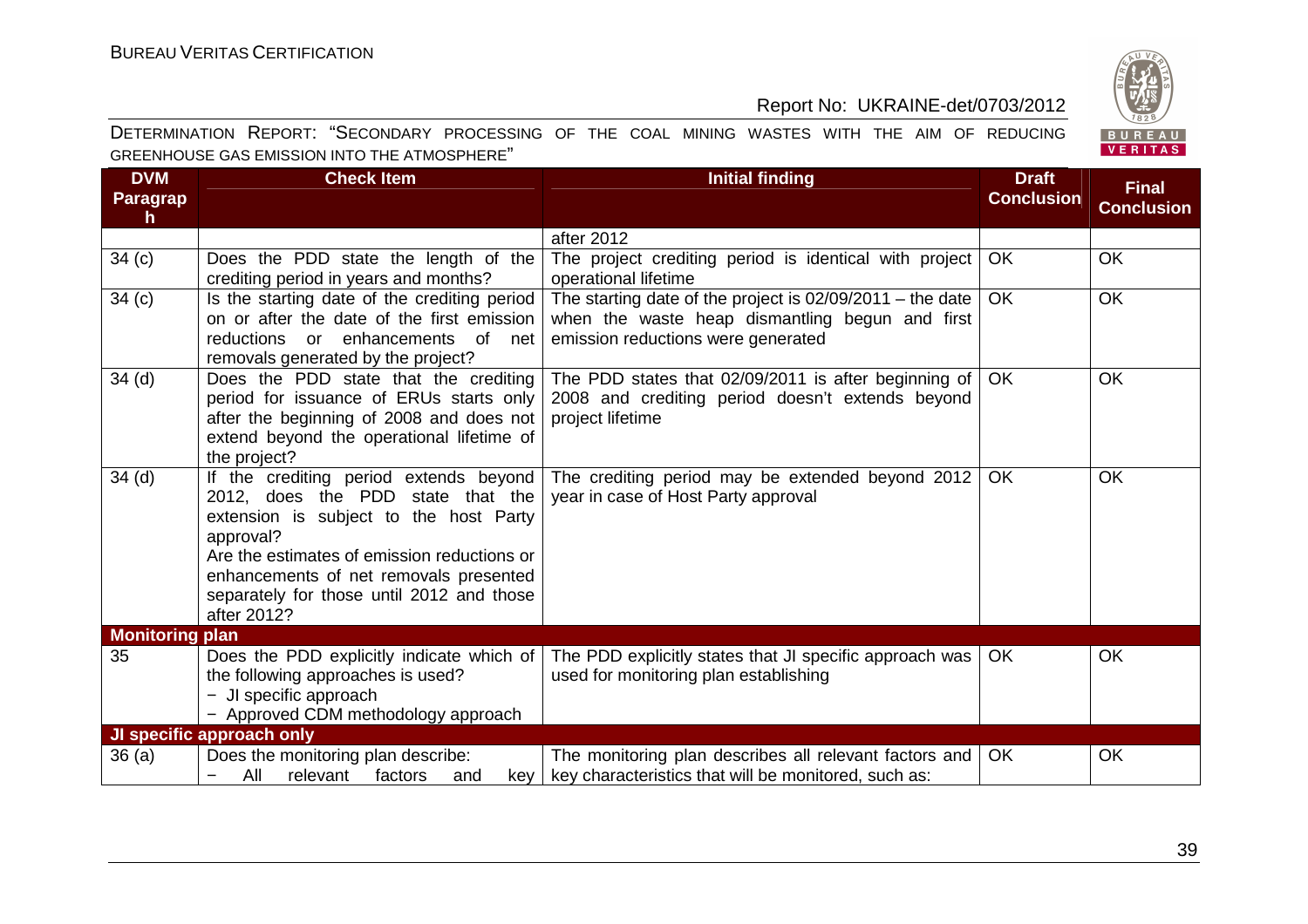DETERMINATION REPORT: "SECONDARY PROCESSING OF THE COAL MINING WASTES WITH THE AIM OF REDUCING GREENHOUSE GAS EMISSION INTO THE ATMOSPHERE"

| DVM Paragraph | Check Item | Initial finding | Draft Conclusion | Final Conclusion |
|---|---|---|---|---|
| | | after 2012 | | |
| 34 (c) | Does the PDD state the length of the crediting period in years and months? | The project crediting period is identical with project operational lifetime | OK | OK |
| 34 (c) | Is the starting date of the crediting period on or after the date of the first emission reductions or enhancements of net removals generated by the project? | The starting date of the project is 02/09/2011 – the date when the waste heap dismantling begun and first emission reductions were generated | OK | OK |
| 34 (d) | Does the PDD state that the crediting period for issuance of ERUs starts only after the beginning of 2008 and does not extend beyond the operational lifetime of the project? | The PDD states that 02/09/2011 is after beginning of 2008 and crediting period doesn't extends beyond project lifetime | OK | OK |
| 34 (d) | If the crediting period extends beyond 2012, does the PDD state that the extension is subject to the host Party approval?<br>Are the estimates of emission reductions or enhancements of net removals presented separately for those until 2012 and those after 2012? | The crediting period may be extended beyond 2012 year in case of Host Party approval | OK | OK |
| **Monitoring plan** | | | | |
| 35 | Does the PDD explicitly indicate which of the following approaches is used?<br>− JI specific approach<br>− Approved CDM methodology approach | The PDD explicitly states that JI specific approach was used for monitoring plan establishing | OK | OK |
| **JI specific approach only** | | | | |
| 36 (a) | Does the monitoring plan describe:<br>− All relevant factors and key | The monitoring plan describes all relevant factors and key characteristics that will be monitored, such as: | OK | OK |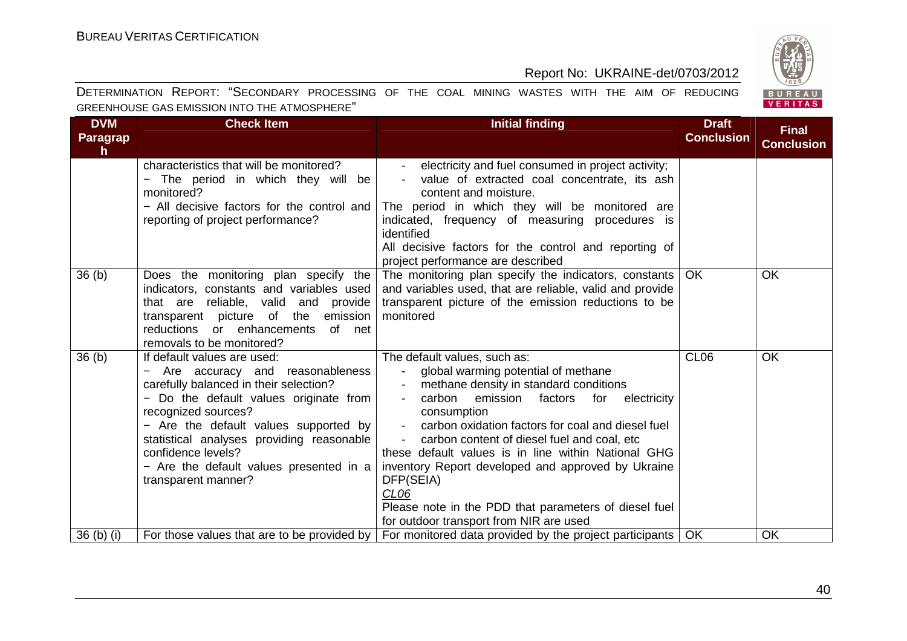| DVM Paragraph | Check Item | Initial finding | Draft Conclusion | Final Conclusion |
|---|---|---|---|---|
| | characteristics that will be monitored?<br>− The period in which they will be monitored?<br>− All decisive factors for the control and reporting of project performance? | - electricity and fuel consumed in project activity;<br>- value of extracted coal concentrate, its ash content and moisture.<br>The period in which they will be monitored are indicated, frequency of measuring procedures is identified<br>All decisive factors for the control and reporting of project performance are described | | |
| 36 (b) | Does the monitoring plan specify the indicators, constants and variables used that are reliable, valid and provide transparent picture of the emission reductions or enhancements of net removals to be monitored? | The monitoring plan specify the indicators, constants and variables used, that are reliable, valid and provide transparent picture of the emission reductions to be monitored | OK | OK |
| 36 (b) | If default values are used:<br>− Are accuracy and reasonableness carefully balanced in their selection?<br>− Do the default values originate from recognized sources?<br>− Are the default values supported by statistical analyses providing reasonable confidence levels?<br>− Are the default values presented in a transparent manner? | The default values, such as:<br>- global warming potential of methane<br>- methane density in standard conditions<br>- carbon emission factors for electricity consumption<br>- carbon oxidation factors for coal and diesel fuel<br>- carbon content of diesel fuel and coal, etc<br>these default values is in line within National GHG inventory Report developed and approved by Ukraine DFP(SEIA)<br>*CL06*<br>Please note in the PDD that parameters of diesel fuel for outdoor transport from NIR are used | CL06 | OK |
| 36 (b) (i) | For those values that are to be provided by | For monitored data provided by the project participants | OK | OK |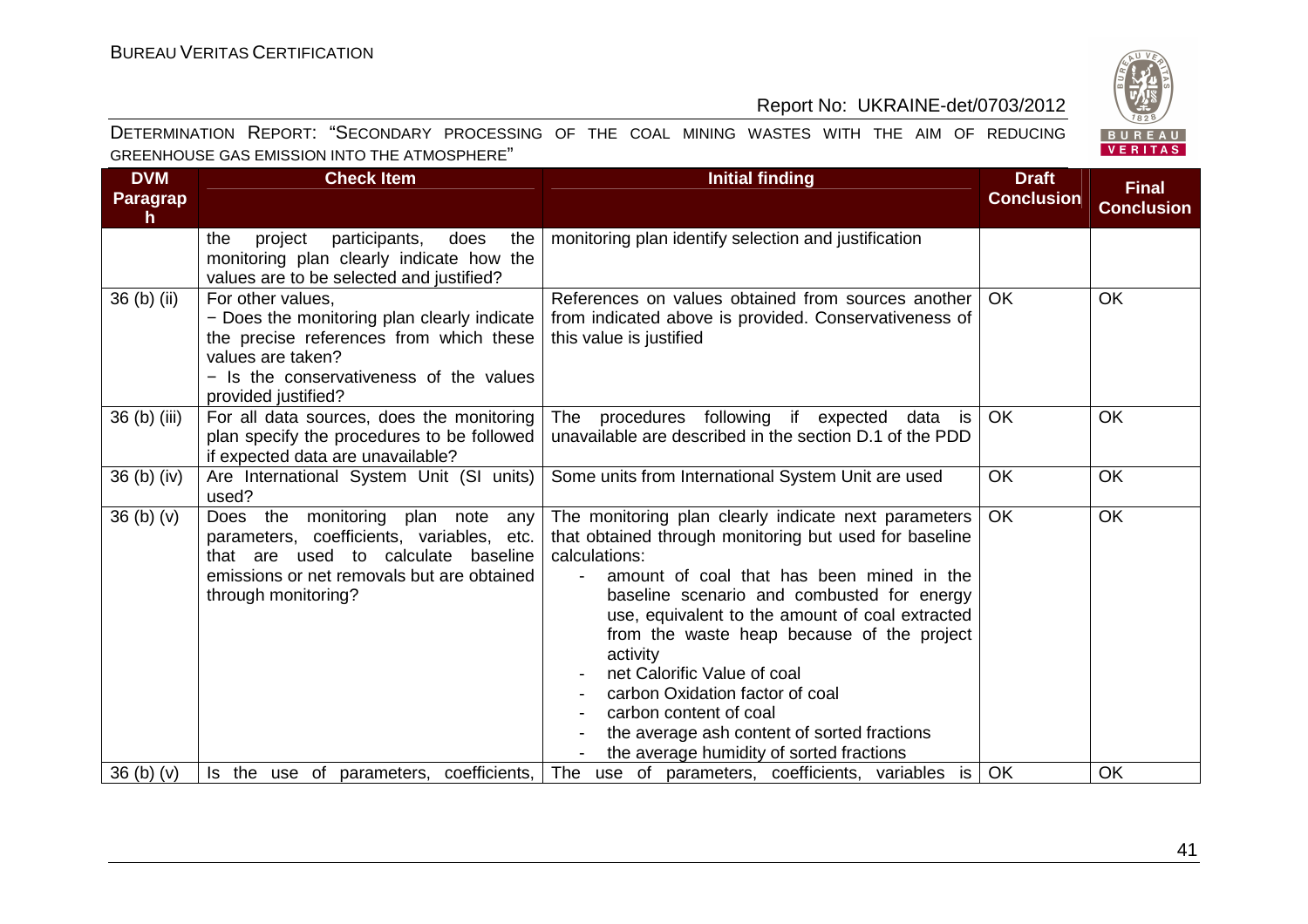| DVM Paragraph | Check Item | Initial finding | Draft Conclusion | Final Conclusion |
|---|---|---|---|---|
| | the project participants, does the monitoring plan clearly indicate how the values are to be selected and justified? | monitoring plan identify selection and justification | | |
| 36 (b) (ii) | For other values,<br>− Does the monitoring plan clearly indicate the precise references from which these values are taken?<br>− Is the conservativeness of the values provided justified? | References on values obtained from sources another from indicated above is provided. Conservativeness of this value is justified | OK | OK |
| 36 (b) (iii) | For all data sources, does the monitoring plan specify the procedures to be followed if expected data are unavailable? | The procedures following if expected data is unavailable are described in the section D.1 of the PDD | OK | OK |
| 36 (b) (iv) | Are International System Unit (SI units) used? | Some units from International System Unit are used | OK | OK |
| 36 (b) (v) | Does the monitoring plan note any parameters, coefficients, variables, etc. that are used to calculate baseline emissions or net removals but are obtained through monitoring? | The monitoring plan clearly indicate next parameters that obtained through monitoring but used for baseline calculations:<br>- amount of coal that has been mined in the baseline scenario and combusted for energy use, equivalent to the amount of coal extracted from the waste heap because of the project activity<br>- net Calorific Value of coal<br>- carbon Oxidation factor of coal<br>- carbon content of coal<br>- the average ash content of sorted fractions<br>- the average humidity of sorted fractions | OK | OK |
| 36 (b) (v) | Is the use of parameters, coefficients, | The use of parameters, coefficients, variables is | OK | OK |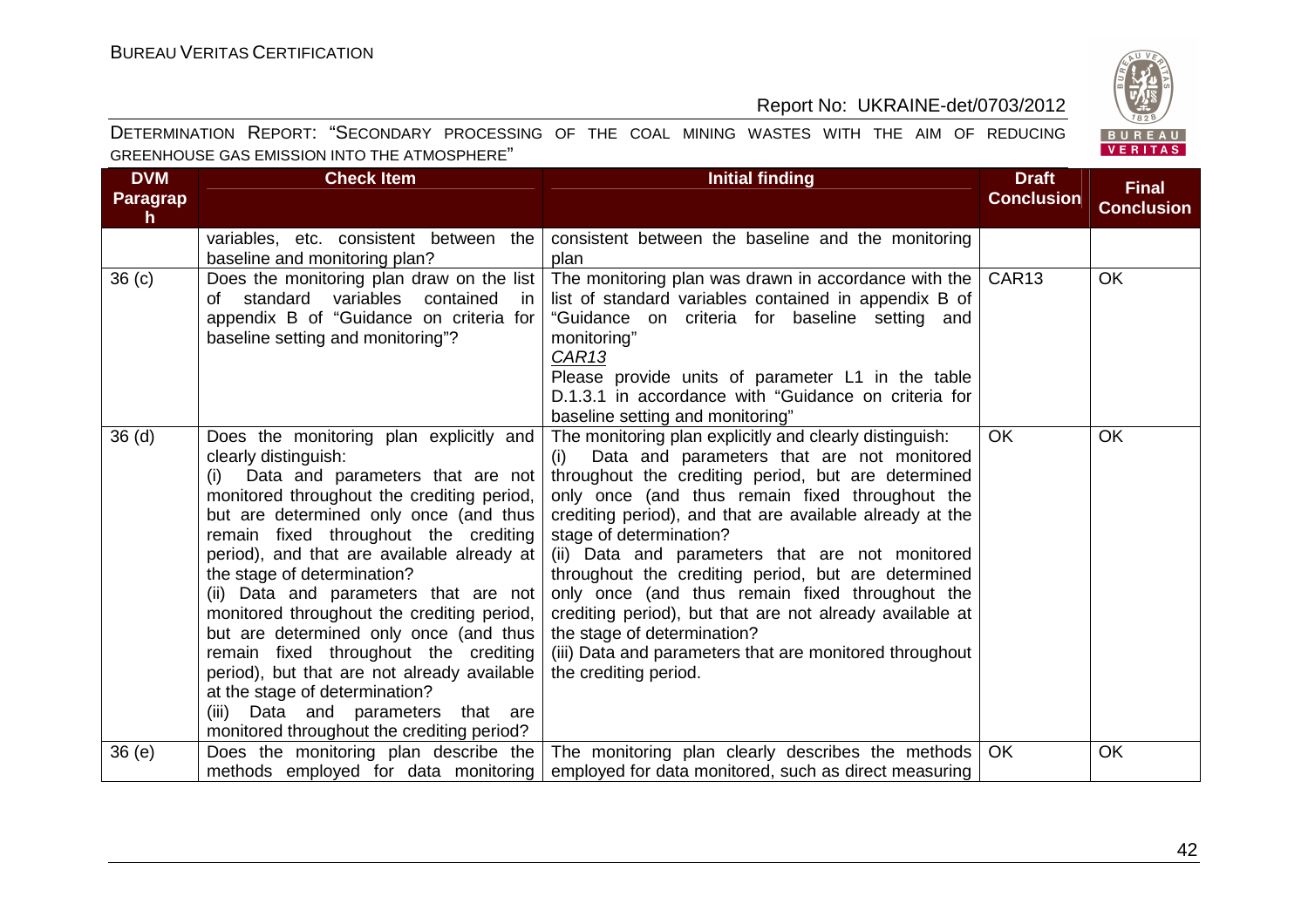| DVM Paragraph | Check Item | Initial finding | Draft Conclusion | Final Conclusion |
|---|---|---|---|---|
| | variables, etc. consistent between the baseline and monitoring plan? | consistent between the baseline and the monitoring plan | | |
| 36 (c) | Does the monitoring plan draw on the list of standard variables contained in appendix B of "Guidance on criteria for baseline setting and monitoring"? | The monitoring plan was drawn in accordance with the list of standard variables contained in appendix B of "Guidance on criteria for baseline setting and monitoring"<br>*CAR13*<br>Please provide units of parameter L1 in the table D.1.3.1 in accordance with "Guidance on criteria for baseline setting and monitoring" | CAR13 | OK |
| 36 (d) | Does the monitoring plan explicitly and clearly distinguish:<br>(i) Data and parameters that are not monitored throughout the crediting period, but are determined only once (and thus remain fixed throughout the crediting period), and that are available already at the stage of determination?<br>(ii) Data and parameters that are not monitored throughout the crediting period, but are determined only once (and thus remain fixed throughout the crediting period), but that are not already available at the stage of determination?<br>(iii) Data and parameters that are monitored throughout the crediting period? | The monitoring plan explicitly and clearly distinguish:<br>(i) Data and parameters that are not monitored throughout the crediting period, but are determined only once (and thus remain fixed throughout the crediting period), and that are available already at the stage of determination?<br>(ii) Data and parameters that are not monitored throughout the crediting period, but are determined only once (and thus remain fixed throughout the crediting period), but that are not already available at the stage of determination?<br>(iii) Data and parameters that are monitored throughout the crediting period. | OK | OK |
| 36 (e) | Does the monitoring plan describe the methods employed for data monitoring | The monitoring plan clearly describes the methods employed for data monitored, such as direct measuring | OK | OK |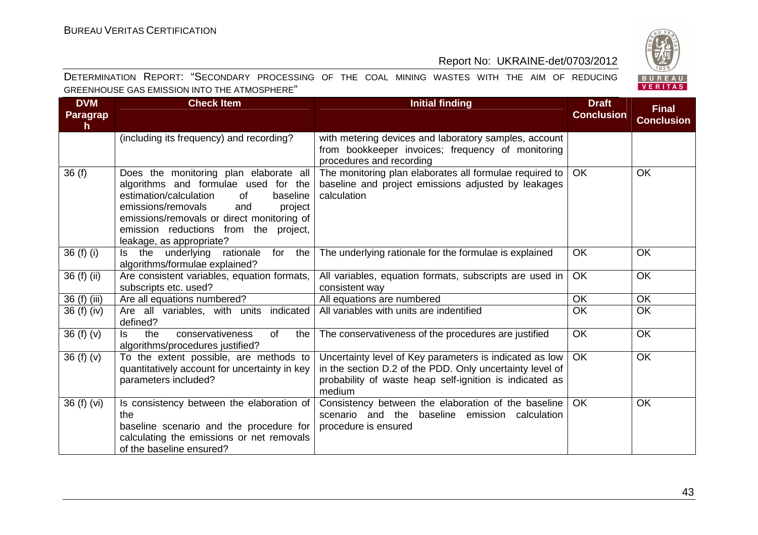DETERMINATION REPORT: "SECONDARY PROCESSING OF THE COAL MINING WASTES WITH THE AIM OF REDUCING GREENHOUSE GAS EMISSION INTO THE ATMOSPHERE"

| DVM Paragraph | Check Item | Initial finding | Draft Conclusion | Final Conclusion |
|---|---|---|---|---|
| | (including its frequency) and recording? | with metering devices and laboratory samples, account from bookkeeper invoices; frequency of monitoring procedures and recording | | |
| 36 (f) | Does the monitoring plan elaborate all algorithms and formulae used for the estimation/calculation of baseline emissions/removals and project emissions/removals or direct monitoring of emission reductions from the project, leakage, as appropriate? | The monitoring plan elaborates all formulae required to baseline and project emissions adjusted by leakages calculation | OK | OK |
| 36 (f) (i) | Is the underlying rationale for the algorithms/formulae explained? | The underlying rationale for the formulae is explained | OK | OK |
| 36 (f) (ii) | Are consistent variables, equation formats, subscripts etc. used? | All variables, equation formats, subscripts are used in consistent way | OK | OK |
| 36 (f) (iii) | Are all equations numbered? | All equations are numbered | OK | OK |
| 36 (f) (iv) | Are all variables, with units indicated defined? | All variables with units are indentified | OK | OK |
| 36 (f) (v) | Is the conservativeness of the algorithms/procedures justified? | The conservativeness of the procedures are justified | OK | OK |
| 36 (f) (v) | To the extent possible, are methods to quantitatively account for uncertainty in key parameters included? | Uncertainty level of Key parameters is indicated as low in the section D.2 of the PDD. Only uncertainty level of probability of waste heap self-ignition is indicated as medium | OK | OK |
| 36 (f) (vi) | Is consistency between the elaboration of the baseline scenario and the procedure for calculating the emissions or net removals of the baseline ensured? | Consistency between the elaboration of the baseline scenario and the baseline emission calculation procedure is ensured | OK | OK |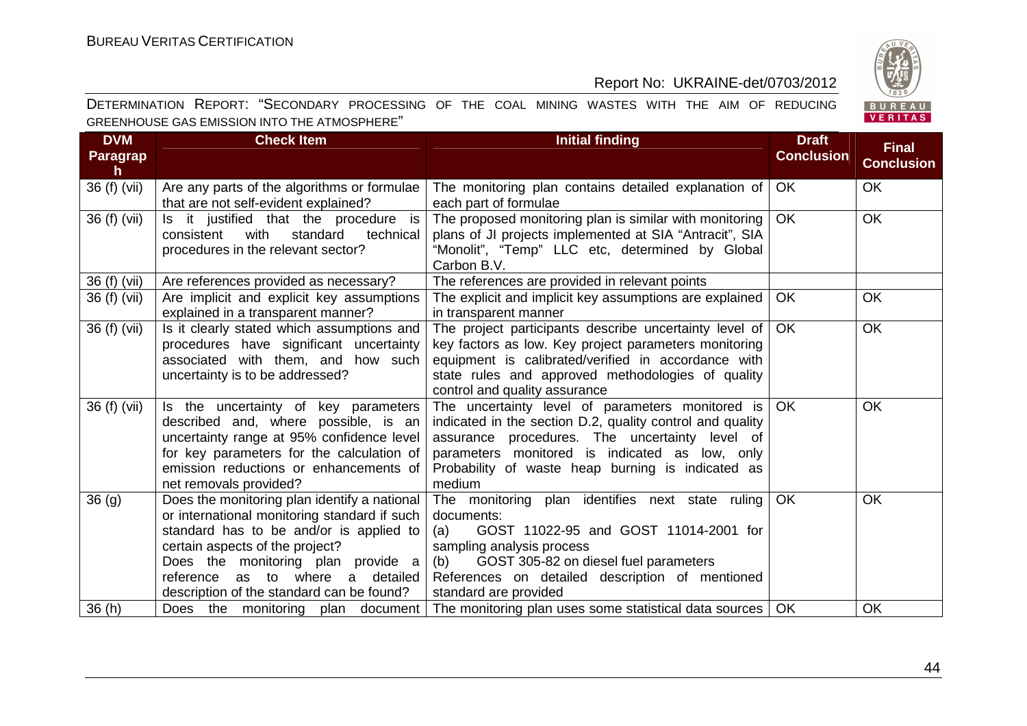| DVM Paragraph | Check Item | Initial finding | Draft Conclusion | Final Conclusion |
|---|---|---|---|---|
| 36 (f) (vii) | Are any parts of the algorithms or formulae that are not self-evident explained? | The monitoring plan contains detailed explanation of each part of formulae | OK | OK |
| 36 (f) (vii) | Is it justified that the procedure is consistent with standard technical procedures in the relevant sector? | The proposed monitoring plan is similar with monitoring plans of JI projects implemented at SIA "Antracit", SIA "Monolit", "Temp" LLC etc, determined by Global Carbon B.V. | OK | OK |
| 36 (f) (vii) | Are references provided as necessary? | The references are provided in relevant points | | |
| 36 (f) (vii) | Are implicit and explicit key assumptions explained in a transparent manner? | The explicit and implicit key assumptions are explained in transparent manner | OK | OK |
| 36 (f) (vii) | Is it clearly stated which assumptions and procedures have significant uncertainty associated with them, and how such uncertainty is to be addressed? | The project participants describe uncertainty level of key factors as low. Key project parameters monitoring equipment is calibrated/verified in accordance with state rules and approved methodologies of quality control and quality assurance | OK | OK |
| 36 (f) (vii) | Is the uncertainty of key parameters described and, where possible, is an uncertainty range at 95% confidence level for key parameters for the calculation of emission reductions or enhancements of net removals provided? | The uncertainty level of parameters monitored is indicated in the section D.2, quality control and quality assurance procedures. The uncertainty level of parameters monitored is indicated as low, only Probability of waste heap burning is indicated as medium | OK | OK |
| 36 (g) | Does the monitoring plan identify a national or international monitoring standard if such standard has to be and/or is applied to certain aspects of the project?<br>Does the monitoring plan provide a reference as to where a detailed description of the standard can be found? | The monitoring plan identifies next state ruling documents:<br>(a) GOST 11022-95 and GOST 11014-2001 for sampling analysis process<br>(b) GOST 305-82 on diesel fuel parameters<br>References on detailed description of mentioned standard are provided | OK | OK |
| 36 (h) | Does the monitoring plan document | The monitoring plan uses some statistical data sources | OK | OK |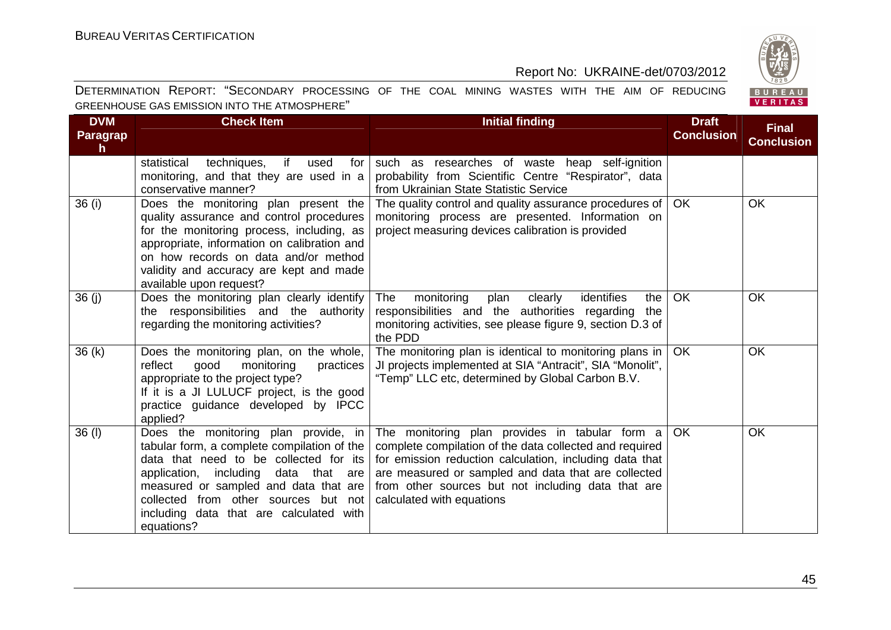| DVM Paragraph | Check Item | Initial finding | Draft Conclusion | Final Conclusion |
|---|---|---|---|---|
| | statistical techniques, if used for monitoring, and that they are used in a conservative manner? | such as researches of waste heap self-ignition probability from Scientific Centre "Respirator", data from Ukrainian State Statistic Service | | |
| 36 (i) | Does the monitoring plan present the quality assurance and control procedures for the monitoring process, including, as appropriate, information on calibration and on how records on data and/or method validity and accuracy are kept and made available upon request? | The quality control and quality assurance procedures of monitoring process are presented. Information on project measuring devices calibration is provided | OK | OK |
| 36 (j) | Does the monitoring plan clearly identify the responsibilities and the authority regarding the monitoring activities? | The monitoring plan clearly identifies the responsibilities and the authorities regarding the monitoring activities, see please figure 9, section D.3 of the PDD | OK | OK |
| 36 (k) | Does the monitoring plan, on the whole, reflect good monitoring practices appropriate to the project type?<br>If it is a JI LULUCF project, is the good practice guidance developed by IPCC applied? | The monitoring plan is identical to monitoring plans in JI projects implemented at SIA "Antracit", SIA "Monolit", "Temp" LLC etc, determined by Global Carbon B.V. | OK | OK |
| 36 (l) | Does the monitoring plan provide, in tabular form, a complete compilation of the data that need to be collected for its application, including data that are measured or sampled and data that are collected from other sources but not including data that are calculated with equations? | The monitoring plan provides in tabular form a complete compilation of the data collected and required for emission reduction calculation, including data that are measured or sampled and data that are collected from other sources but not including data that are calculated with equations | OK | OK |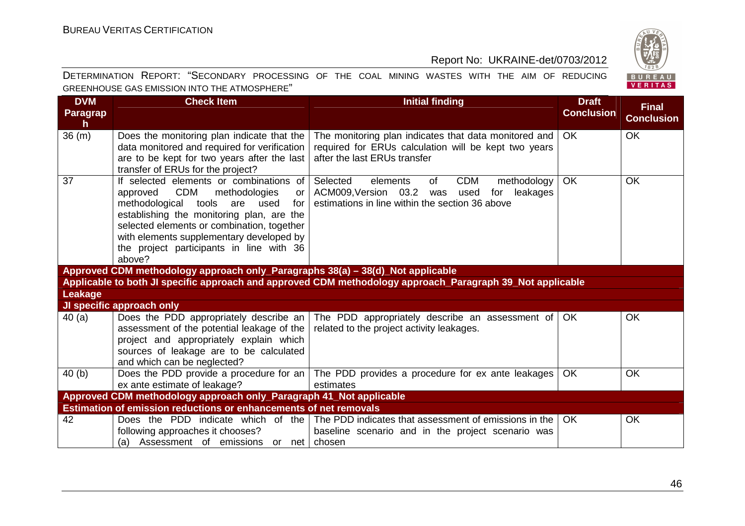| DVM Paragraph | Check Item | Initial finding | Draft Conclusion | Final Conclusion |
|---|---|---|---|---|
| 36 (m) | Does the monitoring plan indicate that the data monitored and required for verification are to be kept for two years after the last transfer of ERUs for the project? | The monitoring plan indicates that data monitored and required for ERUs calculation will be kept two years after the last ERUs transfer | OK | OK |
| 37 | If selected elements or combinations of approved CDM methodologies or methodological tools are used for establishing the monitoring plan, are the selected elements or combination, together with elements supplementary developed by the project participants in line with 36 above? | Selected elements of CDM methodology ACM009,Version 03.2 was used for leakages estimations in line within the section 36 above | OK | OK |
| **Approved CDM methodology approach only_Paragraphs 38(a) – 38(d)_Not applicable** | | | | |
| **Applicable to both JI specific approach and approved CDM methodology approach_Paragraph 39_Not applicable** | | | | |
| **Leakage** | | | | |
| **JI specific approach only** | | | | |
| 40 (a) | Does the PDD appropriately describe an assessment of the potential leakage of the project and appropriately explain which sources of leakage are to be calculated and which can be neglected? | The PDD appropriately describe an assessment of related to the project activity leakages. | OK | OK |
| 40 (b) | Does the PDD provide a procedure for an ex ante estimate of leakage? | The PDD provides a procedure for ex ante leakages estimates | OK | OK |
| **Approved CDM methodology approach only_Paragraph 41_Not applicable** | | | | |
| **Estimation of emission reductions or enhancements of net removals** | | | | |
| 42 | Does the PDD indicate which of the following approaches it chooses?<br>(a) Assessment of emissions or net | The PDD indicates that assessment of emissions in the baseline scenario and in the project scenario was chosen | OK | OK |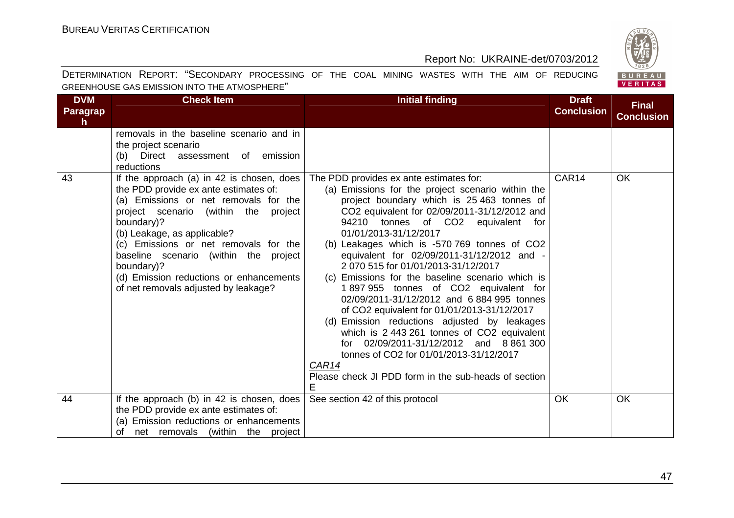| DVM Paragraph | Check Item | Initial finding | Draft Conclusion | Final Conclusion |
|---|---|---|---|---|
| | removals in the baseline scenario and in the project scenario<br>(b) Direct assessment of emission reductions | | | |
| 43 | If the approach (a) in 42 is chosen, does the PDD provide ex ante estimates of:<br>(a) Emissions or net removals for the project scenario (within the project boundary)?<br>(b) Leakage, as applicable?<br>(c) Emissions or net removals for the baseline scenario (within the project boundary)?<br>(d) Emission reductions or enhancements of net removals adjusted by leakage? | The PDD provides ex ante estimates for:<br>(a) Emissions for the project scenario within the project boundary which is 25 463 tonnes of $CO_2$ equivalent for 02/09/2011-31/12/2012 and 94210 tonnes of $CO_2$ equivalent for 01/01/2013-31/12/2017<br>(b) Leakages which is -570 769 tonnes of $CO_2$ equivalent for 02/09/2011-31/12/2012 and -2 070 515 for 01/01/2013-31/12/2017<br>(c) Emissions for the baseline scenario which is 1 897 955 tonnes of $CO_2$ equivalent for 02/09/2011-31/12/2012 and 6 884 995 tonnes of $CO_2$ equivalent for 01/01/2013-31/12/2017<br>(d) Emission reductions adjusted by leakages which is 2 443 261 tonnes of $CO_2$ equivalent for 02/09/2011-31/12/2012 and 8 861 300 tonnes of $CO_2$ for 01/01/2013-31/12/2017<br>_CAR14_<br>Please check JI PDD form in the sub-heads of section E | CAR14 | OK |
| 44 | If the approach (b) in 42 is chosen, does the PDD provide ex ante estimates of:<br>(a) Emission reductions or enhancements of net removals (within the project | See section 42 of this protocol | OK | OK |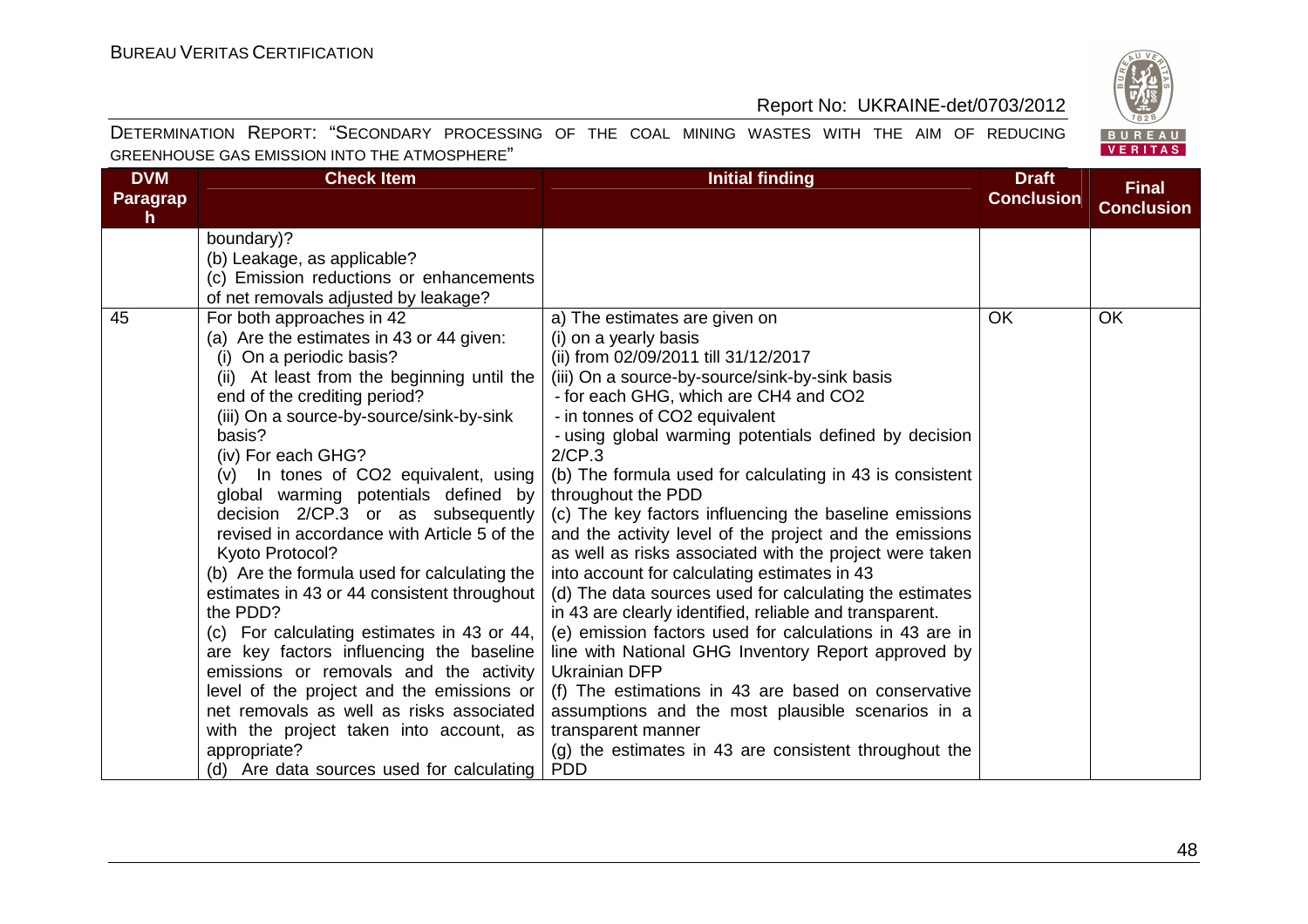| DVM Paragraph | Check Item | Initial finding | Draft Conclusion | Final Conclusion |
|---|---|---|---|---|
| | boundary)?<br>(b) Leakage, as applicable?<br>(c) Emission reductions or enhancements of net removals adjusted by leakage? | | | |
| 45 | For both approaches in 42<br>(a) Are the estimates in 43 or 44 given:<br>(i) On a periodic basis?<br>(ii) At least from the beginning until the end of the crediting period?<br>(iii) On a source-by-source/sink-by-sink basis?<br>(iv) For each GHG?<br>(v) In tones of $CO_2$ equivalent, using global warming potentials defined by decision 2/CP.3 or as subsequently revised in accordance with Article 5 of the Kyoto Protocol?<br>(b) Are the formula used for calculating the estimates in 43 or 44 consistent throughout the PDD?<br>(c) For calculating estimates in 43 or 44, are key factors influencing the baseline emissions or removals and the activity level of the project and the emissions or net removals as well as risks associated with the project taken into account, as appropriate?<br>(d) Are data sources used for calculating | a) The estimates are given on<br>(i) on a yearly basis<br>(ii) from 02/09/2011 till 31/12/2017<br>(iii) On a source-by-source/sink-by-sink basis<br>- for each GHG, which are $CH_4$ and $CO_2$<br>- in tonnes of $CO_2$ equivalent<br>- using global warming potentials defined by decision 2/CP.3<br>(b) The formula used for calculating in 43 is consistent throughout the PDD<br>(c) The key factors influencing the baseline emissions and the activity level of the project and the emissions as well as risks associated with the project were taken into account for calculating estimates in 43<br>(d) The data sources used for calculating the estimates in 43 are clearly identified, reliable and transparent.<br>(e) emission factors used for calculations in 43 are in line with National GHG Inventory Report approved by Ukrainian DFP<br>(f) The estimations in 43 are based on conservative assumptions and the most plausible scenarios in a transparent manner<br>(g) the estimates in 43 are consistent throughout the PDD | OK | OK |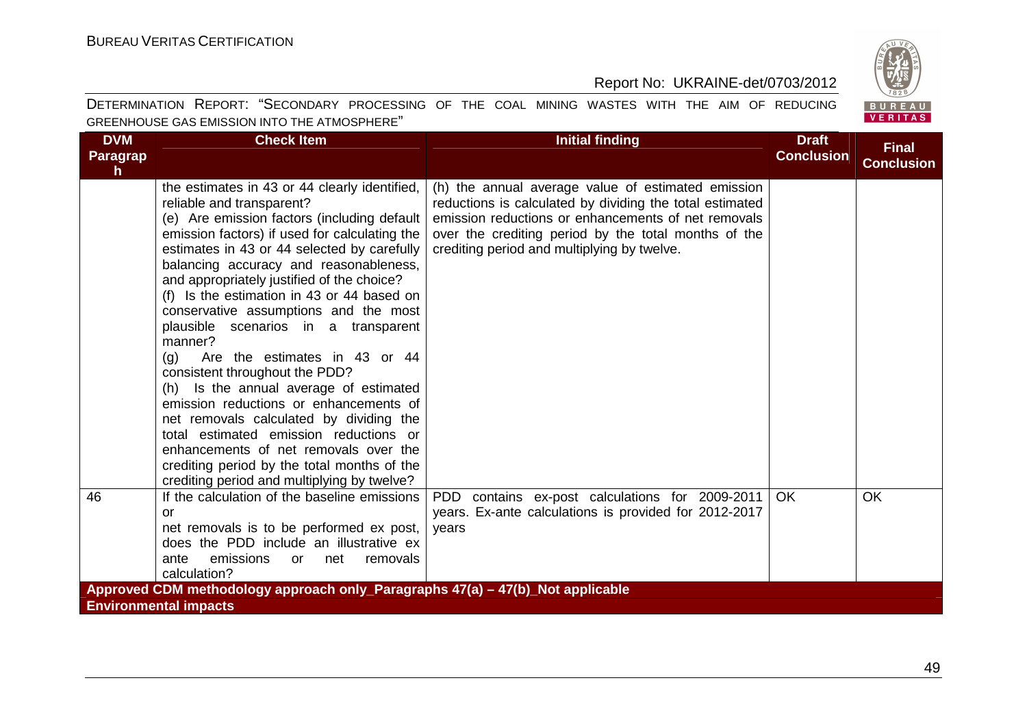| DVM Paragraph | Check Item | Initial finding | Draft Conclusion | Final Conclusion |
|---|---|---|---|---|
| | the estimates in 43 or 44 clearly identified, reliable and transparent?<br>(e) Are emission factors (including default emission factors) if used for calculating the estimates in 43 or 44 selected by carefully balancing accuracy and reasonableness, and appropriately justified of the choice?<br>(f) Is the estimation in 43 or 44 based on conservative assumptions and the most plausible scenarios in a transparent manner?<br>(g) Are the estimates in 43 or 44 consistent throughout the PDD?<br>(h) Is the annual average of estimated emission reductions or enhancements of net removals calculated by dividing the total estimated emission reductions or enhancements of net removals over the crediting period by the total months of the crediting period and multiplying by twelve? | (h) the annual average value of estimated emission reductions is calculated by dividing the total estimated emission reductions or enhancements of net removals over the crediting period by the total months of the crediting period and multiplying by twelve. | | |
| 46 | If the calculation of the baseline emissions or net removals is to be performed ex post, does the PDD include an illustrative ex ante emissions or net removals calculation? | PDD contains ex-post calculations for 2009-2011 years. Ex-ante calculations is provided for 2012-2017 years | OK | OK |
| **Approved CDM methodology approach only_Paragraphs 47(a) – 47(b)_Not applicable** | | | | |
| **Environmental impacts** | | | | |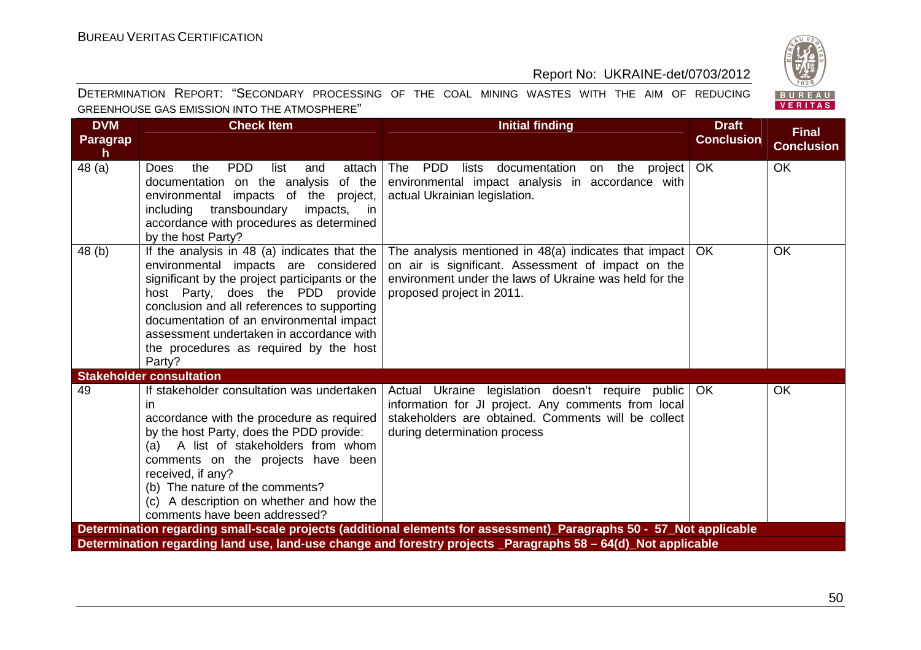| DVM Paragraph | Check Item | Initial finding | Draft Conclusion | Final Conclusion |
|---|---|---|---|---|
| 48 (a) | Does the PDD list and attach documentation on the analysis of the environmental impacts of the project, including transboundary impacts, in accordance with procedures as determined by the host Party? | The PDD lists documentation on the project environmental impact analysis in accordance with actual Ukrainian legislation. | OK | OK |
| 48 (b) | If the analysis in 48 (a) indicates that the environmental impacts are considered significant by the project participants or the host Party, does the PDD provide conclusion and all references to supporting documentation of an environmental impact assessment undertaken in accordance with the procedures as required by the host Party? | The analysis mentioned in 48(a) indicates that impact on air is significant. Assessment of impact on the environment under the laws of Ukraine was held for the proposed project in 2011. | OK | OK |
| **Stakeholder consultation** | | | | |
| 49 | If stakeholder consultation was undertaken in accordance with the procedure as required by the host Party, does the PDD provide:<br>(a) A list of stakeholders from whom comments on the projects have been received, if any?<br>(b) The nature of the comments?<br>(c) A description on whether and how the comments have been addressed? | Actual Ukraine legislation doesn't require public information for JI project. Any comments from local stakeholders are obtained. Comments will be collect during determination process | OK | OK |
| **Determination regarding small-scale projects (additional elements for assessment)_Paragraphs 50 - 57_Not applicable** | | | | |
| **Determination regarding land use, land-use change and forestry projects _Paragraphs 58 – 64(d)_Not applicable** | | | | |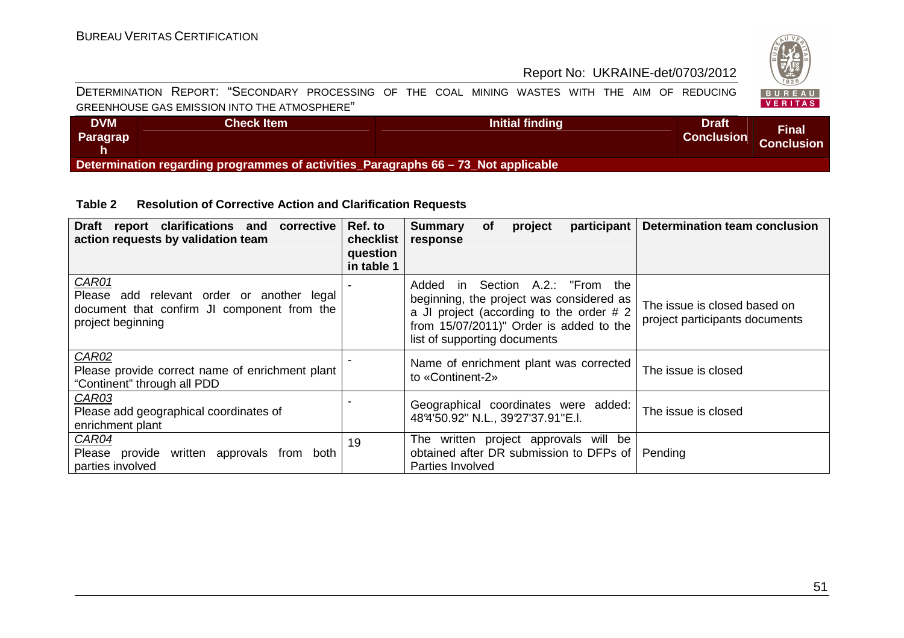| DVM Paragraph | Check Item | Initial finding | Draft Conclusion | Final Conclusion |
|---|---|---|---|---|
| **Determination regarding programmes of activities_Paragraphs 66 – 73_Not applicable** | | | | |

**Table 2 Resolution of Corrective Action and Clarification Requests**

| Draft report clarifications and corrective action requests by validation team | Ref. to checklist question in table 1 | Summary of project participant response | Determination team conclusion |
|---|---|---|---|
| *CAR01*<br>Please add relevant order or another legal document that confirm JI component from the project beginning | - | Added in Section A.2.: "From the beginning, the project was considered as a JI project (according to the order # 2 from 15/07/2011)" Order is added to the list of supporting documents | The issue is closed based on project participants documents |
| *CAR02*<br>Please provide correct name of enrichment plant "Continent" through all PDD | - | Name of enrichment plant was corrected to «Continent-2» | The issue is closed |
| *CAR03*<br>Please add geographical coordinates of enrichment plant | - | Geographical coordinates were added: 48°4'50.92" N.L., 39°27'37.91"E.l. | The issue is closed |
| *CAR04*<br>Please provide written approvals from both parties involved | 19 | The written project approvals will be obtained after DR submission to DFPs of Parties Involved | Pending |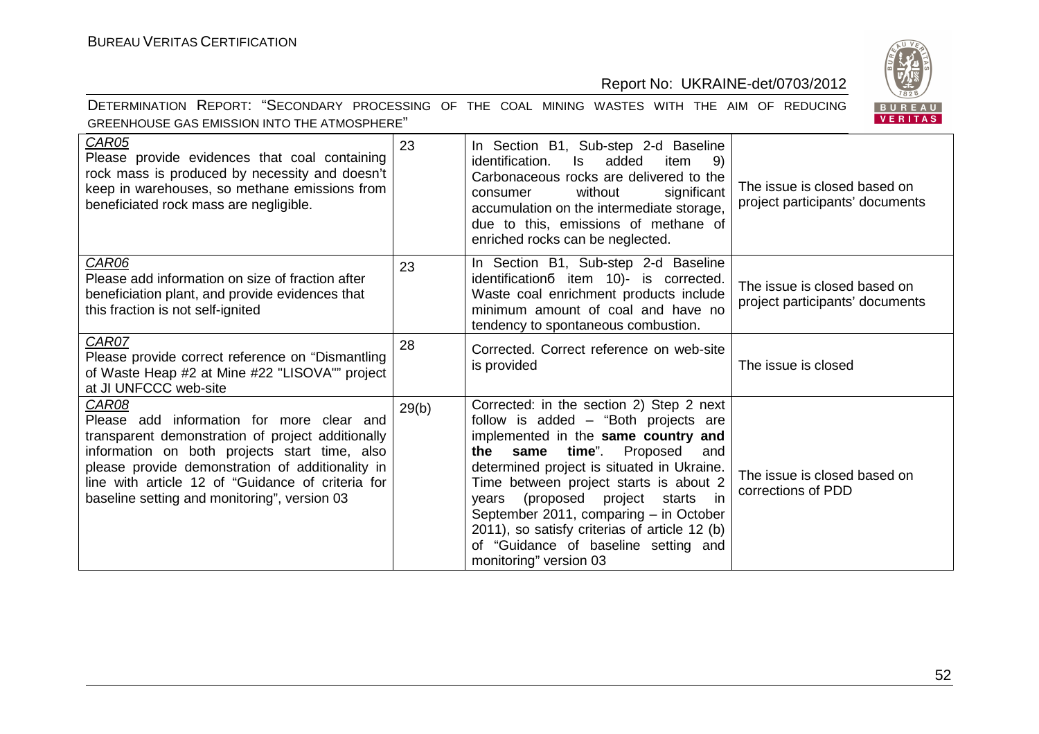| CAR05<br>Please provide evidences that coal containing rock mass is produced by necessity and doesn't keep in warehouses, so methane emissions from beneficiated rock mass are negligible. | 23 | In Section B1, Sub-step 2-d Baseline identification. Is added item 9) Carbonaceous rocks are delivered to the consumer without significant accumulation on the intermediate storage, due to this, emissions of methane of enriched rocks can be neglected. | The issue is closed based on project participants' documents |
|---|---|---|---|
| CAR06<br>Please add information on size of fraction after beneficiation plant, and provide evidences that this fraction is not self-ignited | 23 | In Section B1, Sub-step 2-d Baseline identificationб item 10)- is corrected. Waste coal enrichment products include minimum amount of coal and have no tendency to spontaneous combustion. | The issue is closed based on project participants' documents |
| CAR07<br>Please provide correct reference on "Dismantling of Waste Heap #2 at Mine #22 "LISOVA"" project at JI UNFCCC web-site | 28 | Corrected. Correct reference on web-site is provided | The issue is closed |
| CAR08<br>Please add information for more clear and transparent demonstration of project additionally information on both projects start time, also please provide demonstration of additionality in line with article 12 of "Guidance of criteria for baseline setting and monitoring", version 03 | 29(b) | Corrected: in the section 2) Step 2 next follow is added – "Both projects are implemented in the **same country and the same time**". Proposed and determined project is situated in Ukraine. Time between project starts is about 2 years (proposed project starts in September 2011, comparing – in October 2011), so satisfy criterias of article 12 (b) of "Guidance of baseline setting and monitoring" version 03 | The issue is closed based on corrections of PDD |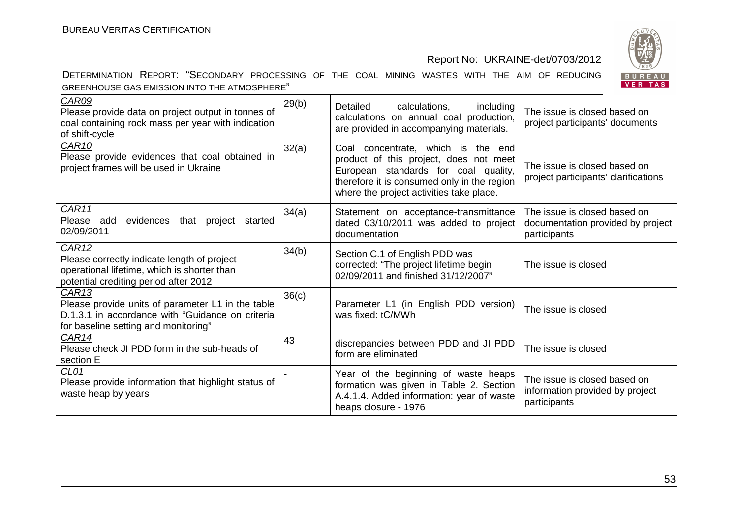| CAR09 Please provide data on project output in tonnes of coal containing rock mass per year with indication of shift-cycle | 29(b) | Detailed calculations, including calculations on annual coal production, are provided in accompanying materials. | The issue is closed based on project participants' documents |
|---|---|---|---|
| CAR10 Please provide evidences that coal obtained in project frames will be used in Ukraine | 32(a) | Coal concentrate, which is the end product of this project, does not meet European standards for coal quality, therefore it is consumed only in the region where the project activities take place. | The issue is closed based on project participants' clarifications |
| CAR11 Please add evidences that project started 02/09/2011 | 34(a) | Statement on acceptance-transmittance dated 03/10/2011 was added to project documentation | The issue is closed based on documentation provided by project participants |
| CAR12 Please correctly indicate length of project operational lifetime, which is shorter than potential crediting period after 2012 | 34(b) | Section C.1 of English PDD was corrected: "The project lifetime begin 02/09/2011 and finished 31/12/2007" | The issue is closed |
| CAR13 Please provide units of parameter L1 in the table D.1.3.1 in accordance with "Guidance on criteria for baseline setting and monitoring" | 36(c) | Parameter L1 (in English PDD version) was fixed: tC/MWh | The issue is closed |
| CAR14 Please check JI PDD form in the sub-heads of section E | 43 | discrepancies between PDD and JI PDD form are eliminated | The issue is closed |
| CL01 Please provide information that highlight status of waste heap by years | - | Year of the beginning of waste heaps formation was given in Table 2. Section A.4.1.4. Added information: year of waste heaps closure - 1976 | The issue is closed based on information provided by project participants |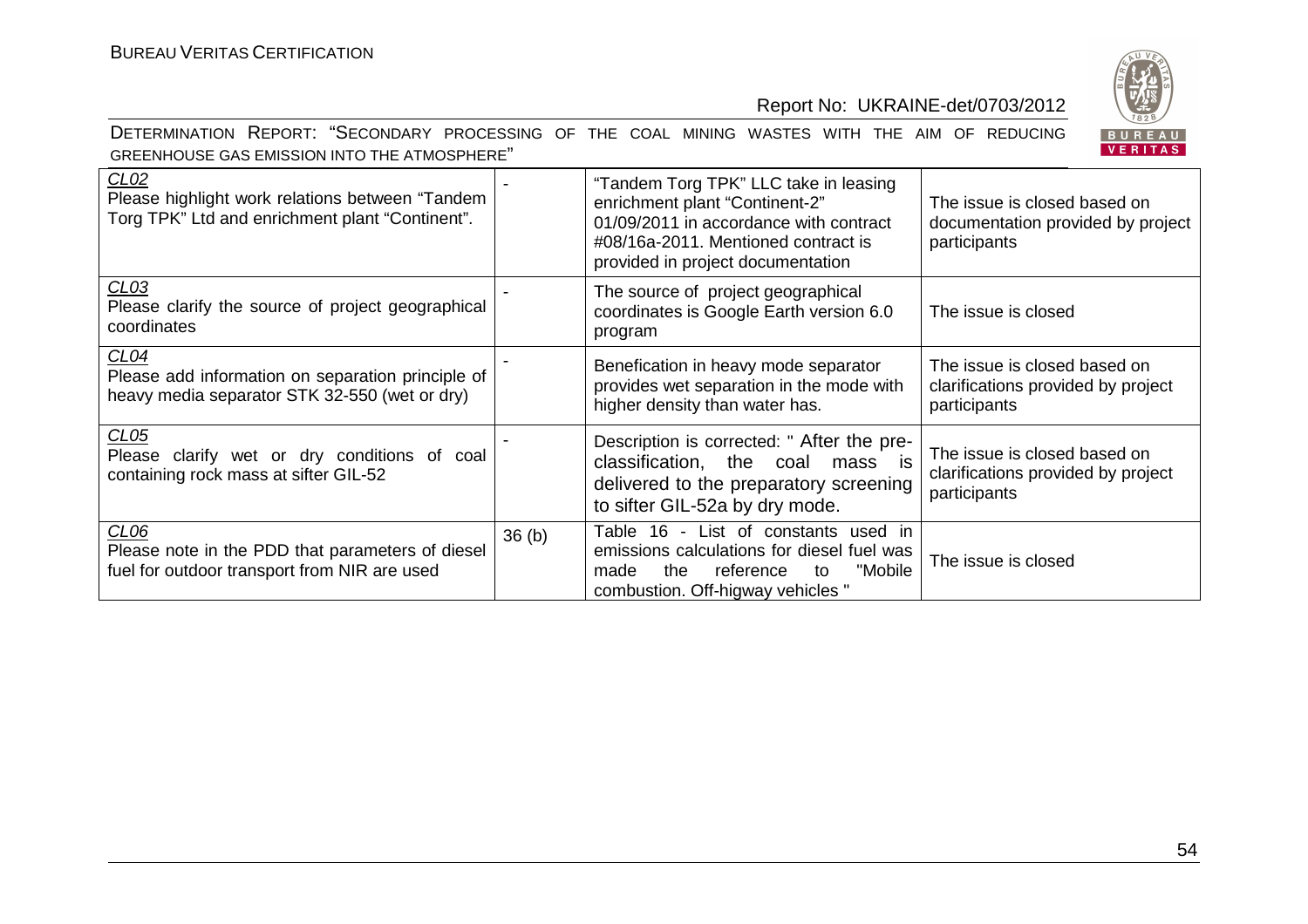| | | | |
|---|---|---|---|
| CL02<br>Please highlight work relations between "Tandem Torg TPK" Ltd and enrichment plant "Continent". | - | "Tandem Torg TPK" LLC take in leasing enrichment plant "Continent-2" 01/09/2011 in accordance with contract #08/16a-2011. Mentioned contract is provided in project documentation | The issue is closed based on documentation provided by project participants |
| CL03<br>Please clarify the source of project geographical coordinates | - | The source of project geographical coordinates is Google Earth version 6.0 program | The issue is closed |
| CL04<br>Please add information on separation principle of heavy media separator STK 32-550 (wet or dry) | - | Benefication in heavy mode separator provides wet separation in the mode with higher density than water has. | The issue is closed based on clarifications provided by project participants |
| CL05<br>Please clarify wet or dry conditions of coal containing rock mass at sifter GIL-52 | - | Description is corrected: " After the pre-classification, the coal mass is delivered to the preparatory screening to sifter GIL-52a by dry mode. | The issue is closed based on clarifications provided by project participants |
| CL06<br>Please note in the PDD that parameters of diesel fuel for outdoor transport from NIR are used | 36 (b) | Table 16 - List of constants used in emissions calculations for diesel fuel was made the reference to "Mobile combustion. Off-higway vehicles " | The issue is closed |